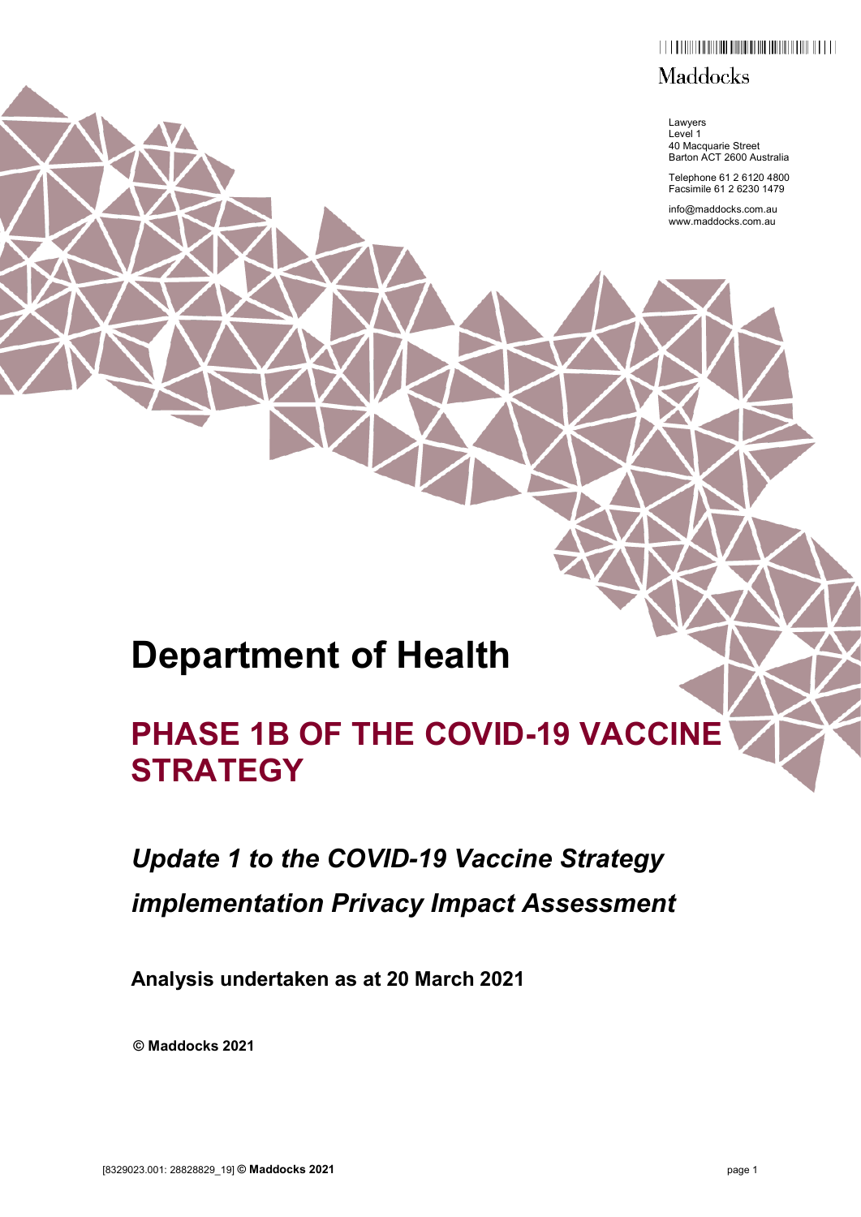Maddocks

Lawyers
Level 1
40 Macquarie Street
Barton ACT 2600 Australia

Telephone 61 2 6120 4800
Facsimile 61 2 6230 1479

info@maddocks.com.au
www.maddocks.com.au

# Department of Health

## PHASE 1B OF THE COVID-19 VACCINE STRATEGY

### *Update 1 to the COVID-19 Vaccine Strategy implementation Privacy Impact Assessment*

**Analysis undertaken as at 20 March 2021**

**© Maddocks 2021**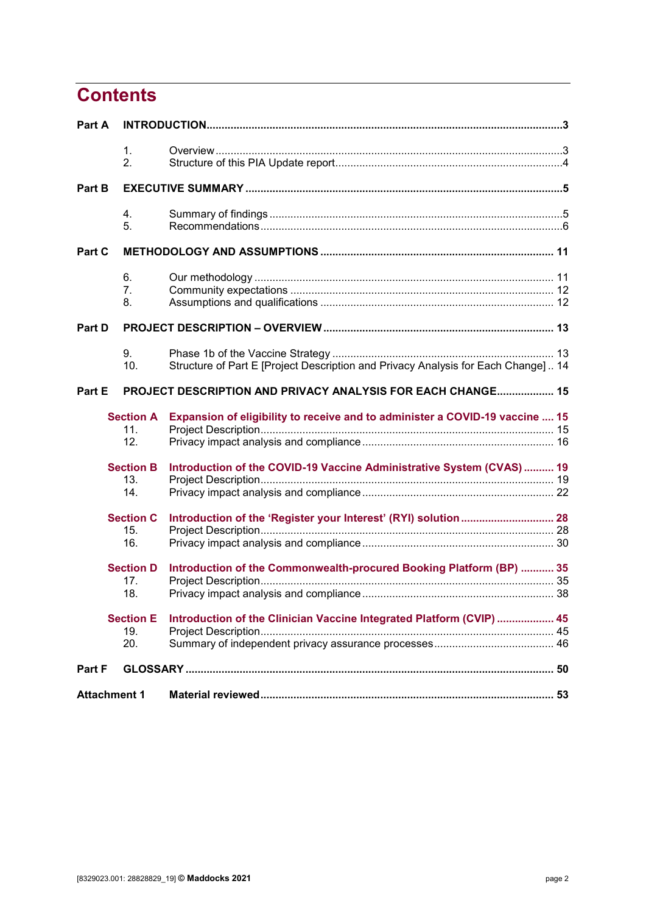# Contents

| | | | |
|---|---|---|---|
| **Part A** | **INTRODUCTION** | | **3** |
| | 1. | Overview | 3 |
| | 2. | Structure of this PIA Update report | 4 |
| **Part B** | **EXECUTIVE SUMMARY** | | **5** |
| | 4. | Summary of findings | 5 |
| | 5. | Recommendations | 6 |
| **Part C** | **METHODOLOGY AND ASSUMPTIONS** | | **11** |
| | 6. | Our methodology | 11 |
| | 7. | Community expectations | 12 |
| | 8. | Assumptions and qualifications | 12 |
| **Part D** | **PROJECT DESCRIPTION – OVERVIEW** | | **13** |
| | 9. | Phase 1b of the Vaccine Strategy | 13 |
| | 10. | Structure of Part E [Project Description and Privacy Analysis for Each Change] | 14 |
| **Part E** | **PROJECT DESCRIPTION AND PRIVACY ANALYSIS FOR EACH CHANGE** | | **15** |
| | **Section A** | **Expansion of eligibility to receive and to administer a COVID-19 vaccine** | **15** |
| | 11. | Project Description | 15 |
| | 12. | Privacy impact analysis and compliance | 16 |
| | **Section B** | **Introduction of the COVID-19 Vaccine Administrative System (CVAS)** | **19** |
| | 13. | Project Description | 19 |
| | 14. | Privacy impact analysis and compliance | 22 |
| | **Section C** | **Introduction of the 'Register your Interest' (RYI) solution** | **28** |
| | 15. | Project Description | 28 |
| | 16. | Privacy impact analysis and compliance | 30 |
| | **Section D** | **Introduction of the Commonwealth-procured Booking Platform (BP)** | **35** |
| | 17. | Project Description | 35 |
| | 18. | Privacy impact analysis and compliance | 38 |
| | **Section E** | **Introduction of the Clinician Vaccine Integrated Platform (CVIP)** | **45** |
| | 19. | Project Description | 45 |
| | 20. | Summary of independent privacy assurance processes | 46 |
| **Part F** | **GLOSSARY** | | **50** |
| **Attachment 1** | **Material reviewed** | | **53** |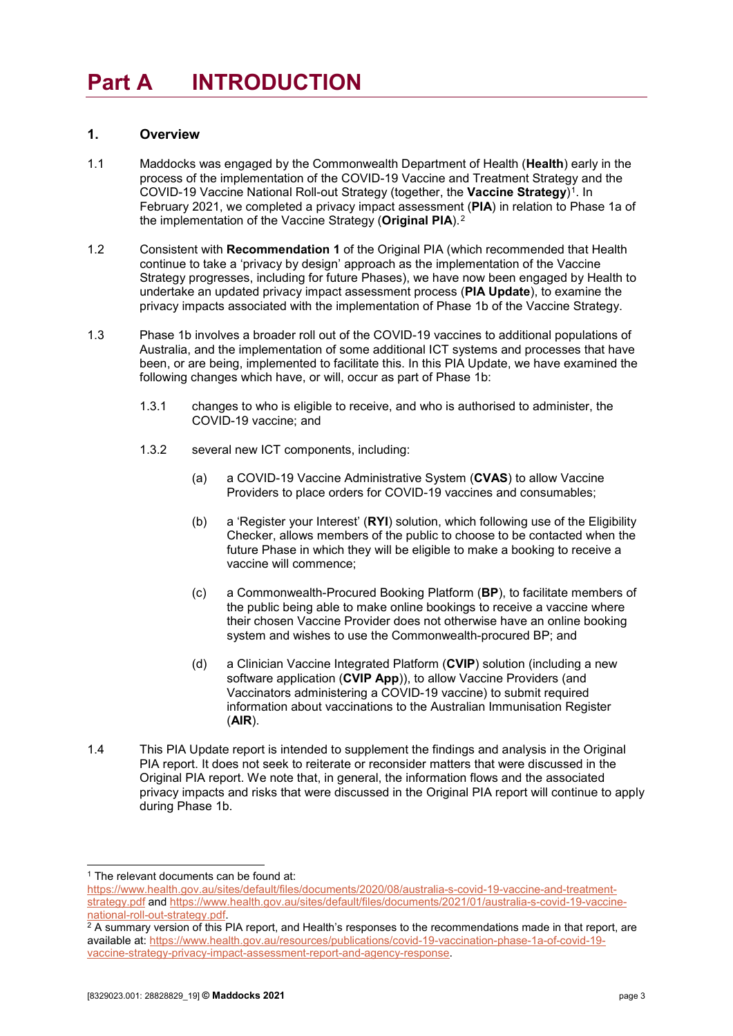# Part A INTRODUCTION

## 1. Overview

1.1 Maddocks was engaged by the Commonwealth Department of Health (**Health**) early in the process of the implementation of the COVID-19 Vaccine and Treatment Strategy and the COVID-19 Vaccine National Roll-out Strategy (together, the **Vaccine Strategy**)[1]. In February 2021, we completed a privacy impact assessment (**PIA**) in relation to Phase 1a of the implementation of the Vaccine Strategy (**Original PIA**).[2]

1.2 Consistent with **Recommendation 1** of the Original PIA (which recommended that Health continue to take a 'privacy by design' approach as the implementation of the Vaccine Strategy progresses, including for future Phases), we have now been engaged by Health to undertake an updated privacy impact assessment process (**PIA Update**), to examine the privacy impacts associated with the implementation of Phase 1b of the Vaccine Strategy.

1.3 Phase 1b involves a broader roll out of the COVID-19 vaccines to additional populations of Australia, and the implementation of some additional ICT systems and processes that have been, or are being, implemented to facilitate this. In this PIA Update, we have examined the following changes which have, or will, occur as part of Phase 1b:

1.3.1 changes to who is eligible to receive, and who is authorised to administer, the COVID-19 vaccine; and

1.3.2 several new ICT components, including:

(a) a COVID-19 Vaccine Administrative System (**CVAS**) to allow Vaccine Providers to place orders for COVID-19 vaccines and consumables;

(b) a 'Register your Interest' (**RYI**) solution, which following use of the Eligibility Checker, allows members of the public to choose to be contacted when the future Phase in which they will be eligible to make a booking to receive a vaccine will commence;

(c) a Commonwealth-Procured Booking Platform (**BP**), to facilitate members of the public being able to make online bookings to receive a vaccine where their chosen Vaccine Provider does not otherwise have an online booking system and wishes to use the Commonwealth-procured BP; and

(d) a Clinician Vaccine Integrated Platform (**CVIP**) solution (including a new software application (**CVIP App**)), to allow Vaccine Providers (and Vaccinators administering a COVID-19 vaccine) to submit required information about vaccinations to the Australian Immunisation Register (**AIR**).

1.4 This PIA Update report is intended to supplement the findings and analysis in the Original PIA report. It does not seek to reiterate or reconsider matters that were discussed in the Original PIA report. We note that, in general, the information flows and the associated privacy impacts and risks that were discussed in the Original PIA report will continue to apply during Phase 1b.

---

[1] The relevant documents can be found at: https://www.health.gov.au/sites/default/files/documents/2020/08/australia-s-covid-19-vaccine-and-treatment-strategy.pdf and https://www.health.gov.au/sites/default/files/documents/2021/01/australia-s-covid-19-vaccine-national-roll-out-strategy.pdf.

[2] A summary version of this PIA report, and Health's responses to the recommendations made in that report, are available at: https://www.health.gov.au/resources/publications/covid-19-vaccination-phase-1a-of-covid-19-vaccine-strategy-privacy-impact-assessment-report-and-agency-response.

[8329023.001: 28828829_19] © Maddocks 2021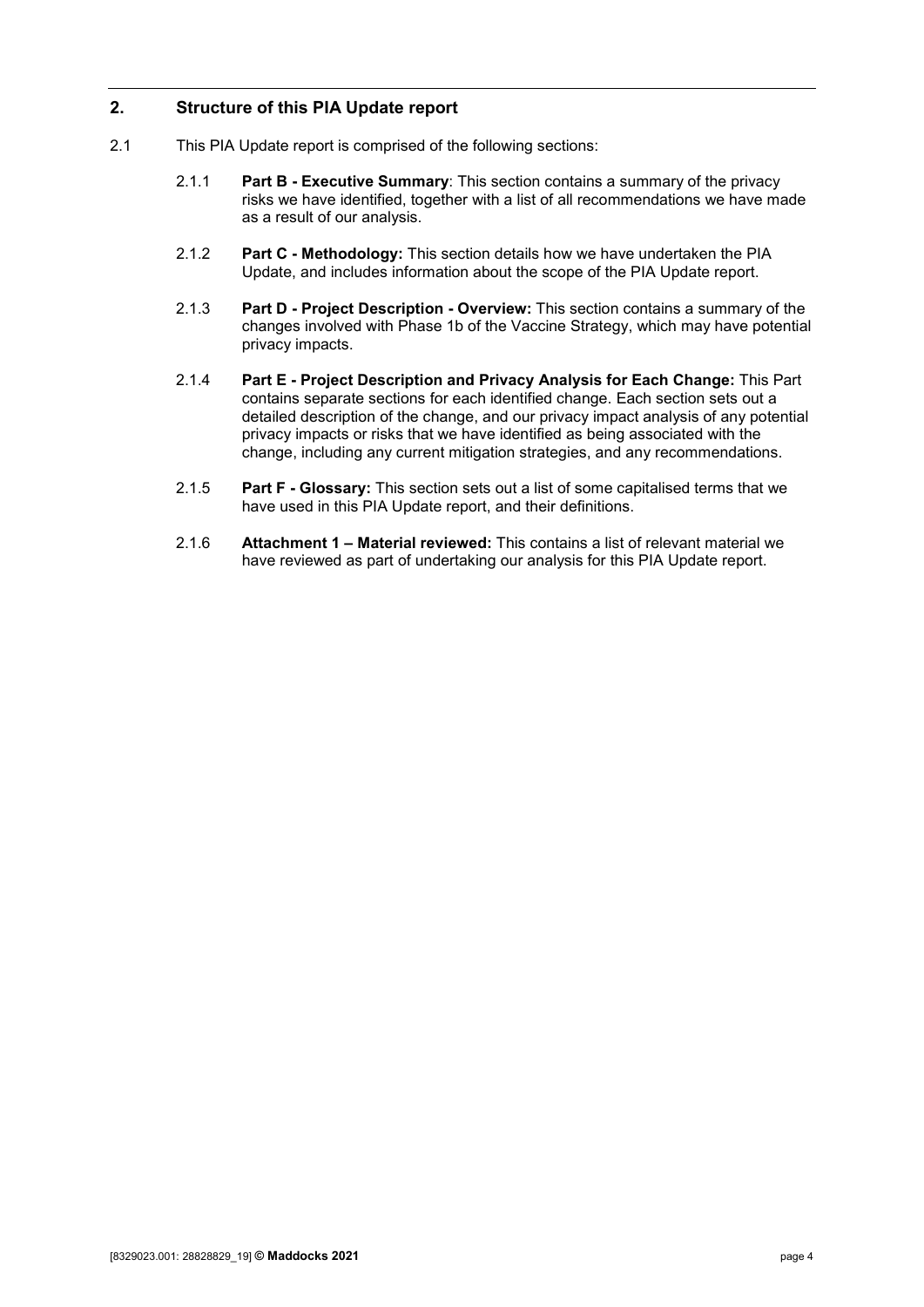## 2. Structure of this PIA Update report

2.1 This PIA Update report is comprised of the following sections:

2.1.1 **Part B - Executive Summary**: This section contains a summary of the privacy risks we have identified, together with a list of all recommendations we have made as a result of our analysis.

2.1.2 **Part C - Methodology:** This section details how we have undertaken the PIA Update, and includes information about the scope of the PIA Update report.

2.1.3 **Part D - Project Description - Overview:** This section contains a summary of the changes involved with Phase 1b of the Vaccine Strategy, which may have potential privacy impacts.

2.1.4 **Part E - Project Description and Privacy Analysis for Each Change:** This Part contains separate sections for each identified change. Each section sets out a detailed description of the change, and our privacy impact analysis of any potential privacy impacts or risks that we have identified as being associated with the change, including any current mitigation strategies, and any recommendations.

2.1.5 **Part F - Glossary:** This section sets out a list of some capitalised terms that we have used in this PIA Update report, and their definitions.

2.1.6 **Attachment 1 – Material reviewed:** This contains a list of relevant material we have reviewed as part of undertaking our analysis for this PIA Update report.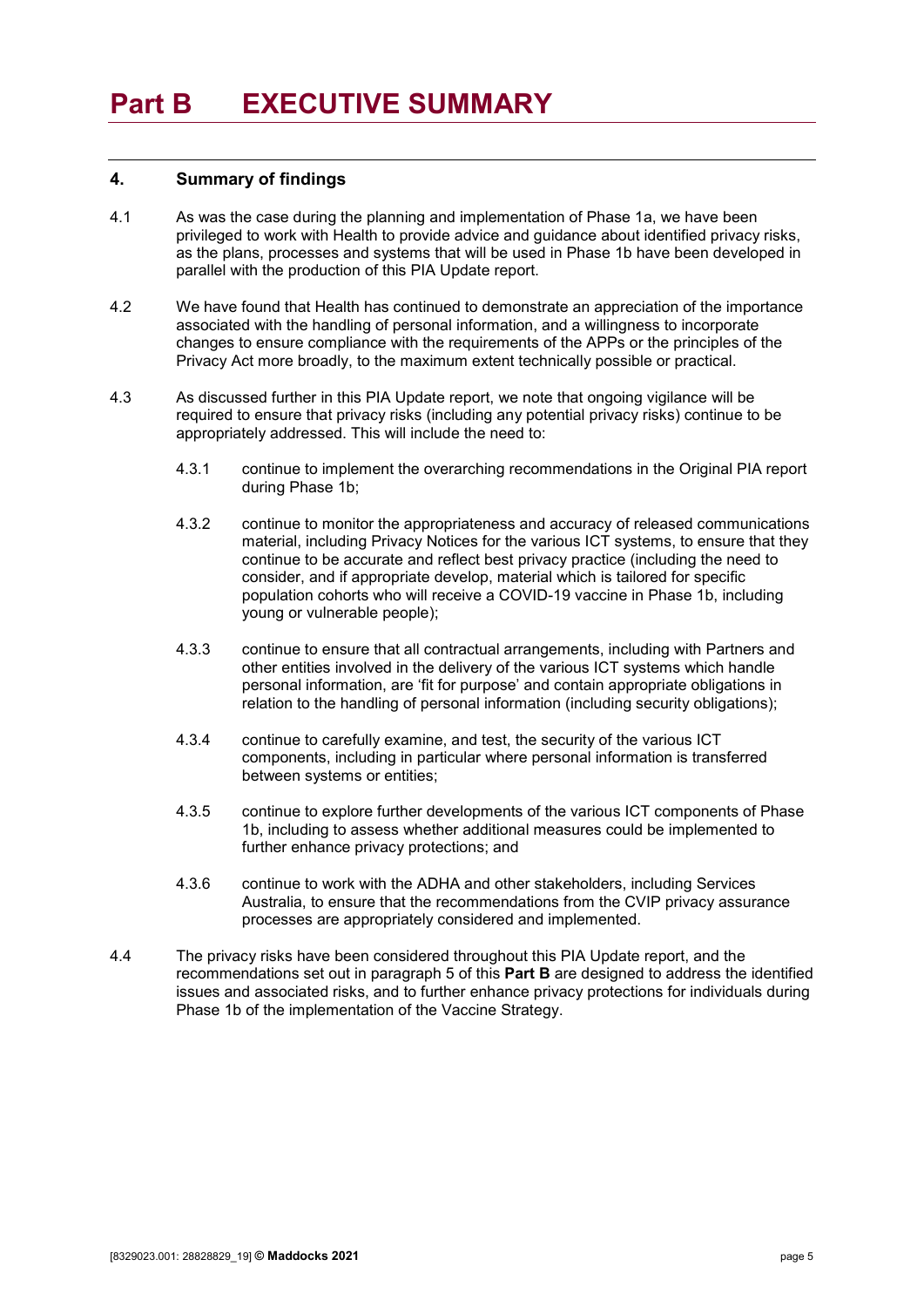# Part B EXECUTIVE SUMMARY

## 4. Summary of findings

4.1 As was the case during the planning and implementation of Phase 1a, we have been privileged to work with Health to provide advice and guidance about identified privacy risks, as the plans, processes and systems that will be used in Phase 1b have been developed in parallel with the production of this PIA Update report.

4.2 We have found that Health has continued to demonstrate an appreciation of the importance associated with the handling of personal information, and a willingness to incorporate changes to ensure compliance with the requirements of the APPs or the principles of the Privacy Act more broadly, to the maximum extent technically possible or practical.

4.3 As discussed further in this PIA Update report, we note that ongoing vigilance will be required to ensure that privacy risks (including any potential privacy risks) continue to be appropriately addressed. This will include the need to:

- 4.3.1 continue to implement the overarching recommendations in the Original PIA report during Phase 1b;
- 4.3.2 continue to monitor the appropriateness and accuracy of released communications material, including Privacy Notices for the various ICT systems, to ensure that they continue to be accurate and reflect best privacy practice (including the need to consider, and if appropriate develop, material which is tailored for specific population cohorts who will receive a COVID-19 vaccine in Phase 1b, including young or vulnerable people);
- 4.3.3 continue to ensure that all contractual arrangements, including with Partners and other entities involved in the delivery of the various ICT systems which handle personal information, are 'fit for purpose' and contain appropriate obligations in relation to the handling of personal information (including security obligations);
- 4.3.4 continue to carefully examine, and test, the security of the various ICT components, including in particular where personal information is transferred between systems or entities;
- 4.3.5 continue to explore further developments of the various ICT components of Phase 1b, including to assess whether additional measures could be implemented to further enhance privacy protections; and
- 4.3.6 continue to work with the ADHA and other stakeholders, including Services Australia, to ensure that the recommendations from the CVIP privacy assurance processes are appropriately considered and implemented.

4.4 The privacy risks have been considered throughout this PIA Update report, and the recommendations set out in paragraph 5 of this **Part B** are designed to address the identified issues and associated risks, and to further enhance privacy protections for individuals during Phase 1b of the implementation of the Vaccine Strategy.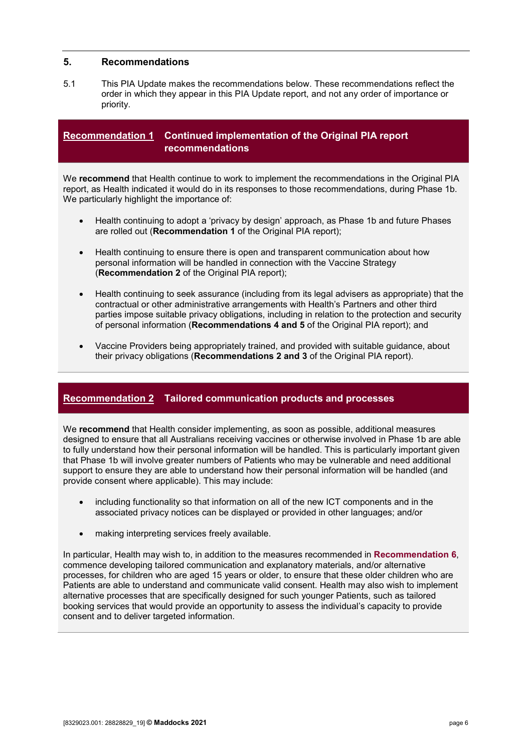## 5. Recommendations

5.1 This PIA Update makes the recommendations below. These recommendations reflect the order in which they appear in this PIA Update report, and not any order of importance or priority.

### Recommendation 1 Continued implementation of the Original PIA report recommendations

We **recommend** that Health continue to work to implement the recommendations in the Original PIA report, as Health indicated it would do in its responses to those recommendations, during Phase 1b. We particularly highlight the importance of:

- Health continuing to adopt a 'privacy by design' approach, as Phase 1b and future Phases are rolled out (**Recommendation 1** of the Original PIA report);
- Health continuing to ensure there is open and transparent communication about how personal information will be handled in connection with the Vaccine Strategy (**Recommendation 2** of the Original PIA report);
- Health continuing to seek assurance (including from its legal advisers as appropriate) that the contractual or other administrative arrangements with Health's Partners and other third parties impose suitable privacy obligations, including in relation to the protection and security of personal information (**Recommendations 4 and 5** of the Original PIA report); and
- Vaccine Providers being appropriately trained, and provided with suitable guidance, about their privacy obligations (**Recommendations 2 and 3** of the Original PIA report).

### Recommendation 2 Tailored communication products and processes

We **recommend** that Health consider implementing, as soon as possible, additional measures designed to ensure that all Australians receiving vaccines or otherwise involved in Phase 1b are able to fully understand how their personal information will be handled. This is particularly important given that Phase 1b will involve greater numbers of Patients who may be vulnerable and need additional support to ensure they are able to understand how their personal information will be handled (and provide consent where applicable). This may include:

- including functionality so that information on all of the new ICT components and in the associated privacy notices can be displayed or provided in other languages; and/or
- making interpreting services freely available.

In particular, Health may wish to, in addition to the measures recommended in **Recommendation 6**, commence developing tailored communication and explanatory materials, and/or alternative processes, for children who are aged 15 years or older, to ensure that these older children who are Patients are able to understand and communicate valid consent. Health may also wish to implement alternative processes that are specifically designed for such younger Patients, such as tailored booking services that would provide an opportunity to assess the individual's capacity to provide consent and to deliver targeted information.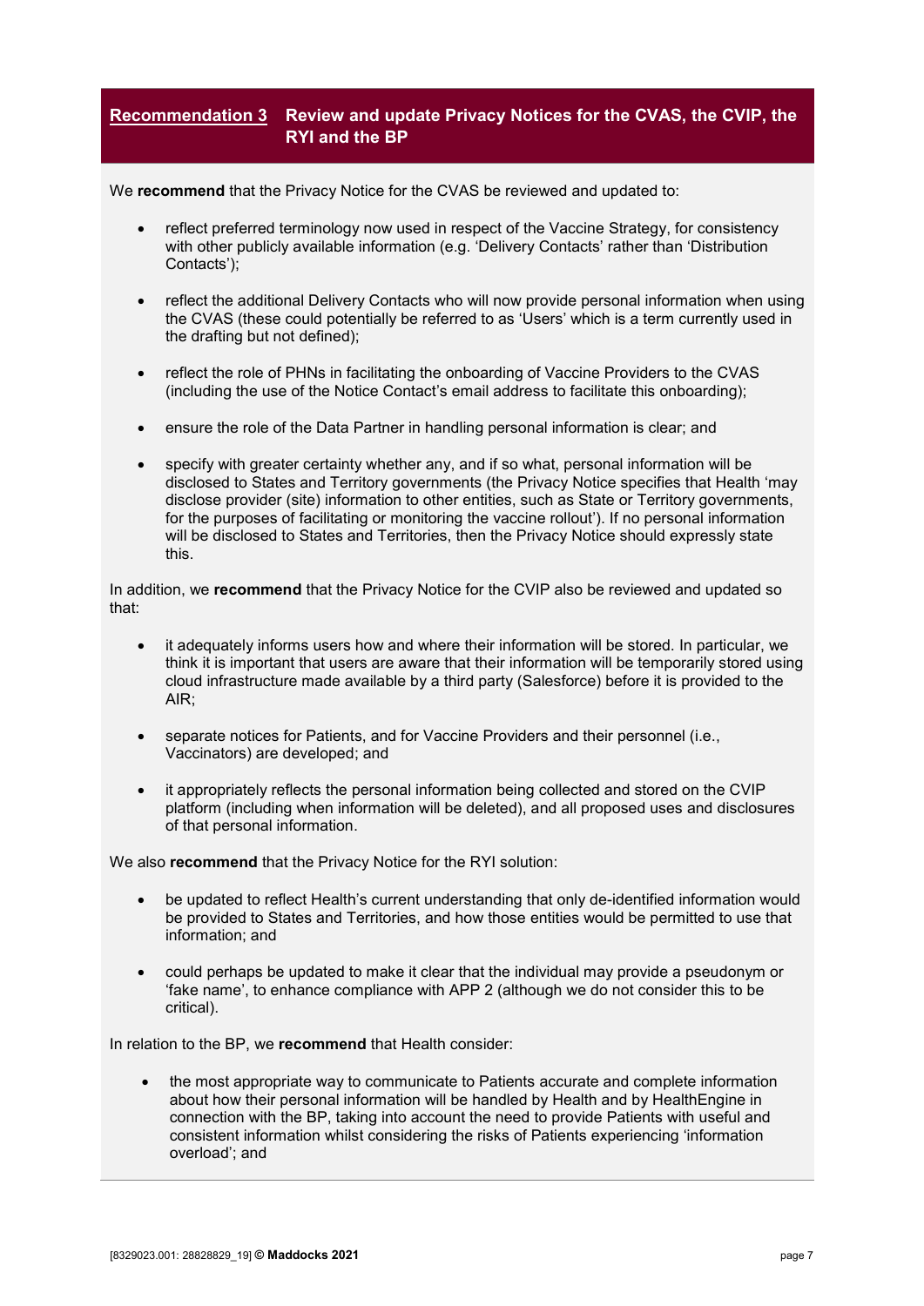## Recommendation 3 Review and update Privacy Notices for the CVAS, the CVIP, the RYI and the BP

We **recommend** that the Privacy Notice for the CVAS be reviewed and updated to:

- reflect preferred terminology now used in respect of the Vaccine Strategy, for consistency with other publicly available information (e.g. 'Delivery Contacts' rather than 'Distribution Contacts');
- reflect the additional Delivery Contacts who will now provide personal information when using the CVAS (these could potentially be referred to as 'Users' which is a term currently used in the drafting but not defined);
- reflect the role of PHNs in facilitating the onboarding of Vaccine Providers to the CVAS (including the use of the Notice Contact's email address to facilitate this onboarding);
- ensure the role of the Data Partner in handling personal information is clear; and
- specify with greater certainty whether any, and if so what, personal information will be disclosed to States and Territory governments (the Privacy Notice specifies that Health 'may disclose provider (site) information to other entities, such as State or Territory governments, for the purposes of facilitating or monitoring the vaccine rollout'). If no personal information will be disclosed to States and Territories, then the Privacy Notice should expressly state this.

In addition, we **recommend** that the Privacy Notice for the CVIP also be reviewed and updated so that:

- it adequately informs users how and where their information will be stored. In particular, we think it is important that users are aware that their information will be temporarily stored using cloud infrastructure made available by a third party (Salesforce) before it is provided to the AIR;
- separate notices for Patients, and for Vaccine Providers and their personnel (i.e., Vaccinators) are developed; and
- it appropriately reflects the personal information being collected and stored on the CVIP platform (including when information will be deleted), and all proposed uses and disclosures of that personal information.

We also **recommend** that the Privacy Notice for the RYI solution:

- be updated to reflect Health's current understanding that only de-identified information would be provided to States and Territories, and how those entities would be permitted to use that information; and
- could perhaps be updated to make it clear that the individual may provide a pseudonym or 'fake name', to enhance compliance with APP 2 (although we do not consider this to be critical).

In relation to the BP, we **recommend** that Health consider:

- the most appropriate way to communicate to Patients accurate and complete information about how their personal information will be handled by Health and by HealthEngine in connection with the BP, taking into account the need to provide Patients with useful and consistent information whilst considering the risks of Patients experiencing 'information overload'; and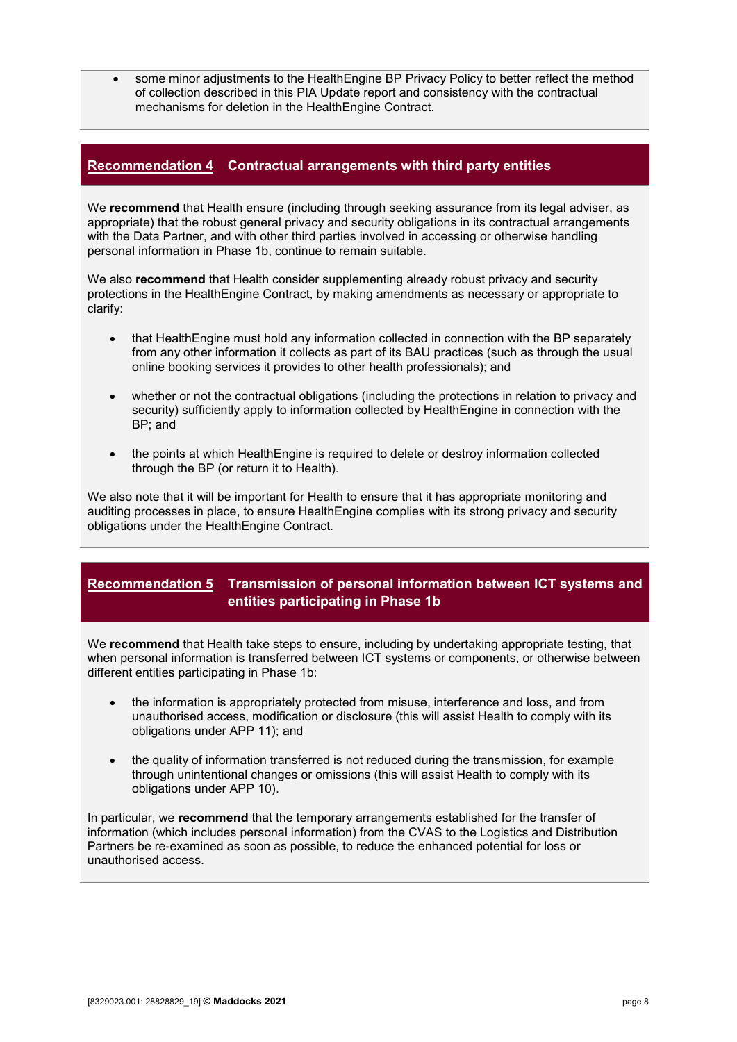- some minor adjustments to the HealthEngine BP Privacy Policy to better reflect the method of collection described in this PIA Update report and consistency with the contractual mechanisms for deletion in the HealthEngine Contract.

## Recommendation 4 Contractual arrangements with third party entities

We **recommend** that Health ensure (including through seeking assurance from its legal adviser, as appropriate) that the robust general privacy and security obligations in its contractual arrangements with the Data Partner, and with other third parties involved in accessing or otherwise handling personal information in Phase 1b, continue to remain suitable.

We also **recommend** that Health consider supplementing already robust privacy and security protections in the HealthEngine Contract, by making amendments as necessary or appropriate to clarify:

- that HealthEngine must hold any information collected in connection with the BP separately from any other information it collects as part of its BAU practices (such as through the usual online booking services it provides to other health professionals); and
- whether or not the contractual obligations (including the protections in relation to privacy and security) sufficiently apply to information collected by HealthEngine in connection with the BP; and
- the points at which HealthEngine is required to delete or destroy information collected through the BP (or return it to Health).

We also note that it will be important for Health to ensure that it has appropriate monitoring and auditing processes in place, to ensure HealthEngine complies with its strong privacy and security obligations under the HealthEngine Contract.

## Recommendation 5 Transmission of personal information between ICT systems and entities participating in Phase 1b

We **recommend** that Health take steps to ensure, including by undertaking appropriate testing, that when personal information is transferred between ICT systems or components, or otherwise between different entities participating in Phase 1b:

- the information is appropriately protected from misuse, interference and loss, and from unauthorised access, modification or disclosure (this will assist Health to comply with its obligations under APP 11); and
- the quality of information transferred is not reduced during the transmission, for example through unintentional changes or omissions (this will assist Health to comply with its obligations under APP 10).

In particular, we **recommend** that the temporary arrangements established for the transfer of information (which includes personal information) from the CVAS to the Logistics and Distribution Partners be re-examined as soon as possible, to reduce the enhanced potential for loss or unauthorised access.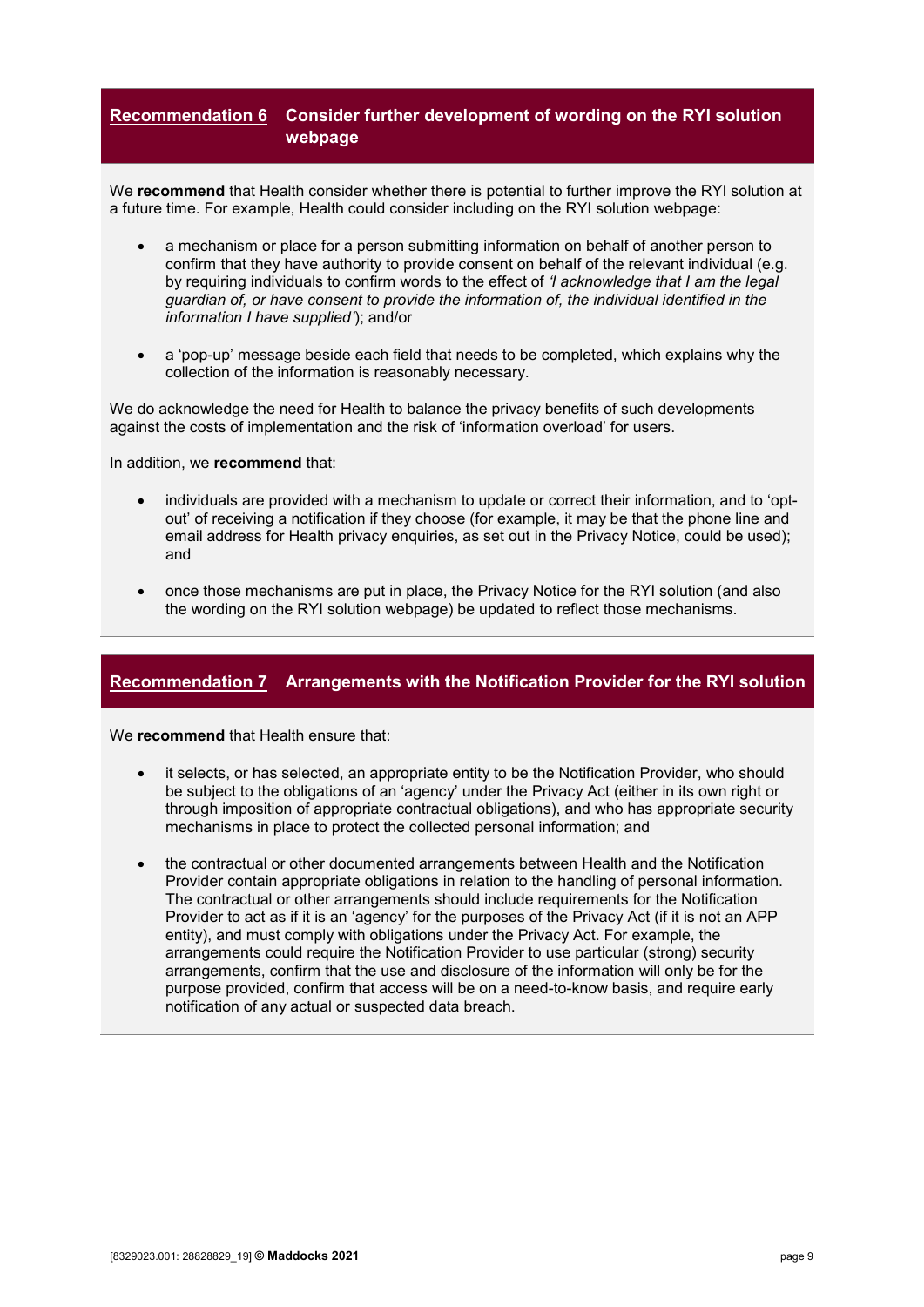## Recommendation 6 Consider further development of wording on the RYI solution webpage

We **recommend** that Health consider whether there is potential to further improve the RYI solution at a future time. For example, Health could consider including on the RYI solution webpage:

- a mechanism or place for a person submitting information on behalf of another person to confirm that they have authority to provide consent on behalf of the relevant individual (e.g. by requiring individuals to confirm words to the effect of *'I acknowledge that I am the legal guardian of, or have consent to provide the information of, the individual identified in the information I have supplied'*); and/or

- a 'pop-up' message beside each field that needs to be completed, which explains why the collection of the information is reasonably necessary.

We do acknowledge the need for Health to balance the privacy benefits of such developments against the costs of implementation and the risk of 'information overload' for users.

In addition, we **recommend** that:

- individuals are provided with a mechanism to update or correct their information, and to 'opt-out' of receiving a notification if they choose (for example, it may be that the phone line and email address for Health privacy enquiries, as set out in the Privacy Notice, could be used); and

- once those mechanisms are put in place, the Privacy Notice for the RYI solution (and also the wording on the RYI solution webpage) be updated to reflect those mechanisms.

## Recommendation 7 Arrangements with the Notification Provider for the RYI solution

We **recommend** that Health ensure that:

- it selects, or has selected, an appropriate entity to be the Notification Provider, who should be subject to the obligations of an 'agency' under the Privacy Act (either in its own right or through imposition of appropriate contractual obligations), and who has appropriate security mechanisms in place to protect the collected personal information; and

- the contractual or other documented arrangements between Health and the Notification Provider contain appropriate obligations in relation to the handling of personal information. The contractual or other arrangements should include requirements for the Notification Provider to act as if it is an 'agency' for the purposes of the Privacy Act (if it is not an APP entity), and must comply with obligations under the Privacy Act. For example, the arrangements could require the Notification Provider to use particular (strong) security arrangements, confirm that the use and disclosure of the information will only be for the purpose provided, confirm that access will be on a need-to-know basis, and require early notification of any actual or suspected data breach.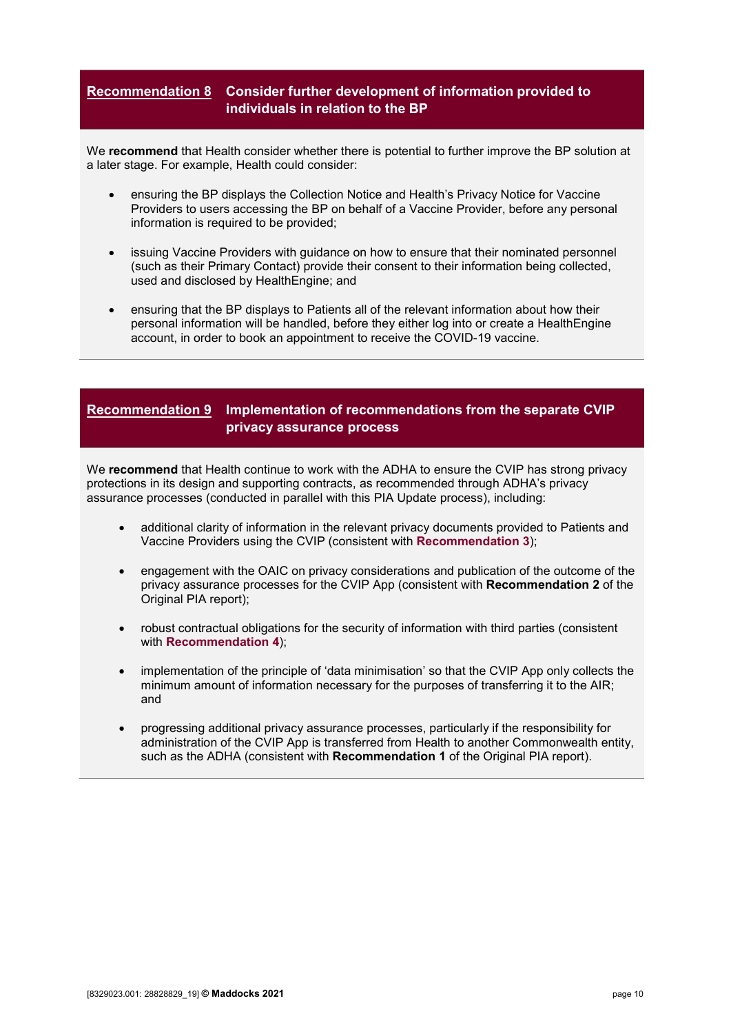## Recommendation 8 Consider further development of information provided to individuals in relation to the BP

We **recommend** that Health consider whether there is potential to further improve the BP solution at a later stage. For example, Health could consider:

- ensuring the BP displays the Collection Notice and Health's Privacy Notice for Vaccine Providers to users accessing the BP on behalf of a Vaccine Provider, before any personal information is required to be provided;
- issuing Vaccine Providers with guidance on how to ensure that their nominated personnel (such as their Primary Contact) provide their consent to their information being collected, used and disclosed by HealthEngine; and
- ensuring that the BP displays to Patients all of the relevant information about how their personal information will be handled, before they either log into or create a HealthEngine account, in order to book an appointment to receive the COVID-19 vaccine.

## Recommendation 9 Implementation of recommendations from the separate CVIP privacy assurance process

We **recommend** that Health continue to work with the ADHA to ensure the CVIP has strong privacy protections in its design and supporting contracts, as recommended through ADHA's privacy assurance processes (conducted in parallel with this PIA Update process), including:

- additional clarity of information in the relevant privacy documents provided to Patients and Vaccine Providers using the CVIP (consistent with **Recommendation 3**);
- engagement with the OAIC on privacy considerations and publication of the outcome of the privacy assurance processes for the CVIP App (consistent with **Recommendation 2** of the Original PIA report);
- robust contractual obligations for the security of information with third parties (consistent with **Recommendation 4**);
- implementation of the principle of 'data minimisation' so that the CVIP App only collects the minimum amount of information necessary for the purposes of transferring it to the AIR; and
- progressing additional privacy assurance processes, particularly if the responsibility for administration of the CVIP App is transferred from Health to another Commonwealth entity, such as the ADHA (consistent with **Recommendation 1** of the Original PIA report).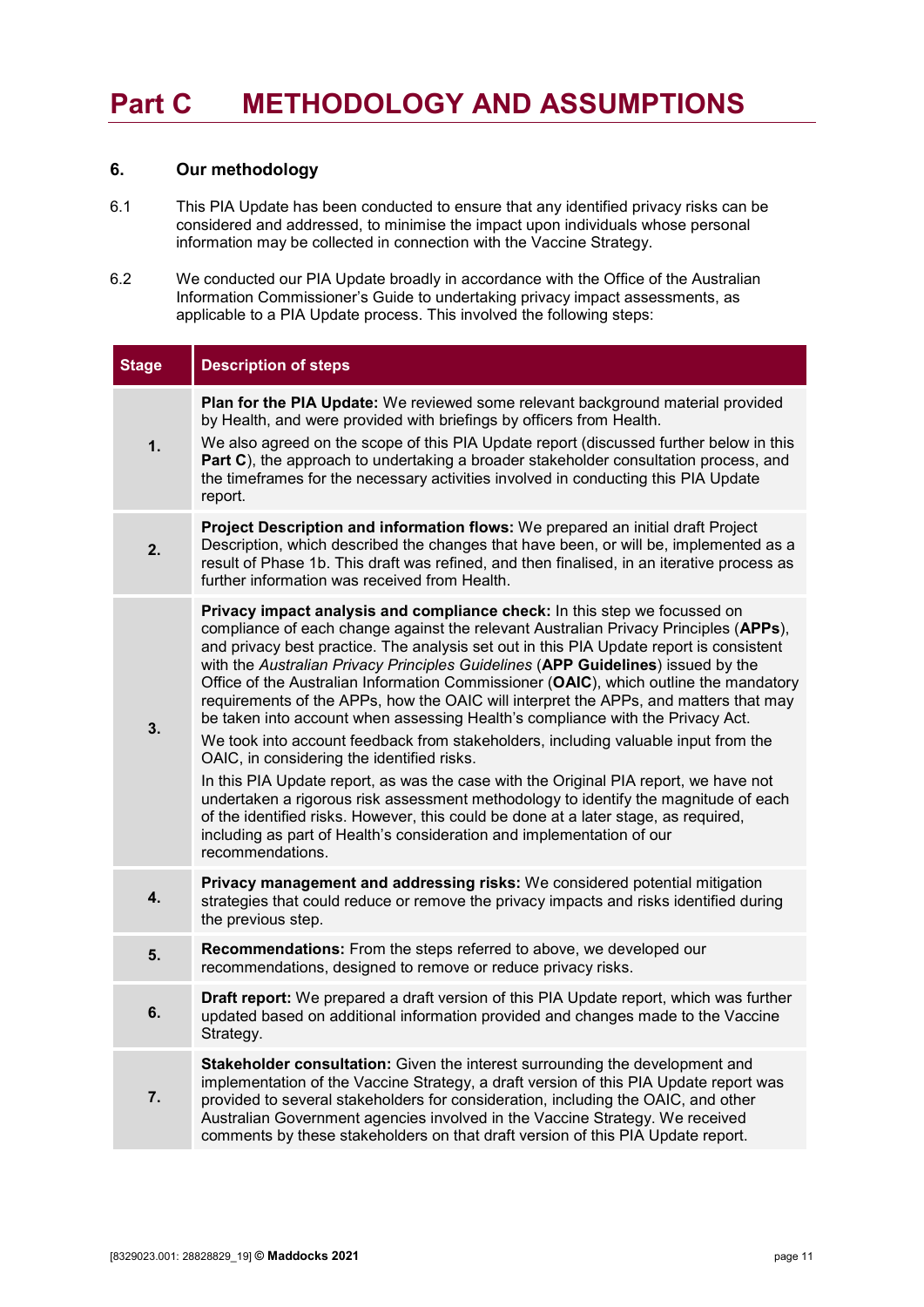# Part C METHODOLOGY AND ASSUMPTIONS

## 6. Our methodology

6.1 This PIA Update has been conducted to ensure that any identified privacy risks can be considered and addressed, to minimise the impact upon individuals whose personal information may be collected in connection with the Vaccine Strategy.

6.2 We conducted our PIA Update broadly in accordance with the Office of the Australian Information Commissioner's Guide to undertaking privacy impact assessments, as applicable to a PIA Update process. This involved the following steps:

| Stage | Description of steps |
| --- | --- |
| 1. | **Plan for the PIA Update:** We reviewed some relevant background material provided by Health, and were provided with briefings by officers from Health.<br>We also agreed on the scope of this PIA Update report (discussed further below in this **Part C**), the approach to undertaking a broader stakeholder consultation process, and the timeframes for the necessary activities involved in conducting this PIA Update report. |
| 2. | **Project Description and information flows:** We prepared an initial draft Project Description, which described the changes that have been, or will be, implemented as a result of Phase 1b. This draft was refined, and then finalised, in an iterative process as further information was received from Health. |
| 3. | **Privacy impact analysis and compliance check:** In this step we focussed on compliance of each change against the relevant Australian Privacy Principles (**APPs**), and privacy best practice. The analysis set out in this PIA Update report is consistent with the *Australian Privacy Principles Guidelines* (**APP Guidelines**) issued by the Office of the Australian Information Commissioner (**OAIC**), which outline the mandatory requirements of the APPs, how the OAIC will interpret the APPs, and matters that may be taken into account when assessing Health's compliance with the Privacy Act.<br>We took into account feedback from stakeholders, including valuable input from the OAIC, in considering the identified risks.<br>In this PIA Update report, as was the case with the Original PIA report, we have not undertaken a rigorous risk assessment methodology to identify the magnitude of each of the identified risks. However, this could be done at a later stage, as required, including as part of Health's consideration and implementation of our recommendations. |
| 4. | **Privacy management and addressing risks:** We considered potential mitigation strategies that could reduce or remove the privacy impacts and risks identified during the previous step. |
| 5. | **Recommendations:** From the steps referred to above, we developed our recommendations, designed to remove or reduce privacy risks. |
| 6. | **Draft report:** We prepared a draft version of this PIA Update report, which was further updated based on additional information provided and changes made to the Vaccine Strategy. |
| 7. | **Stakeholder consultation:** Given the interest surrounding the development and implementation of the Vaccine Strategy, a draft version of this PIA Update report was provided to several stakeholders for consideration, including the OAIC, and other Australian Government agencies involved in the Vaccine Strategy. We received comments by these stakeholders on that draft version of this PIA Update report. |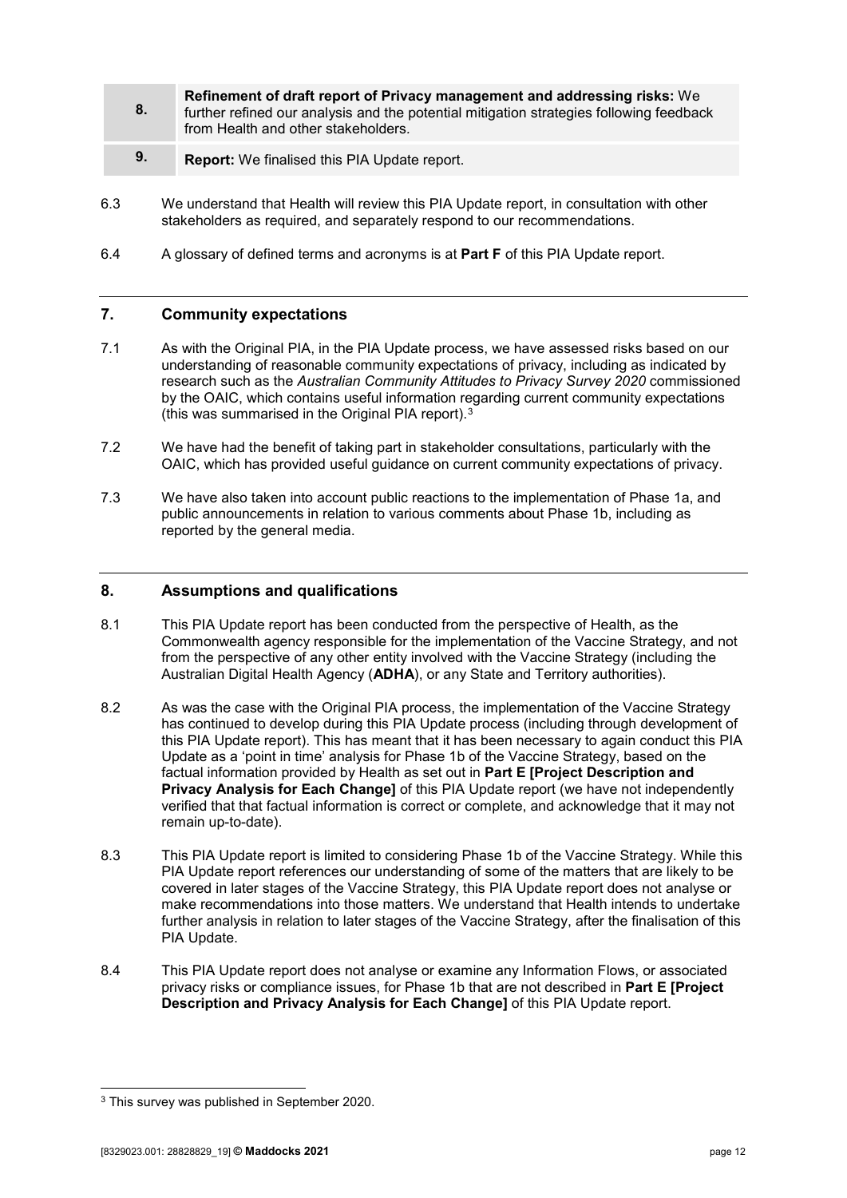| | |
|---|---|
| **8.** | **Refinement of draft report of Privacy management and addressing risks:** We further refined our analysis and the potential mitigation strategies following feedback from Health and other stakeholders. |
| **9.** | **Report:** We finalised this PIA Update report. |

6.3 We understand that Health will review this PIA Update report, in consultation with other stakeholders as required, and separately respond to our recommendations.

6.4 A glossary of defined terms and acronyms is at **Part F** of this PIA Update report.

## 7. Community expectations

7.1 As with the Original PIA, in the PIA Update process, we have assessed risks based on our understanding of reasonable community expectations of privacy, including as indicated by research such as the *Australian Community Attitudes to Privacy Survey 2020* commissioned by the OAIC, which contains useful information regarding current community expectations (this was summarised in the Original PIA report).[3]

7.2 We have had the benefit of taking part in stakeholder consultations, particularly with the OAIC, which has provided useful guidance on current community expectations of privacy.

7.3 We have also taken into account public reactions to the implementation of Phase 1a, and public announcements in relation to various comments about Phase 1b, including as reported by the general media.

## 8. Assumptions and qualifications

8.1 This PIA Update report has been conducted from the perspective of Health, as the Commonwealth agency responsible for the implementation of the Vaccine Strategy, and not from the perspective of any other entity involved with the Vaccine Strategy (including the Australian Digital Health Agency (**ADHA**), or any State and Territory authorities).

8.2 As was the case with the Original PIA process, the implementation of the Vaccine Strategy has continued to develop during this PIA Update process (including through development of this PIA Update report). This has meant that it has been necessary to again conduct this PIA Update as a 'point in time' analysis for Phase 1b of the Vaccine Strategy, based on the factual information provided by Health as set out in **Part E [Project Description and Privacy Analysis for Each Change]** of this PIA Update report (we have not independently verified that that factual information is correct or complete, and acknowledge that it may not remain up-to-date).

8.3 This PIA Update report is limited to considering Phase 1b of the Vaccine Strategy. While this PIA Update report references our understanding of some of the matters that are likely to be covered in later stages of the Vaccine Strategy, this PIA Update report does not analyse or make recommendations into those matters. We understand that Health intends to undertake further analysis in relation to later stages of the Vaccine Strategy, after the finalisation of this PIA Update.

8.4 This PIA Update report does not analyse or examine any Information Flows, or associated privacy risks or compliance issues, for Phase 1b that are not described in **Part E [Project Description and Privacy Analysis for Each Change]** of this PIA Update report.

---

[3] This survey was published in September 2020.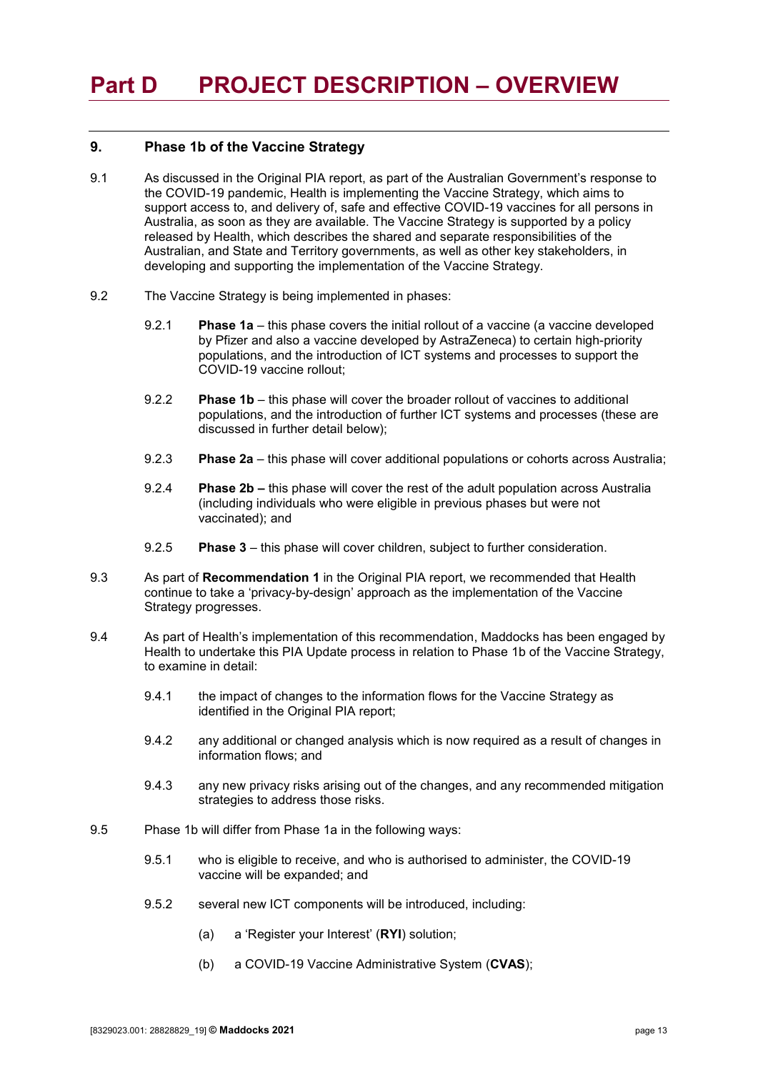# Part D PROJECT DESCRIPTION – OVERVIEW

## 9. Phase 1b of the Vaccine Strategy

9.1 As discussed in the Original PIA report, as part of the Australian Government's response to the COVID-19 pandemic, Health is implementing the Vaccine Strategy, which aims to support access to, and delivery of, safe and effective COVID-19 vaccines for all persons in Australia, as soon as they are available. The Vaccine Strategy is supported by a policy released by Health, which describes the shared and separate responsibilities of the Australian, and State and Territory governments, as well as other key stakeholders, in developing and supporting the implementation of the Vaccine Strategy.

9.2 The Vaccine Strategy is being implemented in phases:

- 9.2.1 **Phase 1a** – this phase covers the initial rollout of a vaccine (a vaccine developed by Pfizer and also a vaccine developed by AstraZeneca) to certain high-priority populations, and the introduction of ICT systems and processes to support the COVID-19 vaccine rollout;
- 9.2.2 **Phase 1b** – this phase will cover the broader rollout of vaccines to additional populations, and the introduction of further ICT systems and processes (these are discussed in further detail below);
- 9.2.3 **Phase 2a** – this phase will cover additional populations or cohorts across Australia;
- 9.2.4 **Phase 2b –** this phase will cover the rest of the adult population across Australia (including individuals who were eligible in previous phases but were not vaccinated); and
- 9.2.5 **Phase 3** – this phase will cover children, subject to further consideration.

9.3 As part of **Recommendation 1** in the Original PIA report, we recommended that Health continue to take a 'privacy-by-design' approach as the implementation of the Vaccine Strategy progresses.

9.4 As part of Health's implementation of this recommendation, Maddocks has been engaged by Health to undertake this PIA Update process in relation to Phase 1b of the Vaccine Strategy, to examine in detail:

- 9.4.1 the impact of changes to the information flows for the Vaccine Strategy as identified in the Original PIA report;
- 9.4.2 any additional or changed analysis which is now required as a result of changes in information flows; and
- 9.4.3 any new privacy risks arising out of the changes, and any recommended mitigation strategies to address those risks.

9.5 Phase 1b will differ from Phase 1a in the following ways:

- 9.5.1 who is eligible to receive, and who is authorised to administer, the COVID-19 vaccine will be expanded; and
- 9.5.2 several new ICT components will be introduced, including:
  - (a) a 'Register your Interest' (**RYI**) solution;
  - (b) a COVID-19 Vaccine Administrative System (**CVAS**);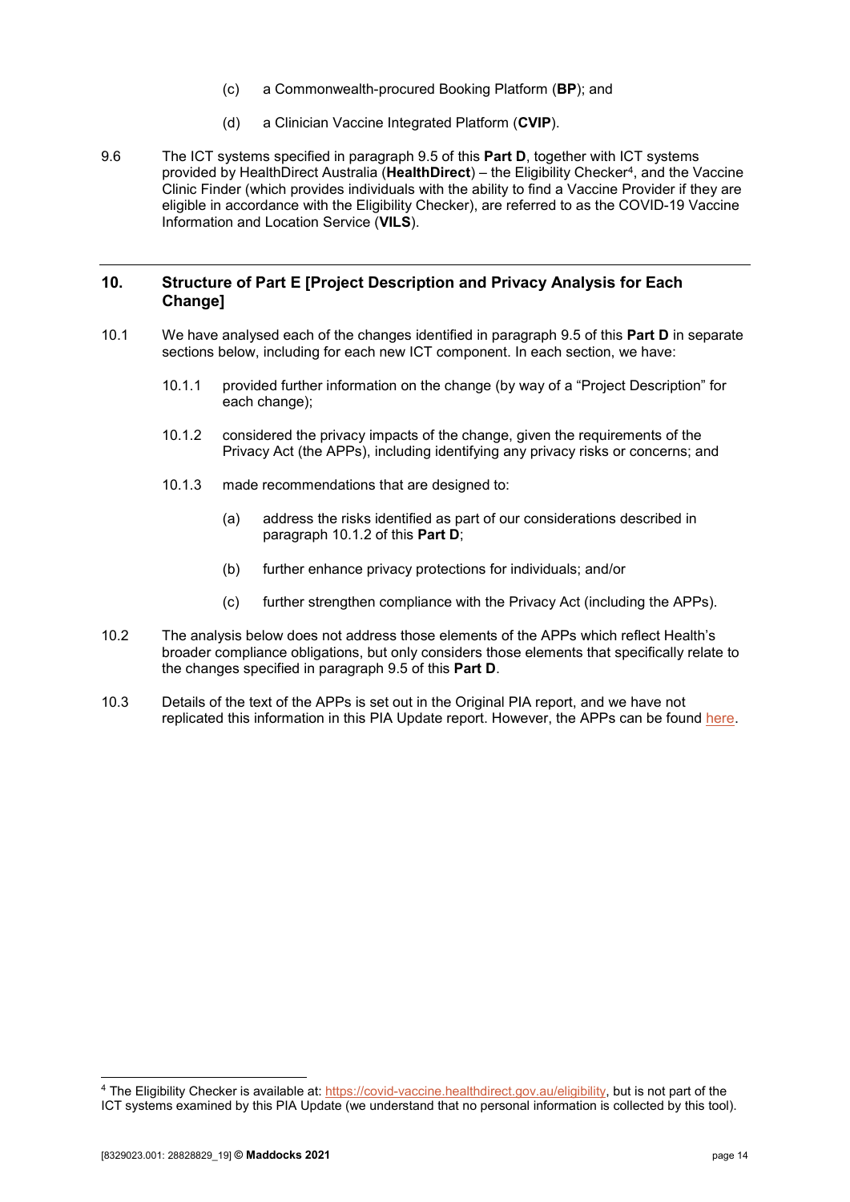(c) a Commonwealth-procured Booking Platform (**BP**); and

(d) a Clinician Vaccine Integrated Platform (**CVIP**).

9.6 The ICT systems specified in paragraph 9.5 of this **Part D**, together with ICT systems provided by HealthDirect Australia (**HealthDirect**) – the Eligibility Checker[4], and the Vaccine Clinic Finder (which provides individuals with the ability to find a Vaccine Provider if they are eligible in accordance with the Eligibility Checker), are referred to as the COVID-19 Vaccine Information and Location Service (**VILS**).

## 10. Structure of Part E [Project Description and Privacy Analysis for Each Change]

10.1 We have analysed each of the changes identified in paragraph 9.5 of this **Part D** in separate sections below, including for each new ICT component. In each section, we have:

10.1.1 provided further information on the change (by way of a "Project Description" for each change);

10.1.2 considered the privacy impacts of the change, given the requirements of the Privacy Act (the APPs), including identifying any privacy risks or concerns; and

10.1.3 made recommendations that are designed to:

(a) address the risks identified as part of our considerations described in paragraph 10.1.2 of this **Part D**;

(b) further enhance privacy protections for individuals; and/or

(c) further strengthen compliance with the Privacy Act (including the APPs).

10.2 The analysis below does not address those elements of the APPs which reflect Health's broader compliance obligations, but only considers those elements that specifically relate to the changes specified in paragraph 9.5 of this **Part D**.

10.3 Details of the text of the APPs is set out in the Original PIA report, and we have not replicated this information in this PIA Update report. However, the APPs can be found here.

---

[4] The Eligibility Checker is available at: https://covid-vaccine.healthdirect.gov.au/eligibility, but is not part of the ICT systems examined by this PIA Update (we understand that no personal information is collected by this tool).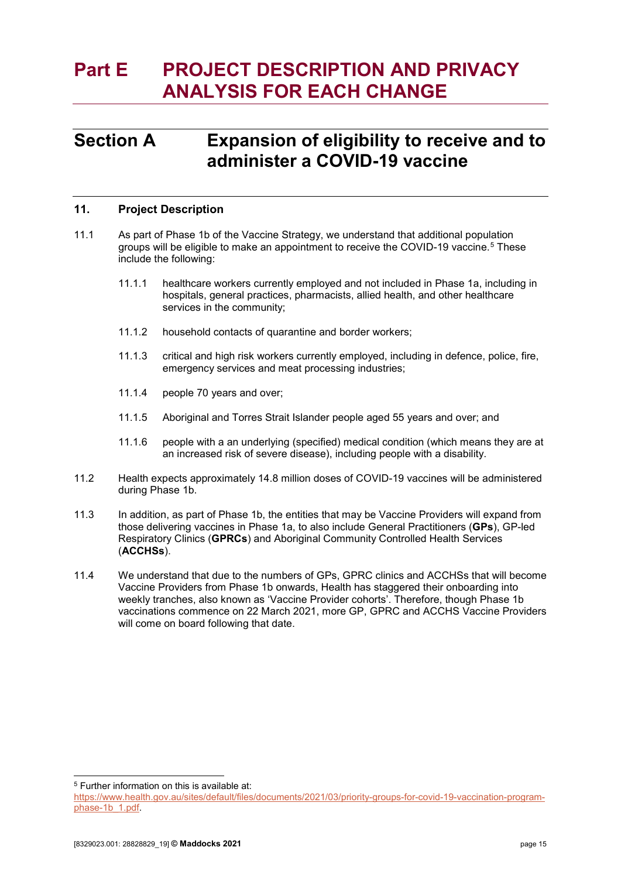# Part E PROJECT DESCRIPTION AND PRIVACY ANALYSIS FOR EACH CHANGE

## Section A Expansion of eligibility to receive and to administer a COVID-19 vaccine

### 11. Project Description

11.1 As part of Phase 1b of the Vaccine Strategy, we understand that additional population groups will be eligible to make an appointment to receive the COVID-19 vaccine.[5] These include the following:

11.1.1 healthcare workers currently employed and not included in Phase 1a, including in hospitals, general practices, pharmacists, allied health, and other healthcare services in the community;

11.1.2 household contacts of quarantine and border workers;

11.1.3 critical and high risk workers currently employed, including in defence, police, fire, emergency services and meat processing industries;

11.1.4 people 70 years and over;

11.1.5 Aboriginal and Torres Strait Islander people aged 55 years and over; and

11.1.6 people with a an underlying (specified) medical condition (which means they are at an increased risk of severe disease), including people with a disability.

11.2 Health expects approximately 14.8 million doses of COVID-19 vaccines will be administered during Phase 1b.

11.3 In addition, as part of Phase 1b, the entities that may be Vaccine Providers will expand from those delivering vaccines in Phase 1a, to also include General Practitioners (**GPs**), GP-led Respiratory Clinics (**GPRCs**) and Aboriginal Community Controlled Health Services (**ACCHSs**).

11.4 We understand that due to the numbers of GPs, GPRC clinics and ACCHSs that will become Vaccine Providers from Phase 1b onwards, Health has staggered their onboarding into weekly tranches, also known as 'Vaccine Provider cohorts'. Therefore, though Phase 1b vaccinations commence on 22 March 2021, more GP, GPRC and ACCHS Vaccine Providers will come on board following that date.

---

[5] Further information on this is available at: https://www.health.gov.au/sites/default/files/documents/2021/03/priority-groups-for-covid-19-vaccination-program-phase-1b_1.pdf.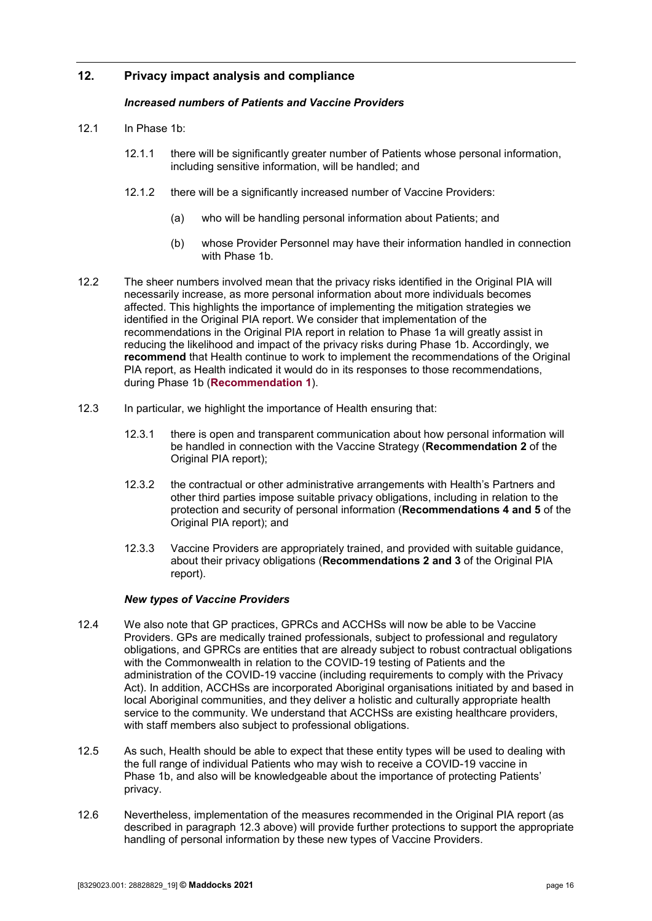## 12. Privacy impact analysis and compliance

### *Increased numbers of Patients and Vaccine Providers*

12.1 In Phase 1b:

12.1.1 there will be significantly greater number of Patients whose personal information, including sensitive information, will be handled; and

12.1.2 there will be a significantly increased number of Vaccine Providers:

(a) who will be handling personal information about Patients; and

(b) whose Provider Personnel may have their information handled in connection with Phase 1b.

12.2 The sheer numbers involved mean that the privacy risks identified in the Original PIA will necessarily increase, as more personal information about more individuals becomes affected. This highlights the importance of implementing the mitigation strategies we identified in the Original PIA report. We consider that implementation of the recommendations in the Original PIA report in relation to Phase 1a will greatly assist in reducing the likelihood and impact of the privacy risks during Phase 1b. Accordingly, we **recommend** that Health continue to work to implement the recommendations of the Original PIA report, as Health indicated it would do in its responses to those recommendations, during Phase 1b (**Recommendation 1**).

12.3 In particular, we highlight the importance of Health ensuring that:

12.3.1 there is open and transparent communication about how personal information will be handled in connection with the Vaccine Strategy (**Recommendation 2** of the Original PIA report);

12.3.2 the contractual or other administrative arrangements with Health's Partners and other third parties impose suitable privacy obligations, including in relation to the protection and security of personal information (**Recommendations 4 and 5** of the Original PIA report); and

12.3.3 Vaccine Providers are appropriately trained, and provided with suitable guidance, about their privacy obligations (**Recommendations 2 and 3** of the Original PIA report).

### *New types of Vaccine Providers*

12.4 We also note that GP practices, GPRCs and ACCHSs will now be able to be Vaccine Providers. GPs are medically trained professionals, subject to professional and regulatory obligations, and GPRCs are entities that are already subject to robust contractual obligations with the Commonwealth in relation to the COVID-19 testing of Patients and the administration of the COVID-19 vaccine (including requirements to comply with the Privacy Act). In addition, ACCHSs are incorporated Aboriginal organisations initiated by and based in local Aboriginal communities, and they deliver a holistic and culturally appropriate health service to the community. We understand that ACCHSs are existing healthcare providers, with staff members also subject to professional obligations.

12.5 As such, Health should be able to expect that these entity types will be used to dealing with the full range of individual Patients who may wish to receive a COVID-19 vaccine in Phase 1b, and also will be knowledgeable about the importance of protecting Patients' privacy.

12.6 Nevertheless, implementation of the measures recommended in the Original PIA report (as described in paragraph 12.3 above) will provide further protections to support the appropriate handling of personal information by these new types of Vaccine Providers.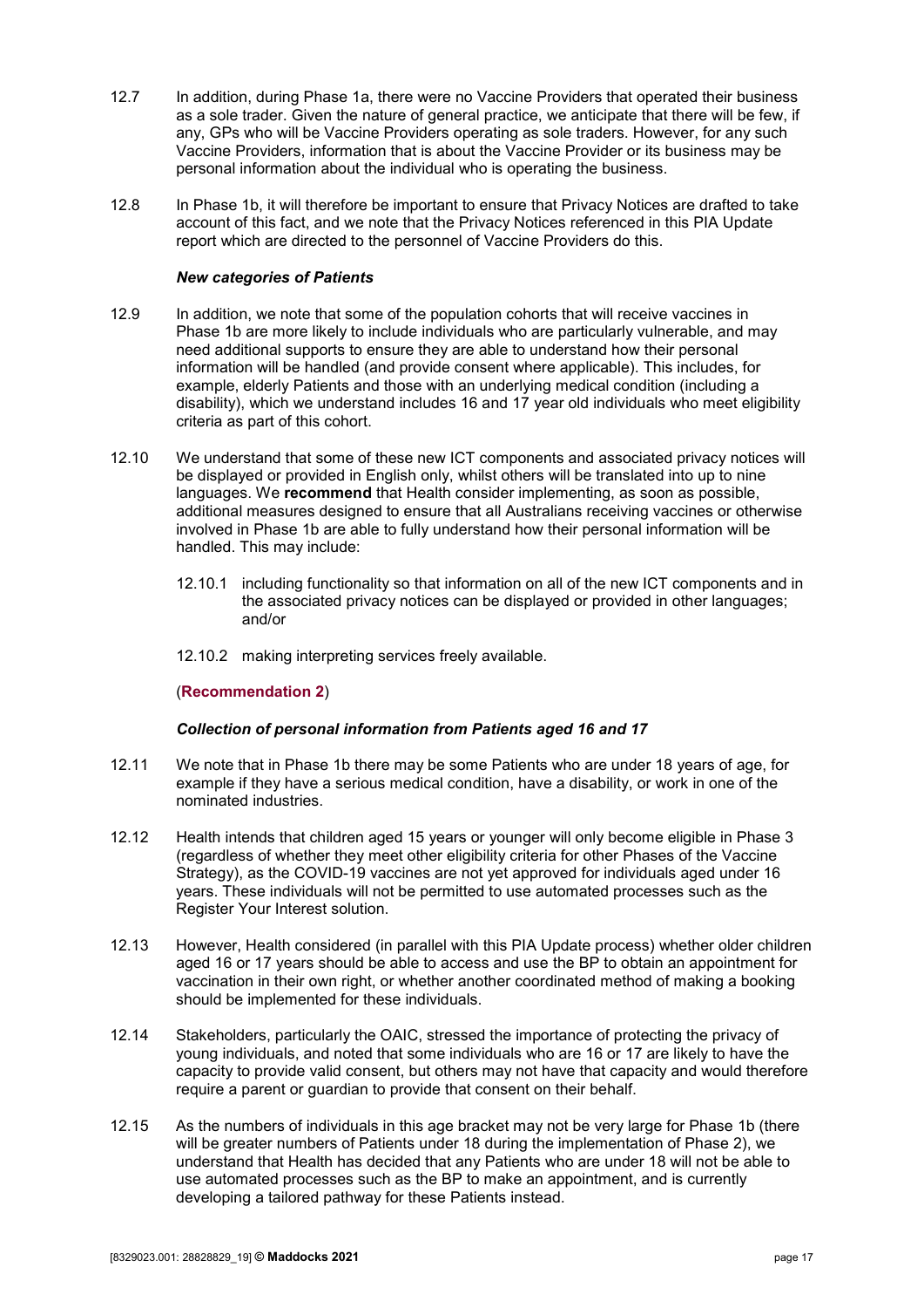12.7 In addition, during Phase 1a, there were no Vaccine Providers that operated their business as a sole trader. Given the nature of general practice, we anticipate that there will be few, if any, GPs who will be Vaccine Providers operating as sole traders. However, for any such Vaccine Providers, information that is about the Vaccine Provider or its business may be personal information about the individual who is operating the business.

12.8 In Phase 1b, it will therefore be important to ensure that Privacy Notices are drafted to take account of this fact, and we note that the Privacy Notices referenced in this PIA Update report which are directed to the personnel of Vaccine Providers do this.

***New categories of Patients***

12.9 In addition, we note that some of the population cohorts that will receive vaccines in Phase 1b are more likely to include individuals who are particularly vulnerable, and may need additional supports to ensure they are able to understand how their personal information will be handled (and provide consent where applicable). This includes, for example, elderly Patients and those with an underlying medical condition (including a disability), which we understand includes 16 and 17 year old individuals who meet eligibility criteria as part of this cohort.

12.10 We understand that some of these new ICT components and associated privacy notices will be displayed or provided in English only, whilst others will be translated into up to nine languages. We **recommend** that Health consider implementing, as soon as possible, additional measures designed to ensure that all Australians receiving vaccines or otherwise involved in Phase 1b are able to fully understand how their personal information will be handled. This may include:

12.10.1 including functionality so that information on all of the new ICT components and in the associated privacy notices can be displayed or provided in other languages; and/or

12.10.2 making interpreting services freely available.

(**Recommendation 2**)

***Collection of personal information from Patients aged 16 and 17***

12.11 We note that in Phase 1b there may be some Patients who are under 18 years of age, for example if they have a serious medical condition, have a disability, or work in one of the nominated industries.

12.12 Health intends that children aged 15 years or younger will only become eligible in Phase 3 (regardless of whether they meet other eligibility criteria for other Phases of the Vaccine Strategy), as the COVID-19 vaccines are not yet approved for individuals aged under 16 years. These individuals will not be permitted to use automated processes such as the Register Your Interest solution.

12.13 However, Health considered (in parallel with this PIA Update process) whether older children aged 16 or 17 years should be able to access and use the BP to obtain an appointment for vaccination in their own right, or whether another coordinated method of making a booking should be implemented for these individuals.

12.14 Stakeholders, particularly the OAIC, stressed the importance of protecting the privacy of young individuals, and noted that some individuals who are 16 or 17 are likely to have the capacity to provide valid consent, but others may not have that capacity and would therefore require a parent or guardian to provide that consent on their behalf.

12.15 As the numbers of individuals in this age bracket may not be very large for Phase 1b (there will be greater numbers of Patients under 18 during the implementation of Phase 2), we understand that Health has decided that any Patients who are under 18 will not be able to use automated processes such as the BP to make an appointment, and is currently developing a tailored pathway for these Patients instead.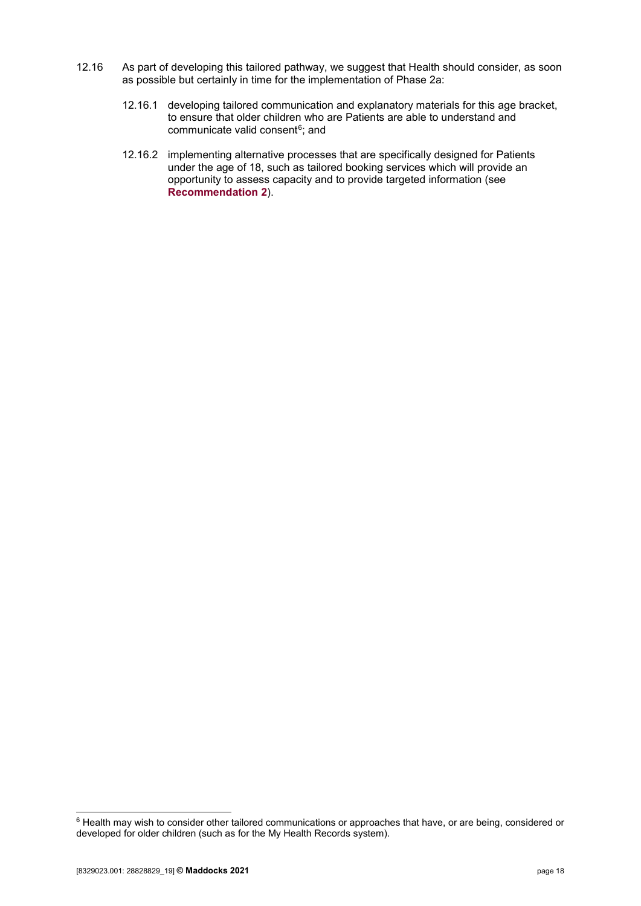12.16 As part of developing this tailored pathway, we suggest that Health should consider, as soon as possible but certainly in time for the implementation of Phase 2a:

12.16.1 developing tailored communication and explanatory materials for this age bracket, to ensure that older children who are Patients are able to understand and communicate valid consent[6]; and

12.16.2 implementing alternative processes that are specifically designed for Patients under the age of 18, such as tailored booking services which will provide an opportunity to assess capacity and to provide targeted information (see **Recommendation 2**).

---

[6] Health may wish to consider other tailored communications or approaches that have, or are being, considered or developed for older children (such as for the My Health Records system).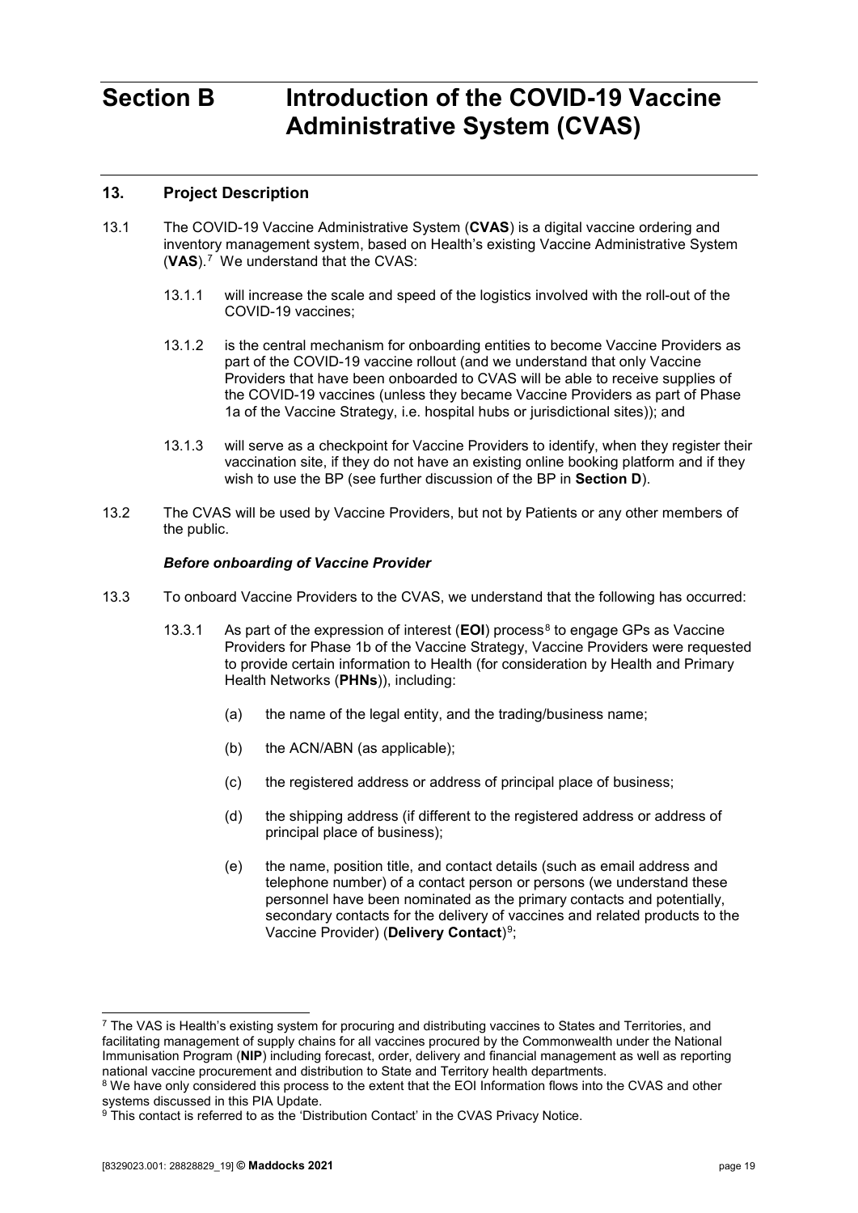# Section B Introduction of the COVID-19 Vaccine Administrative System (CVAS)

## 13. Project Description

13.1 The COVID-19 Vaccine Administrative System (**CVAS**) is a digital vaccine ordering and inventory management system, based on Health's existing Vaccine Administrative System (**VAS**).[7] We understand that the CVAS:

13.1.1 will increase the scale and speed of the logistics involved with the roll-out of the COVID-19 vaccines;

13.1.2 is the central mechanism for onboarding entities to become Vaccine Providers as part of the COVID-19 vaccine rollout (and we understand that only Vaccine Providers that have been onboarded to CVAS will be able to receive supplies of the COVID-19 vaccines (unless they became Vaccine Providers as part of Phase 1a of the Vaccine Strategy, i.e. hospital hubs or jurisdictional sites)); and

13.1.3 will serve as a checkpoint for Vaccine Providers to identify, when they register their vaccination site, if they do not have an existing online booking platform and if they wish to use the BP (see further discussion of the BP in **Section D**).

13.2 The CVAS will be used by Vaccine Providers, but not by Patients or any other members of the public.

***Before onboarding of Vaccine Provider***

13.3 To onboard Vaccine Providers to the CVAS, we understand that the following has occurred:

13.3.1 As part of the expression of interest (**EOI**) process[8] to engage GPs as Vaccine Providers for Phase 1b of the Vaccine Strategy, Vaccine Providers were requested to provide certain information to Health (for consideration by Health and Primary Health Networks (**PHNs**)), including:

(a) the name of the legal entity, and the trading/business name;

(b) the ACN/ABN (as applicable);

(c) the registered address or address of principal place of business;

(d) the shipping address (if different to the registered address or address of principal place of business);

(e) the name, position title, and contact details (such as email address and telephone number) of a contact person or persons (we understand these personnel have been nominated as the primary contacts and potentially, secondary contacts for the delivery of vaccines and related products to the Vaccine Provider) (**Delivery Contact**)[9];

---

[7] The VAS is Health's existing system for procuring and distributing vaccines to States and Territories, and facilitating management of supply chains for all vaccines procured by the Commonwealth under the National Immunisation Program (**NIP**) including forecast, order, delivery and financial management as well as reporting national vaccine procurement and distribution to State and Territory health departments.

[8] We have only considered this process to the extent that the EOI Information flows into the CVAS and other systems discussed in this PIA Update.

[9] This contact is referred to as the 'Distribution Contact' in the CVAS Privacy Notice.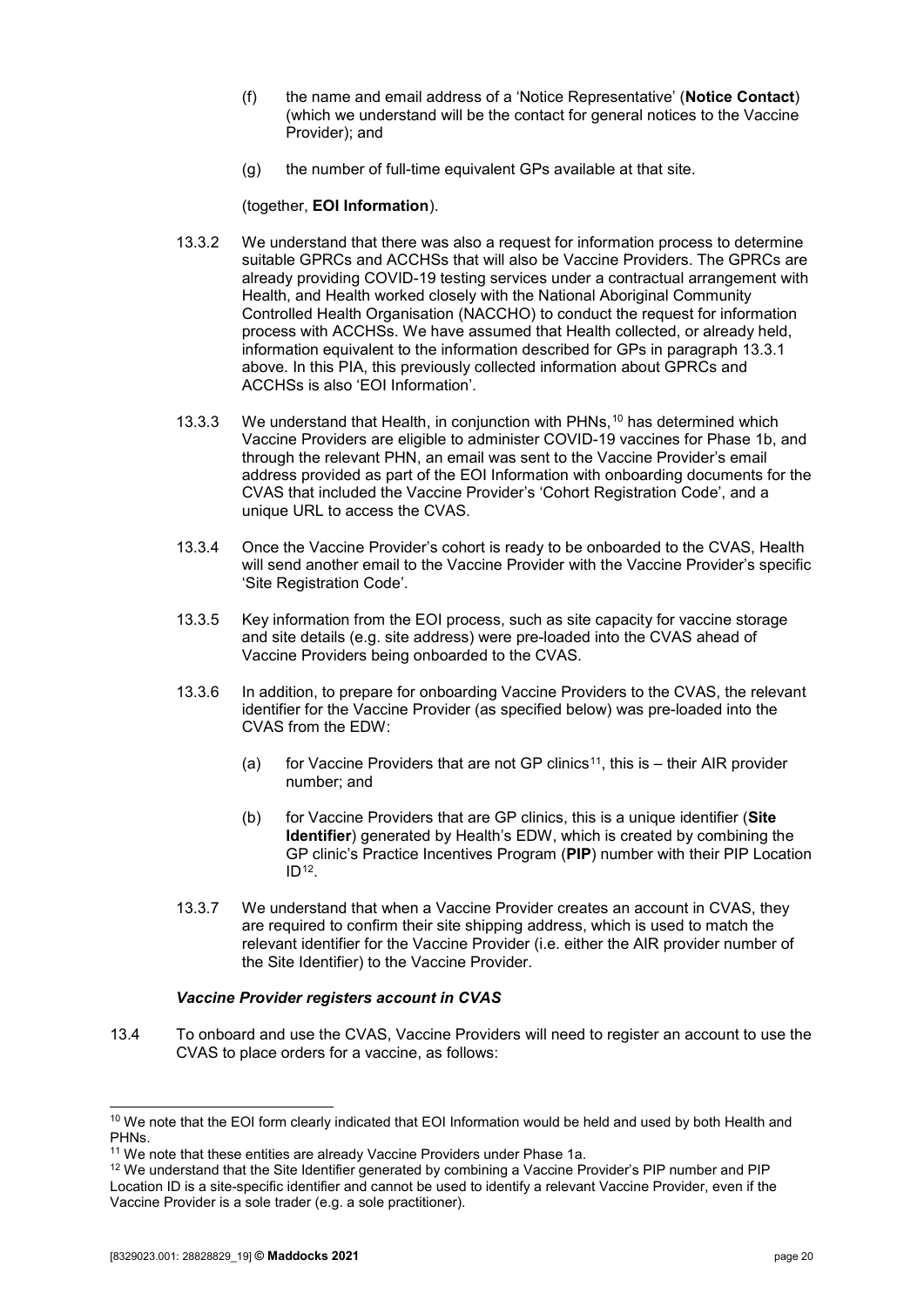(f) the name and email address of a 'Notice Representative' (**Notice Contact**) (which we understand will be the contact for general notices to the Vaccine Provider); and

(g) the number of full-time equivalent GPs available at that site.

(together, **EOI Information**).

13.3.2 We understand that there was also a request for information process to determine suitable GPRCs and ACCHSs that will also be Vaccine Providers. The GPRCs are already providing COVID-19 testing services under a contractual arrangement with Health, and Health worked closely with the National Aboriginal Community Controlled Health Organisation (NACCHO) to conduct the request for information process with ACCHSs. We have assumed that Health collected, or already held, information equivalent to the information described for GPs in paragraph 13.3.1 above. In this PIA, this previously collected information about GPRCs and ACCHSs is also 'EOI Information'.

13.3.3 We understand that Health, in conjunction with PHNs,[10] has determined which Vaccine Providers are eligible to administer COVID-19 vaccines for Phase 1b, and through the relevant PHN, an email was sent to the Vaccine Provider's email address provided as part of the EOI Information with onboarding documents for the CVAS that included the Vaccine Provider's 'Cohort Registration Code', and a unique URL to access the CVAS.

13.3.4 Once the Vaccine Provider's cohort is ready to be onboarded to the CVAS, Health will send another email to the Vaccine Provider with the Vaccine Provider's specific 'Site Registration Code'.

13.3.5 Key information from the EOI process, such as site capacity for vaccine storage and site details (e.g. site address) were pre-loaded into the CVAS ahead of Vaccine Providers being onboarded to the CVAS.

13.3.6 In addition, to prepare for onboarding Vaccine Providers to the CVAS, the relevant identifier for the Vaccine Provider (as specified below) was pre-loaded into the CVAS from the EDW:

(a) for Vaccine Providers that are not GP clinics[11], this is – their AIR provider number; and

(b) for Vaccine Providers that are GP clinics, this is a unique identifier (**Site Identifier**) generated by Health's EDW, which is created by combining the GP clinic's Practice Incentives Program (**PIP**) number with their PIP Location ID[12].

13.3.7 We understand that when a Vaccine Provider creates an account in CVAS, they are required to confirm their site shipping address, which is used to match the relevant identifier for the Vaccine Provider (i.e. either the AIR provider number of the Site Identifier) to the Vaccine Provider.

***Vaccine Provider registers account in CVAS***

13.4 To onboard and use the CVAS, Vaccine Providers will need to register an account to use the CVAS to place orders for a vaccine, as follows:

---

[10] We note that the EOI form clearly indicated that EOI Information would be held and used by both Health and PHNs.

[11] We note that these entities are already Vaccine Providers under Phase 1a.

[12] We understand that the Site Identifier generated by combining a Vaccine Provider's PIP number and PIP Location ID is a site-specific identifier and cannot be used to identify a relevant Vaccine Provider, even if the Vaccine Provider is a sole trader (e.g. a sole practitioner).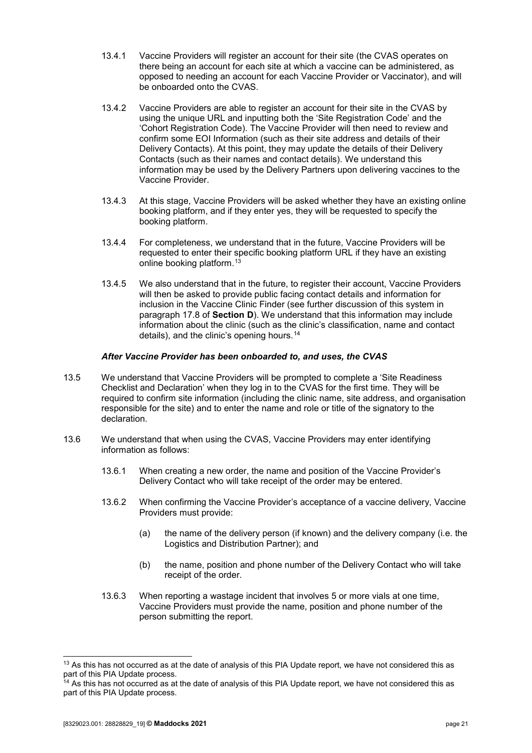13.4.1 Vaccine Providers will register an account for their site (the CVAS operates on there being an account for each site at which a vaccine can be administered, as opposed to needing an account for each Vaccine Provider or Vaccinator), and will be onboarded onto the CVAS.

13.4.2 Vaccine Providers are able to register an account for their site in the CVAS by using the unique URL and inputting both the 'Site Registration Code' and the 'Cohort Registration Code). The Vaccine Provider will then need to review and confirm some EOI Information (such as their site address and details of their Delivery Contacts). At this point, they may update the details of their Delivery Contacts (such as their names and contact details). We understand this information may be used by the Delivery Partners upon delivering vaccines to the Vaccine Provider.

13.4.3 At this stage, Vaccine Providers will be asked whether they have an existing online booking platform, and if they enter yes, they will be requested to specify the booking platform.

13.4.4 For completeness, we understand that in the future, Vaccine Providers will be requested to enter their specific booking platform URL if they have an existing online booking platform.[13]

13.4.5 We also understand that in the future, to register their account, Vaccine Providers will then be asked to provide public facing contact details and information for inclusion in the Vaccine Clinic Finder (see further discussion of this system in paragraph 17.8 of **Section D**). We understand that this information may include information about the clinic (such as the clinic's classification, name and contact details), and the clinic's opening hours.[14]

***After Vaccine Provider has been onboarded to, and uses, the CVAS***

13.5 We understand that Vaccine Providers will be prompted to complete a 'Site Readiness Checklist and Declaration' when they log in to the CVAS for the first time. They will be required to confirm site information (including the clinic name, site address, and organisation responsible for the site) and to enter the name and role or title of the signatory to the declaration.

13.6 We understand that when using the CVAS, Vaccine Providers may enter identifying information as follows:

13.6.1 When creating a new order, the name and position of the Vaccine Provider's Delivery Contact who will take receipt of the order may be entered.

13.6.2 When confirming the Vaccine Provider's acceptance of a vaccine delivery, Vaccine Providers must provide:

(a) the name of the delivery person (if known) and the delivery company (i.e. the Logistics and Distribution Partner); and

(b) the name, position and phone number of the Delivery Contact who will take receipt of the order.

13.6.3 When reporting a wastage incident that involves 5 or more vials at one time, Vaccine Providers must provide the name, position and phone number of the person submitting the report.

---

[13] As this has not occurred as at the date of analysis of this PIA Update report, we have not considered this as part of this PIA Update process.

[14] As this has not occurred as at the date of analysis of this PIA Update report, we have not considered this as part of this PIA Update process.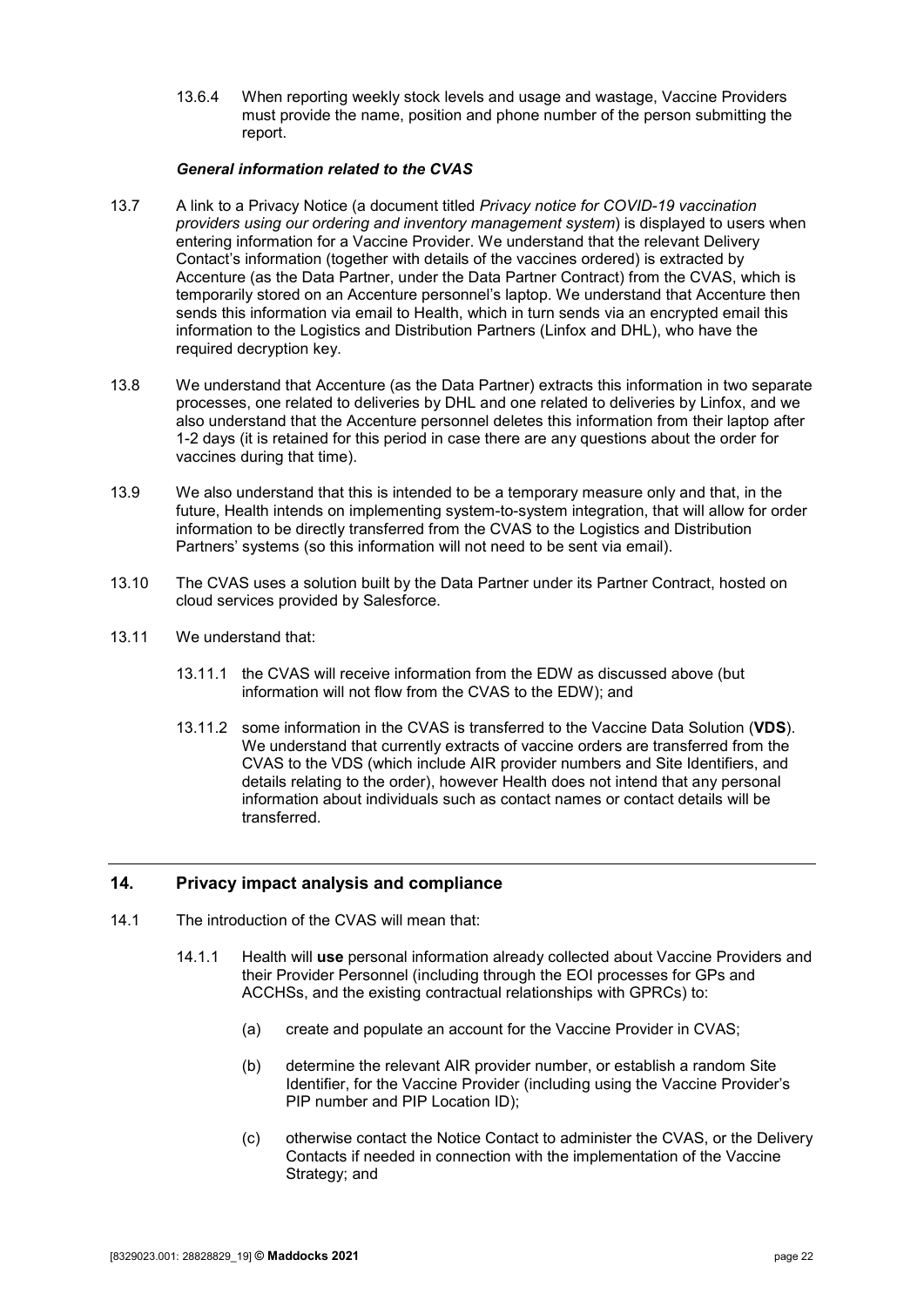13.6.4 When reporting weekly stock levels and usage and wastage, Vaccine Providers must provide the name, position and phone number of the person submitting the report.

***General information related to the CVAS***

13.7 A link to a Privacy Notice (a document titled *Privacy notice for COVID-19 vaccination providers using our ordering and inventory management system*) is displayed to users when entering information for a Vaccine Provider. We understand that the relevant Delivery Contact's information (together with details of the vaccines ordered) is extracted by Accenture (as the Data Partner, under the Data Partner Contract) from the CVAS, which is temporarily stored on an Accenture personnel's laptop. We understand that Accenture then sends this information via email to Health, which in turn sends via an encrypted email this information to the Logistics and Distribution Partners (Linfox and DHL), who have the required decryption key.

13.8 We understand that Accenture (as the Data Partner) extracts this information in two separate processes, one related to deliveries by DHL and one related to deliveries by Linfox, and we also understand that the Accenture personnel deletes this information from their laptop after 1-2 days (it is retained for this period in case there are any questions about the order for vaccines during that time).

13.9 We also understand that this is intended to be a temporary measure only and that, in the future, Health intends on implementing system-to-system integration, that will allow for order information to be directly transferred from the CVAS to the Logistics and Distribution Partners' systems (so this information will not need to be sent via email).

13.10 The CVAS uses a solution built by the Data Partner under its Partner Contract, hosted on cloud services provided by Salesforce.

13.11 We understand that:

13.11.1 the CVAS will receive information from the EDW as discussed above (but information will not flow from the CVAS to the EDW); and

13.11.2 some information in the CVAS is transferred to the Vaccine Data Solution (**VDS**). We understand that currently extracts of vaccine orders are transferred from the CVAS to the VDS (which include AIR provider numbers and Site Identifiers, and details relating to the order), however Health does not intend that any personal information about individuals such as contact names or contact details will be transferred.

## 14. Privacy impact analysis and compliance

14.1 The introduction of the CVAS will mean that:

14.1.1 Health will **use** personal information already collected about Vaccine Providers and their Provider Personnel (including through the EOI processes for GPs and ACCHSs, and the existing contractual relationships with GPRCs) to:

(a) create and populate an account for the Vaccine Provider in CVAS;

(b) determine the relevant AIR provider number, or establish a random Site Identifier, for the Vaccine Provider (including using the Vaccine Provider's PIP number and PIP Location ID);

(c) otherwise contact the Notice Contact to administer the CVAS, or the Delivery Contacts if needed in connection with the implementation of the Vaccine Strategy; and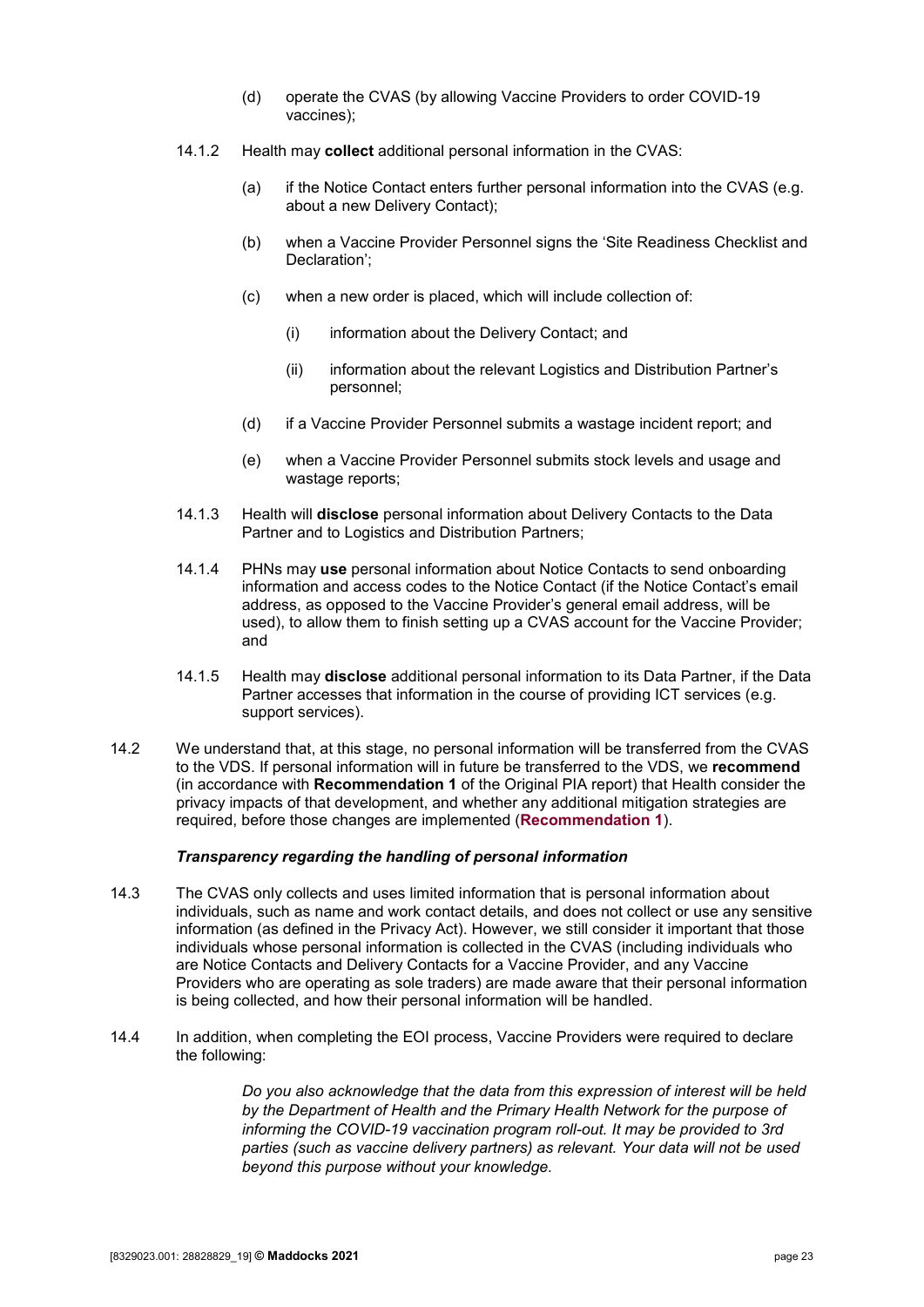(d) operate the CVAS (by allowing Vaccine Providers to order COVID-19 vaccines);

14.1.2 Health may **collect** additional personal information in the CVAS:

(a) if the Notice Contact enters further personal information into the CVAS (e.g. about a new Delivery Contact);

(b) when a Vaccine Provider Personnel signs the 'Site Readiness Checklist and Declaration';

(c) when a new order is placed, which will include collection of:

(i) information about the Delivery Contact; and

(ii) information about the relevant Logistics and Distribution Partner's personnel;

(d) if a Vaccine Provider Personnel submits a wastage incident report; and

(e) when a Vaccine Provider Personnel submits stock levels and usage and wastage reports;

14.1.3 Health will **disclose** personal information about Delivery Contacts to the Data Partner and to Logistics and Distribution Partners;

14.1.4 PHNs may **use** personal information about Notice Contacts to send onboarding information and access codes to the Notice Contact (if the Notice Contact's email address, as opposed to the Vaccine Provider's general email address, will be used), to allow them to finish setting up a CVAS account for the Vaccine Provider; and

14.1.5 Health may **disclose** additional personal information to its Data Partner, if the Data Partner accesses that information in the course of providing ICT services (e.g. support services).

14.2 We understand that, at this stage, no personal information will be transferred from the CVAS to the VDS. If personal information will in future be transferred to the VDS, we **recommend** (in accordance with **Recommendation 1** of the Original PIA report) that Health consider the privacy impacts of that development, and whether any additional mitigation strategies are required, before those changes are implemented (**Recommendation 1**).

***Transparency regarding the handling of personal information***

14.3 The CVAS only collects and uses limited information that is personal information about individuals, such as name and work contact details, and does not collect or use any sensitive information (as defined in the Privacy Act). However, we still consider it important that those individuals whose personal information is collected in the CVAS (including individuals who are Notice Contacts and Delivery Contacts for a Vaccine Provider, and any Vaccine Providers who are operating as sole traders) are made aware that their personal information is being collected, and how their personal information will be handled.

14.4 In addition, when completing the EOI process, Vaccine Providers were required to declare the following:

> *Do you also acknowledge that the data from this expression of interest will be held by the Department of Health and the Primary Health Network for the purpose of informing the COVID-19 vaccination program roll-out. It may be provided to 3rd parties (such as vaccine delivery partners) as relevant. Your data will not be used beyond this purpose without your knowledge.*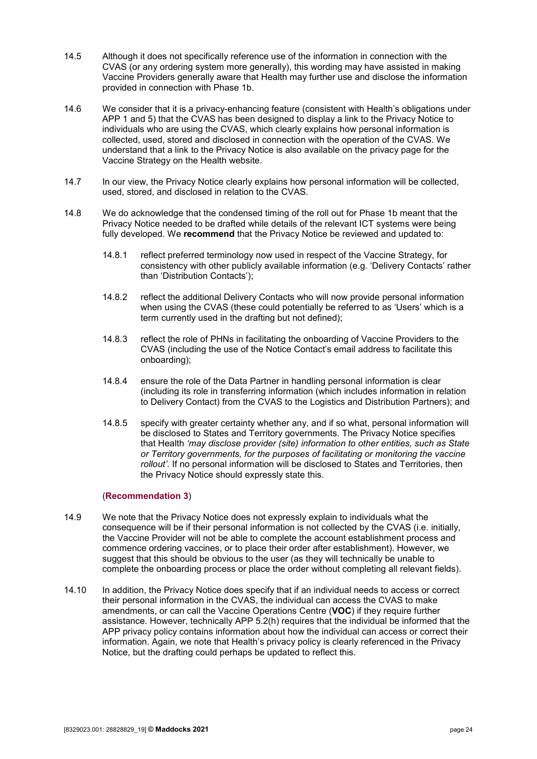14.5 Although it does not specifically reference use of the information in connection with the CVAS (or any ordering system more generally), this wording may have assisted in making Vaccine Providers generally aware that Health may further use and disclose the information provided in connection with Phase 1b.

14.6 We consider that it is a privacy-enhancing feature (consistent with Health's obligations under APP 1 and 5) that the CVAS has been designed to display a link to the Privacy Notice to individuals who are using the CVAS, which clearly explains how personal information is collected, used, stored and disclosed in connection with the operation of the CVAS. We understand that a link to the Privacy Notice is also available on the privacy page for the Vaccine Strategy on the Health website.

14.7 In our view, the Privacy Notice clearly explains how personal information will be collected, used, stored, and disclosed in relation to the CVAS.

14.8 We do acknowledge that the condensed timing of the roll out for Phase 1b meant that the Privacy Notice needed to be drafted while details of the relevant ICT systems were being fully developed. We **recommend** that the Privacy Notice be reviewed and updated to:

- 14.8.1 reflect preferred terminology now used in respect of the Vaccine Strategy, for consistency with other publicly available information (e.g. 'Delivery Contacts' rather than 'Distribution Contacts');
- 14.8.2 reflect the additional Delivery Contacts who will now provide personal information when using the CVAS (these could potentially be referred to as 'Users' which is a term currently used in the drafting but not defined);
- 14.8.3 reflect the role of PHNs in facilitating the onboarding of Vaccine Providers to the CVAS (including the use of the Notice Contact's email address to facilitate this onboarding);
- 14.8.4 ensure the role of the Data Partner in handling personal information is clear (including its role in transferring information (which includes information in relation to Delivery Contact) from the CVAS to the Logistics and Distribution Partners); and
- 14.8.5 specify with greater certainty whether any, and if so what, personal information will be disclosed to States and Territory governments. The Privacy Notice specifies that Health *'may disclose provider (site) information to other entities, such as State or Territory governments, for the purposes of facilitating or monitoring the vaccine rollout'.* If no personal information will be disclosed to States and Territories, then the Privacy Notice should expressly state this.

(**Recommendation 3**)

14.9 We note that the Privacy Notice does not expressly explain to individuals what the consequence will be if their personal information is not collected by the CVAS (i.e. initially, the Vaccine Provider will not be able to complete the account establishment process and commence ordering vaccines, or to place their order after establishment). However, we suggest that this should be obvious to the user (as they will technically be unable to complete the onboarding process or place the order without completing all relevant fields).

14.10 In addition, the Privacy Notice does specify that if an individual needs to access or correct their personal information in the CVAS, the individual can access the CVAS to make amendments, or can call the Vaccine Operations Centre (**VOC**) if they require further assistance. However, technically APP 5.2(h) requires that the individual be informed that the APP privacy policy contains information about how the individual can access or correct their information. Again, we note that Health's privacy policy is clearly referenced in the Privacy Notice, but the drafting could perhaps be updated to reflect this.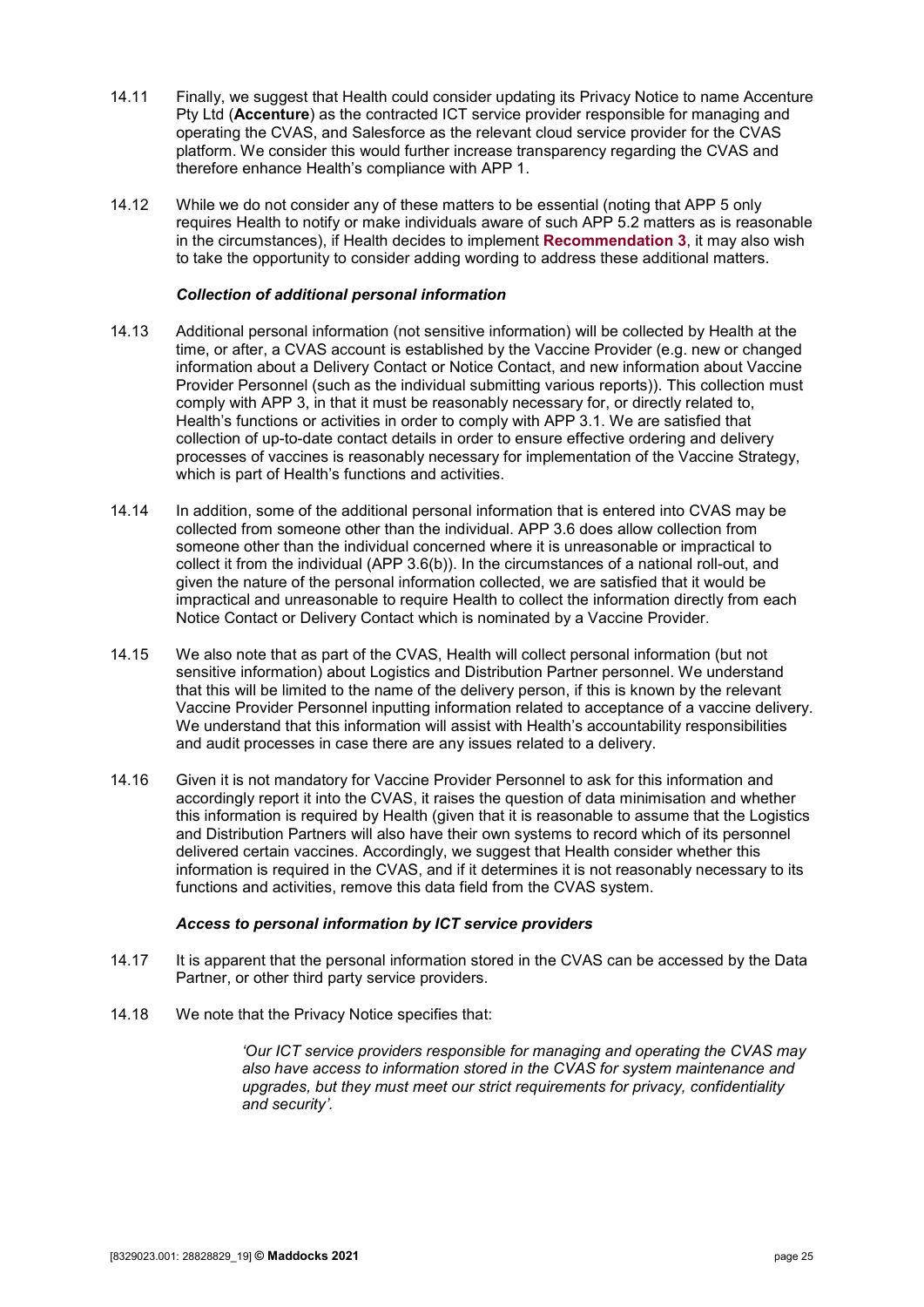14.11 Finally, we suggest that Health could consider updating its Privacy Notice to name Accenture Pty Ltd (**Accenture**) as the contracted ICT service provider responsible for managing and operating the CVAS, and Salesforce as the relevant cloud service provider for the CVAS platform. We consider this would further increase transparency regarding the CVAS and therefore enhance Health's compliance with APP 1.

14.12 While we do not consider any of these matters to be essential (noting that APP 5 only requires Health to notify or make individuals aware of such APP 5.2 matters as is reasonable in the circumstances), if Health decides to implement **Recommendation 3**, it may also wish to take the opportunity to consider adding wording to address these additional matters.

***Collection of additional personal information***

14.13 Additional personal information (not sensitive information) will be collected by Health at the time, or after, a CVAS account is established by the Vaccine Provider (e.g. new or changed information about a Delivery Contact or Notice Contact, and new information about Vaccine Provider Personnel (such as the individual submitting various reports)). This collection must comply with APP 3, in that it must be reasonably necessary for, or directly related to, Health's functions or activities in order to comply with APP 3.1. We are satisfied that collection of up-to-date contact details in order to ensure effective ordering and delivery processes of vaccines is reasonably necessary for implementation of the Vaccine Strategy, which is part of Health's functions and activities.

14.14 In addition, some of the additional personal information that is entered into CVAS may be collected from someone other than the individual. APP 3.6 does allow collection from someone other than the individual concerned where it is unreasonable or impractical to collect it from the individual (APP 3.6(b)). In the circumstances of a national roll-out, and given the nature of the personal information collected, we are satisfied that it would be impractical and unreasonable to require Health to collect the information directly from each Notice Contact or Delivery Contact which is nominated by a Vaccine Provider.

14.15 We also note that as part of the CVAS, Health will collect personal information (but not sensitive information) about Logistics and Distribution Partner personnel. We understand that this will be limited to the name of the delivery person, if this is known by the relevant Vaccine Provider Personnel inputting information related to acceptance of a vaccine delivery. We understand that this information will assist with Health's accountability responsibilities and audit processes in case there are any issues related to a delivery.

14.16 Given it is not mandatory for Vaccine Provider Personnel to ask for this information and accordingly report it into the CVAS, it raises the question of data minimisation and whether this information is required by Health (given that it is reasonable to assume that the Logistics and Distribution Partners will also have their own systems to record which of its personnel delivered certain vaccines. Accordingly, we suggest that Health consider whether this information is required in the CVAS, and if it determines it is not reasonably necessary to its functions and activities, remove this data field from the CVAS system.

***Access to personal information by ICT service providers***

14.17 It is apparent that the personal information stored in the CVAS can be accessed by the Data Partner, or other third party service providers.

14.18 We note that the Privacy Notice specifies that:

> *'Our ICT service providers responsible for managing and operating the CVAS may also have access to information stored in the CVAS for system maintenance and upgrades, but they must meet our strict requirements for privacy, confidentiality and security'.*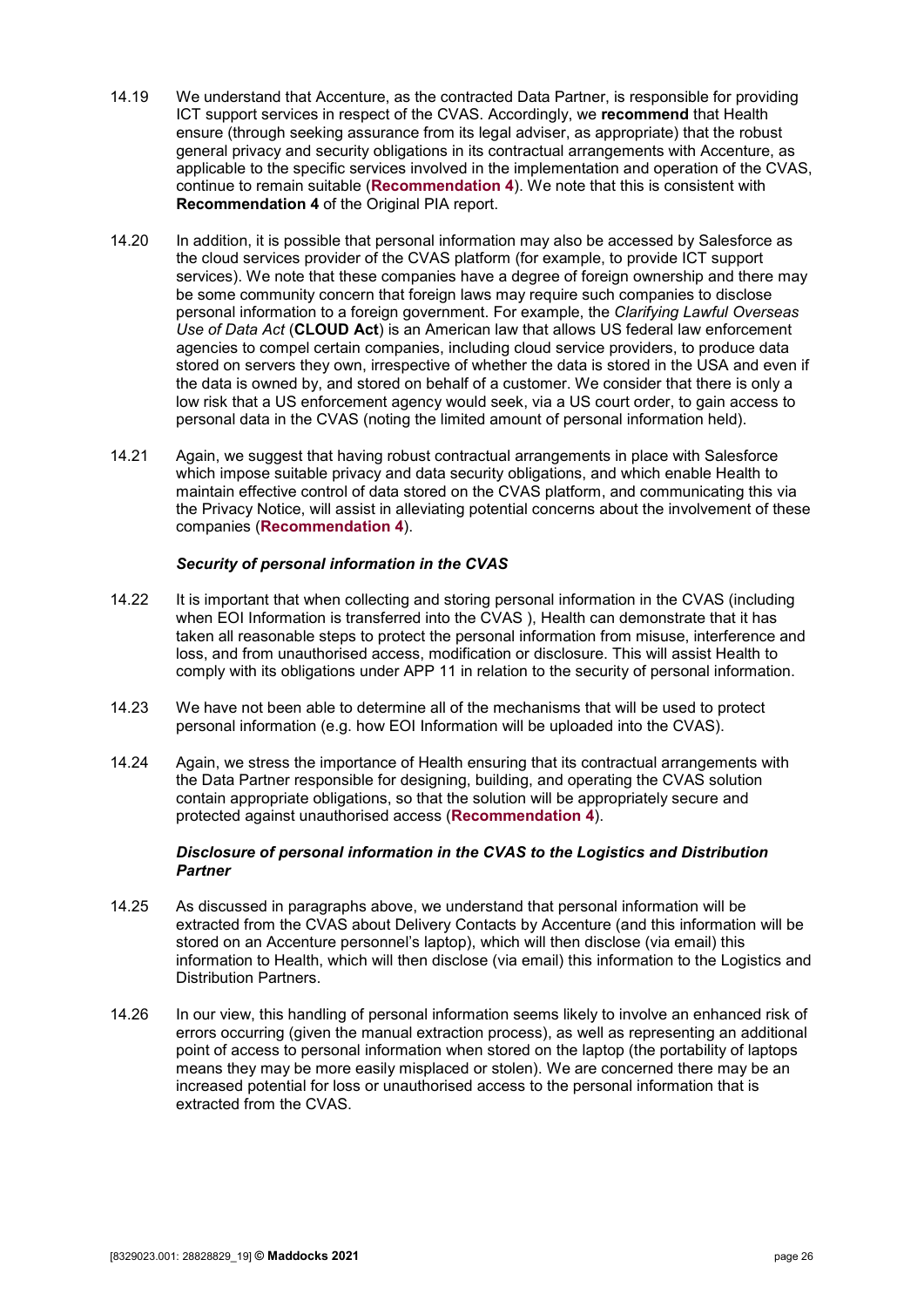14.19 We understand that Accenture, as the contracted Data Partner, is responsible for providing ICT support services in respect of the CVAS. Accordingly, we **recommend** that Health ensure (through seeking assurance from its legal adviser, as appropriate) that the robust general privacy and security obligations in its contractual arrangements with Accenture, as applicable to the specific services involved in the implementation and operation of the CVAS, continue to remain suitable (**Recommendation 4**). We note that this is consistent with **Recommendation 4** of the Original PIA report.

14.20 In addition, it is possible that personal information may also be accessed by Salesforce as the cloud services provider of the CVAS platform (for example, to provide ICT support services). We note that these companies have a degree of foreign ownership and there may be some community concern that foreign laws may require such companies to disclose personal information to a foreign government. For example, the *Clarifying Lawful Overseas Use of Data Act* (**CLOUD Act**) is an American law that allows US federal law enforcement agencies to compel certain companies, including cloud service providers, to produce data stored on servers they own, irrespective of whether the data is stored in the USA and even if the data is owned by, and stored on behalf of a customer. We consider that there is only a low risk that a US enforcement agency would seek, via a US court order, to gain access to personal data in the CVAS (noting the limited amount of personal information held).

14.21 Again, we suggest that having robust contractual arrangements in place with Salesforce which impose suitable privacy and data security obligations, and which enable Health to maintain effective control of data stored on the CVAS platform, and communicating this via the Privacy Notice, will assist in alleviating potential concerns about the involvement of these companies (**Recommendation 4**).

***Security of personal information in the CVAS***

14.22 It is important that when collecting and storing personal information in the CVAS (including when EOI Information is transferred into the CVAS ), Health can demonstrate that it has taken all reasonable steps to protect the personal information from misuse, interference and loss, and from unauthorised access, modification or disclosure. This will assist Health to comply with its obligations under APP 11 in relation to the security of personal information.

14.23 We have not been able to determine all of the mechanisms that will be used to protect personal information (e.g. how EOI Information will be uploaded into the CVAS).

14.24 Again, we stress the importance of Health ensuring that its contractual arrangements with the Data Partner responsible for designing, building, and operating the CVAS solution contain appropriate obligations, so that the solution will be appropriately secure and protected against unauthorised access (**Recommendation 4**).

***Disclosure of personal information in the CVAS to the Logistics and Distribution Partner***

14.25 As discussed in paragraphs above, we understand that personal information will be extracted from the CVAS about Delivery Contacts by Accenture (and this information will be stored on an Accenture personnel's laptop), which will then disclose (via email) this information to Health, which will then disclose (via email) this information to the Logistics and Distribution Partners.

14.26 In our view, this handling of personal information seems likely to involve an enhanced risk of errors occurring (given the manual extraction process), as well as representing an additional point of access to personal information when stored on the laptop (the portability of laptops means they may be more easily misplaced or stolen). We are concerned there may be an increased potential for loss or unauthorised access to the personal information that is extracted from the CVAS.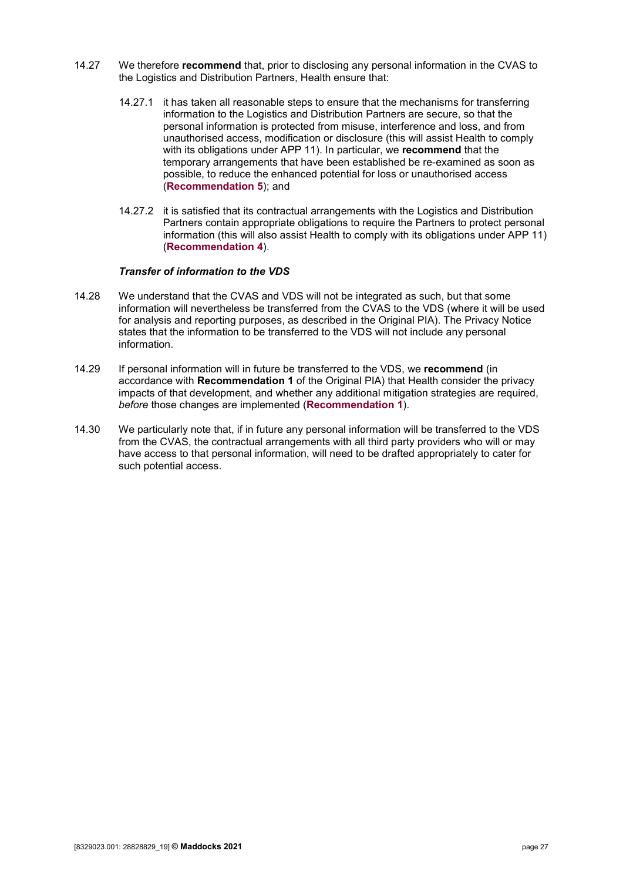14.27 We therefore **recommend** that, prior to disclosing any personal information in the CVAS to the Logistics and Distribution Partners, Health ensure that:

14.27.1 it has taken all reasonable steps to ensure that the mechanisms for transferring information to the Logistics and Distribution Partners are secure, so that the personal information is protected from misuse, interference and loss, and from unauthorised access, modification or disclosure (this will assist Health to comply with its obligations under APP 11). In particular, we **recommend** that the temporary arrangements that have been established be re-examined as soon as possible, to reduce the enhanced potential for loss or unauthorised access (**Recommendation 5**); and

14.27.2 it is satisfied that its contractual arrangements with the Logistics and Distribution Partners contain appropriate obligations to require the Partners to protect personal information (this will also assist Health to comply with its obligations under APP 11) (**Recommendation 4**).

***Transfer of information to the VDS***

14.28 We understand that the CVAS and VDS will not be integrated as such, but that some information will nevertheless be transferred from the CVAS to the VDS (where it will be used for analysis and reporting purposes, as described in the Original PIA). The Privacy Notice states that the information to be transferred to the VDS will not include any personal information.

14.29 If personal information will in future be transferred to the VDS, we **recommend** (in accordance with **Recommendation 1** of the Original PIA) that Health consider the privacy impacts of that development, and whether any additional mitigation strategies are required, *before* those changes are implemented (**Recommendation 1**).

14.30 We particularly note that, if in future any personal information will be transferred to the VDS from the CVAS, the contractual arrangements with all third party providers who will or may have access to that personal information, will need to be drafted appropriately to cater for such potential access.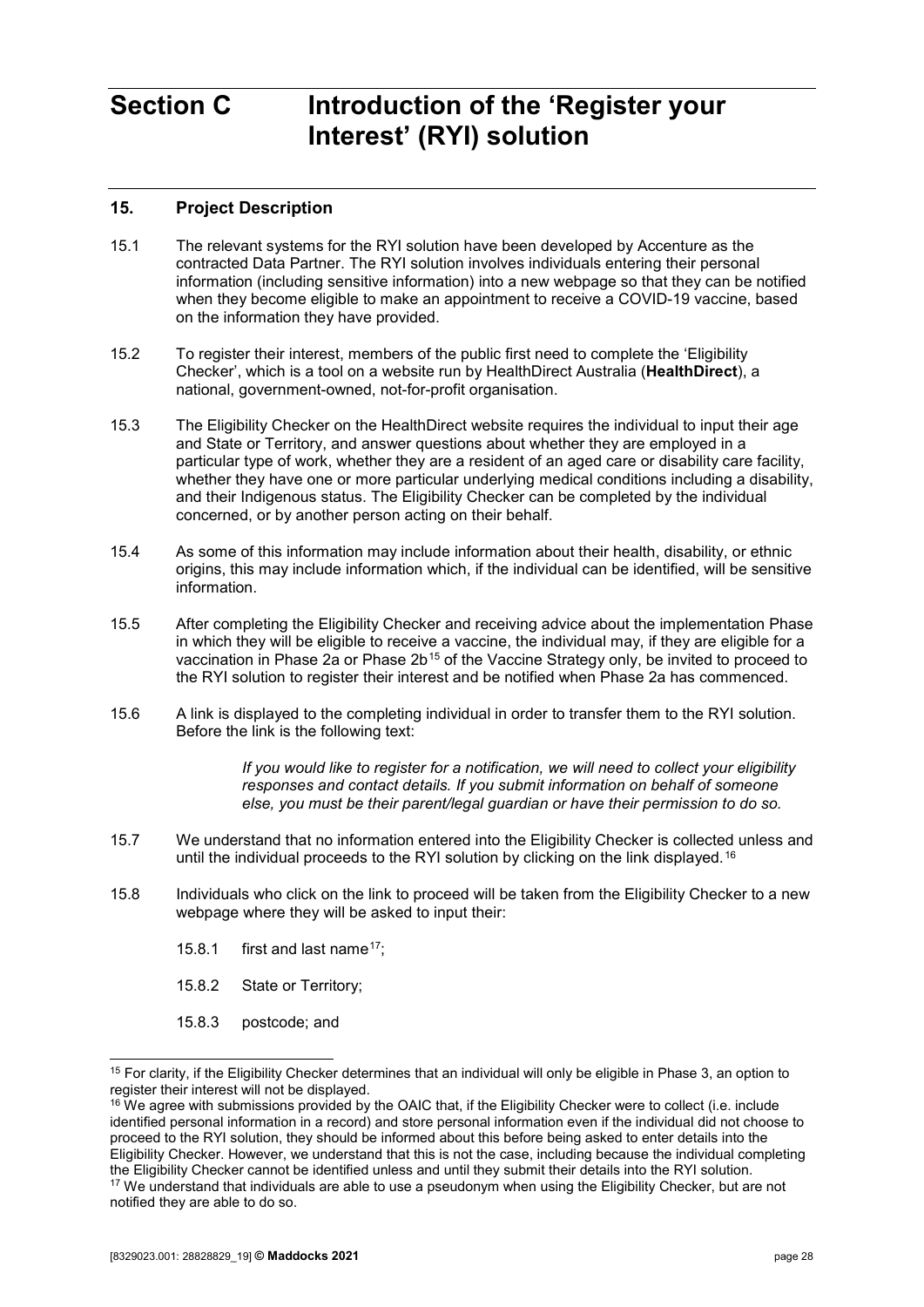# Section C Introduction of the 'Register your Interest' (RYI) solution

## 15. Project Description

15.1 The relevant systems for the RYI solution have been developed by Accenture as the contracted Data Partner. The RYI solution involves individuals entering their personal information (including sensitive information) into a new webpage so that they can be notified when they become eligible to make an appointment to receive a COVID-19 vaccine, based on the information they have provided.

15.2 To register their interest, members of the public first need to complete the 'Eligibility Checker', which is a tool on a website run by HealthDirect Australia (**HealthDirect**), a national, government-owned, not-for-profit organisation.

15.3 The Eligibility Checker on the HealthDirect website requires the individual to input their age and State or Territory, and answer questions about whether they are employed in a particular type of work, whether they are a resident of an aged care or disability care facility, whether they have one or more particular underlying medical conditions including a disability, and their Indigenous status. The Eligibility Checker can be completed by the individual concerned, or by another person acting on their behalf.

15.4 As some of this information may include information about their health, disability, or ethnic origins, this may include information which, if the individual can be identified, will be sensitive information.

15.5 After completing the Eligibility Checker and receiving advice about the implementation Phase in which they will be eligible to receive a vaccine, the individual may, if they are eligible for a vaccination in Phase 2a or Phase 2b[15] of the Vaccine Strategy only, be invited to proceed to the RYI solution to register their interest and be notified when Phase 2a has commenced.

15.6 A link is displayed to the completing individual in order to transfer them to the RYI solution. Before the link is the following text:

> *If you would like to register for a notification, we will need to collect your eligibility responses and contact details. If you submit information on behalf of someone else, you must be their parent/legal guardian or have their permission to do so.*

15.7 We understand that no information entered into the Eligibility Checker is collected unless and until the individual proceeds to the RYI solution by clicking on the link displayed.[16]

15.8 Individuals who click on the link to proceed will be taken from the Eligibility Checker to a new webpage where they will be asked to input their:

15.8.1 first and last name[17];

15.8.2 State or Territory;

15.8.3 postcode; and

---

[15] For clarity, if the Eligibility Checker determines that an individual will only be eligible in Phase 3, an option to register their interest will not be displayed.

[16] We agree with submissions provided by the OAIC that, if the Eligibility Checker were to collect (i.e. include identified personal information in a record) and store personal information even if the individual did not choose to proceed to the RYI solution, they should be informed about this before being asked to enter details into the Eligibility Checker. However, we understand that this is not the case, including because the individual completing the Eligibility Checker cannot be identified unless and until they submit their details into the RYI solution.

[17] We understand that individuals are able to use a pseudonym when using the Eligibility Checker, but are not notified they are able to do so.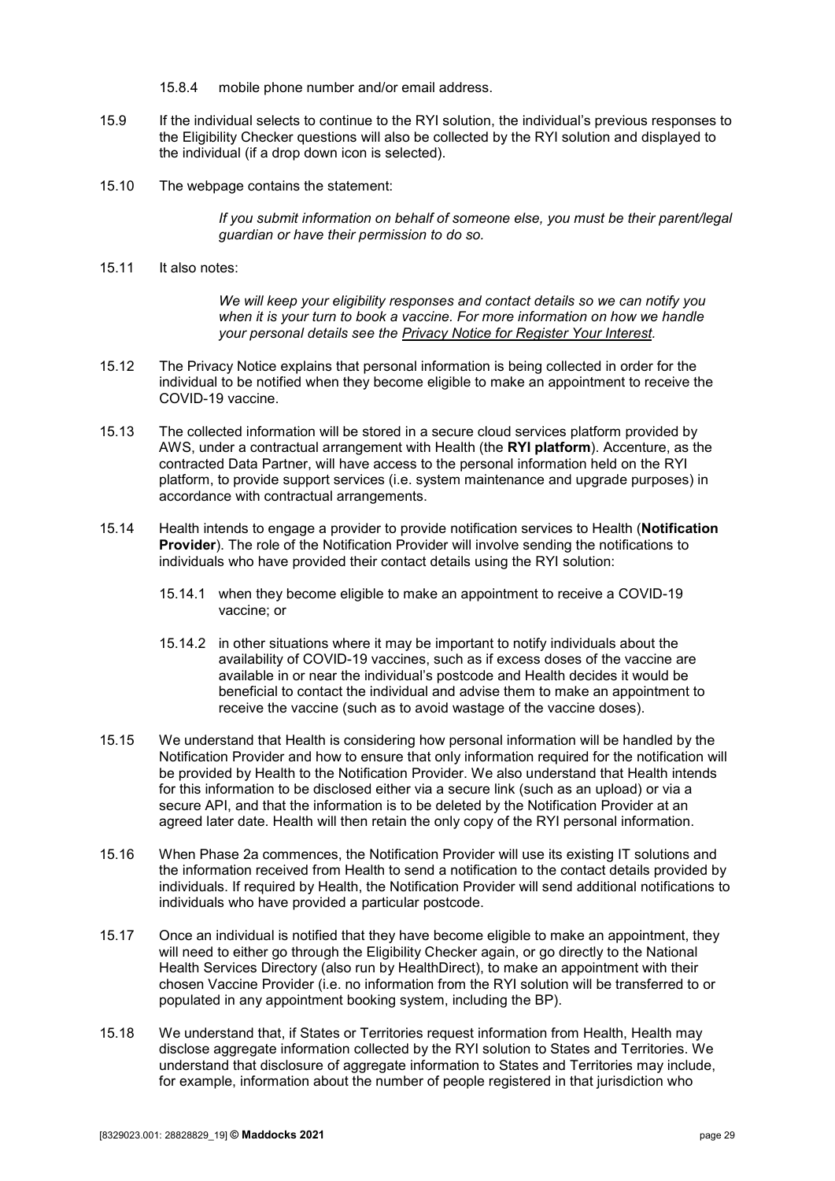15.8.4 mobile phone number and/or email address.

15.9 If the individual selects to continue to the RYI solution, the individual's previous responses to the Eligibility Checker questions will also be collected by the RYI solution and displayed to the individual (if a drop down icon is selected).

15.10 The webpage contains the statement:

> *If you submit information on behalf of someone else, you must be their parent/legal guardian or have their permission to do so.*

15.11 It also notes:

> *We will keep your eligibility responses and contact details so we can notify you when it is your turn to book a vaccine. For more information on how we handle your personal details see the Privacy Notice for Register Your Interest.*

15.12 The Privacy Notice explains that personal information is being collected in order for the individual to be notified when they become eligible to make an appointment to receive the COVID-19 vaccine.

15.13 The collected information will be stored in a secure cloud services platform provided by AWS, under a contractual arrangement with Health (the **RYI platform**). Accenture, as the contracted Data Partner, will have access to the personal information held on the RYI platform, to provide support services (i.e. system maintenance and upgrade purposes) in accordance with contractual arrangements.

15.14 Health intends to engage a provider to provide notification services to Health (**Notification Provider**). The role of the Notification Provider will involve sending the notifications to individuals who have provided their contact details using the RYI solution:

15.14.1 when they become eligible to make an appointment to receive a COVID-19 vaccine; or

15.14.2 in other situations where it may be important to notify individuals about the availability of COVID-19 vaccines, such as if excess doses of the vaccine are available in or near the individual's postcode and Health decides it would be beneficial to contact the individual and advise them to make an appointment to receive the vaccine (such as to avoid wastage of the vaccine doses).

15.15 We understand that Health is considering how personal information will be handled by the Notification Provider and how to ensure that only information required for the notification will be provided by Health to the Notification Provider. We also understand that Health intends for this information to be disclosed either via a secure link (such as an upload) or via a secure API, and that the information is to be deleted by the Notification Provider at an agreed later date. Health will then retain the only copy of the RYI personal information.

15.16 When Phase 2a commences, the Notification Provider will use its existing IT solutions and the information received from Health to send a notification to the contact details provided by individuals. If required by Health, the Notification Provider will send additional notifications to individuals who have provided a particular postcode.

15.17 Once an individual is notified that they have become eligible to make an appointment, they will need to either go through the Eligibility Checker again, or go directly to the National Health Services Directory (also run by HealthDirect), to make an appointment with their chosen Vaccine Provider (i.e. no information from the RYI solution will be transferred to or populated in any appointment booking system, including the BP).

15.18 We understand that, if States or Territories request information from Health, Health may disclose aggregate information collected by the RYI solution to States and Territories. We understand that disclosure of aggregate information to States and Territories may include, for example, information about the number of people registered in that jurisdiction who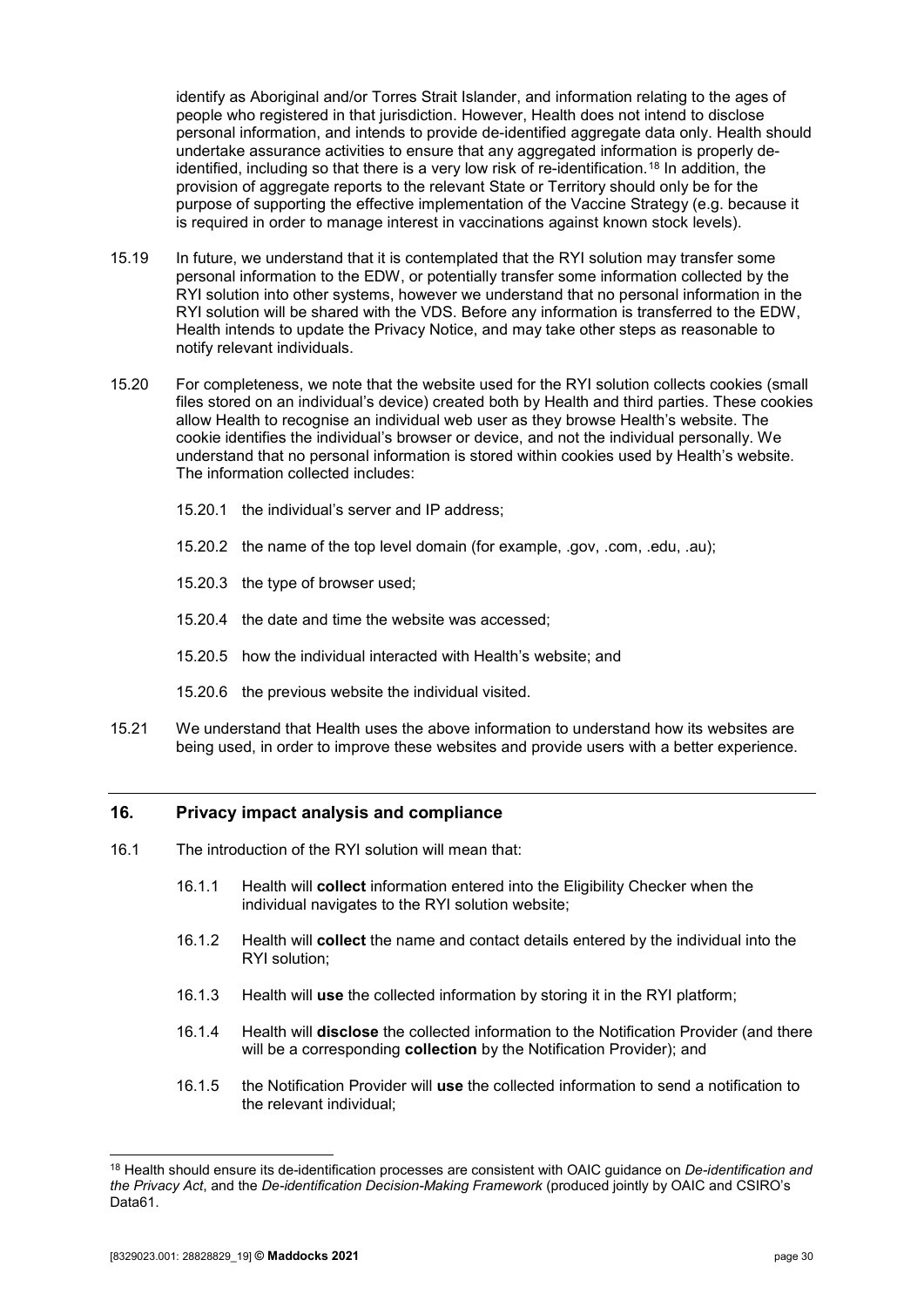identify as Aboriginal and/or Torres Strait Islander, and information relating to the ages of people who registered in that jurisdiction. However, Health does not intend to disclose personal information, and intends to provide de-identified aggregate data only. Health should undertake assurance activities to ensure that any aggregated information is properly de-identified, including so that there is a very low risk of re-identification.[18] In addition, the provision of aggregate reports to the relevant State or Territory should only be for the purpose of supporting the effective implementation of the Vaccine Strategy (e.g. because it is required in order to manage interest in vaccinations against known stock levels).

15.19 In future, we understand that it is contemplated that the RYI solution may transfer some personal information to the EDW, or potentially transfer some information collected by the RYI solution into other systems, however we understand that no personal information in the RYI solution will be shared with the VDS. Before any information is transferred to the EDW, Health intends to update the Privacy Notice, and may take other steps as reasonable to notify relevant individuals.

15.20 For completeness, we note that the website used for the RYI solution collects cookies (small files stored on an individual's device) created both by Health and third parties. These cookies allow Health to recognise an individual web user as they browse Health's website. The cookie identifies the individual's browser or device, and not the individual personally. We understand that no personal information is stored within cookies used by Health's website. The information collected includes:

15.20.1 the individual's server and IP address;

15.20.2 the name of the top level domain (for example, .gov, .com, .edu, .au);

15.20.3 the type of browser used;

15.20.4 the date and time the website was accessed;

15.20.5 how the individual interacted with Health's website; and

15.20.6 the previous website the individual visited.

15.21 We understand that Health uses the above information to understand how its websites are being used, in order to improve these websites and provide users with a better experience.

## 16. Privacy impact analysis and compliance

16.1 The introduction of the RYI solution will mean that:

16.1.1 Health will **collect** information entered into the Eligibility Checker when the individual navigates to the RYI solution website;

16.1.2 Health will **collect** the name and contact details entered by the individual into the RYI solution;

16.1.3 Health will **use** the collected information by storing it in the RYI platform;

16.1.4 Health will **disclose** the collected information to the Notification Provider (and there will be a corresponding **collection** by the Notification Provider); and

16.1.5 the Notification Provider will **use** the collected information to send a notification to the relevant individual;

---

[18] Health should ensure its de-identification processes are consistent with OAIC guidance on *De-identification and the Privacy Act*, and the *De-identification Decision-Making Framework* (produced jointly by OAIC and CSIRO's Data61.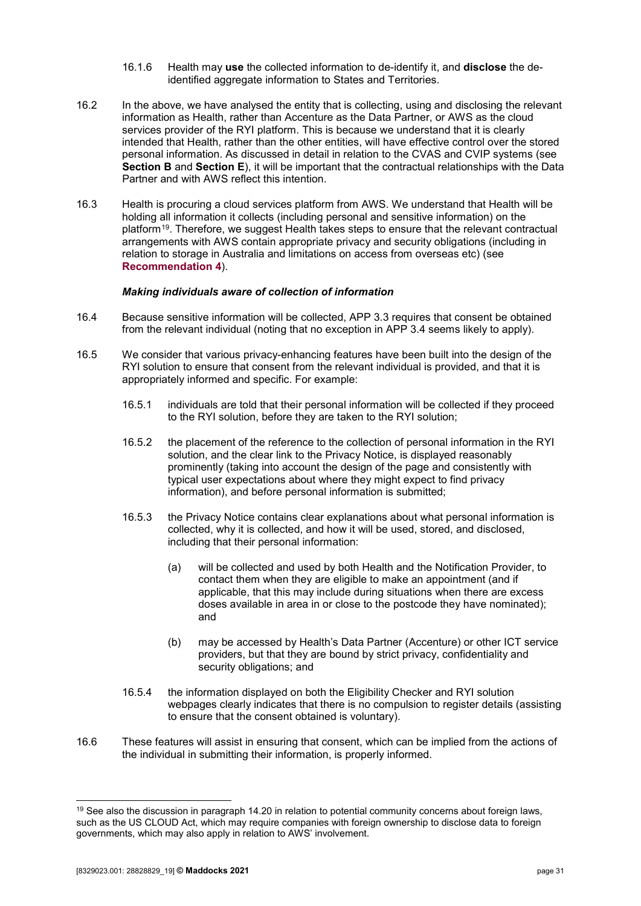16.1.6 Health may **use** the collected information to de-identify it, and **disclose** the de-identified aggregate information to States and Territories.

16.2 In the above, we have analysed the entity that is collecting, using and disclosing the relevant information as Health, rather than Accenture as the Data Partner, or AWS as the cloud services provider of the RYI platform. This is because we understand that it is clearly intended that Health, rather than the other entities, will have effective control over the stored personal information. As discussed in detail in relation to the CVAS and CVIP systems (see **Section B** and **Section E**), it will be important that the contractual relationships with the Data Partner and with AWS reflect this intention.

16.3 Health is procuring a cloud services platform from AWS. We understand that Health will be holding all information it collects (including personal and sensitive information) on the platform[19]. Therefore, we suggest Health takes steps to ensure that the relevant contractual arrangements with AWS contain appropriate privacy and security obligations (including in relation to storage in Australia and limitations on access from overseas etc) (see **Recommendation 4**).

***Making individuals aware of collection of information***

16.4 Because sensitive information will be collected, APP 3.3 requires that consent be obtained from the relevant individual (noting that no exception in APP 3.4 seems likely to apply).

16.5 We consider that various privacy-enhancing features have been built into the design of the RYI solution to ensure that consent from the relevant individual is provided, and that it is appropriately informed and specific. For example:

16.5.1 individuals are told that their personal information will be collected if they proceed to the RYI solution, before they are taken to the RYI solution;

16.5.2 the placement of the reference to the collection of personal information in the RYI solution, and the clear link to the Privacy Notice, is displayed reasonably prominently (taking into account the design of the page and consistently with typical user expectations about where they might expect to find privacy information), and before personal information is submitted;

16.5.3 the Privacy Notice contains clear explanations about what personal information is collected, why it is collected, and how it will be used, stored, and disclosed, including that their personal information:

(a) will be collected and used by both Health and the Notification Provider, to contact them when they are eligible to make an appointment (and if applicable, that this may include during situations when there are excess doses available in area in or close to the postcode they have nominated); and

(b) may be accessed by Health's Data Partner (Accenture) or other ICT service providers, but that they are bound by strict privacy, confidentiality and security obligations; and

16.5.4 the information displayed on both the Eligibility Checker and RYI solution webpages clearly indicates that there is no compulsion to register details (assisting to ensure that the consent obtained is voluntary).

16.6 These features will assist in ensuring that consent, which can be implied from the actions of the individual in submitting their information, is properly informed.

[19] See also the discussion in paragraph 14.20 in relation to potential community concerns about foreign laws, such as the US CLOUD Act, which may require companies with foreign ownership to disclose data to foreign governments, which may also apply in relation to AWS' involvement.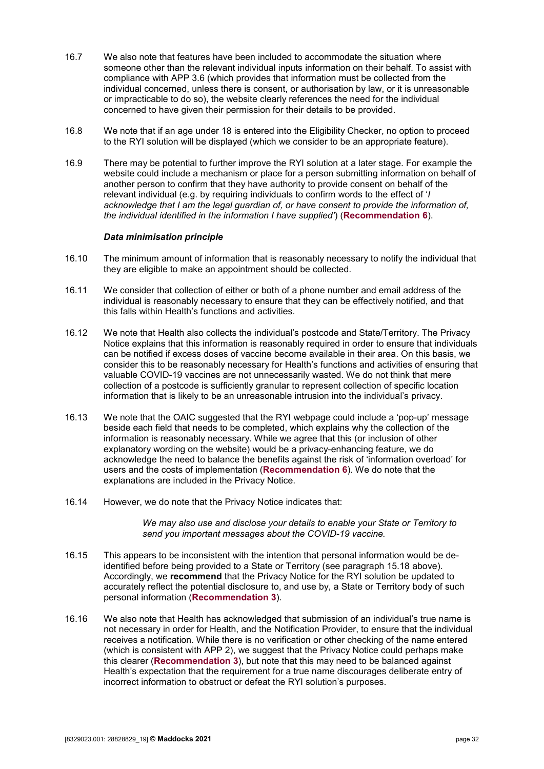16.7 We also note that features have been included to accommodate the situation where someone other than the relevant individual inputs information on their behalf. To assist with compliance with APP 3.6 (which provides that information must be collected from the individual concerned, unless there is consent, or authorisation by law, or it is unreasonable or impracticable to do so), the website clearly references the need for the individual concerned to have given their permission for their details to be provided.

16.8 We note that if an age under 18 is entered into the Eligibility Checker, no option to proceed to the RYI solution will be displayed (which we consider to be an appropriate feature).

16.9 There may be potential to further improve the RYI solution at a later stage. For example the website could include a mechanism or place for a person submitting information on behalf of another person to confirm that they have authority to provide consent on behalf of the relevant individual (e.g. by requiring individuals to confirm words to the effect of '*I acknowledge that I am the legal guardian of, or have consent to provide the information of, the individual identified in the information I have supplied*') (**Recommendation 6**).

***Data minimisation principle***

16.10 The minimum amount of information that is reasonably necessary to notify the individual that they are eligible to make an appointment should be collected.

16.11 We consider that collection of either or both of a phone number and email address of the individual is reasonably necessary to ensure that they can be effectively notified, and that this falls within Health's functions and activities.

16.12 We note that Health also collects the individual's postcode and State/Territory. The Privacy Notice explains that this information is reasonably required in order to ensure that individuals can be notified if excess doses of vaccine become available in their area. On this basis, we consider this to be reasonably necessary for Health's functions and activities of ensuring that valuable COVID-19 vaccines are not unnecessarily wasted. We do not think that mere collection of a postcode is sufficiently granular to represent collection of specific location information that is likely to be an unreasonable intrusion into the individual's privacy.

16.13 We note that the OAIC suggested that the RYI webpage could include a 'pop-up' message beside each field that needs to be completed, which explains why the collection of the information is reasonably necessary. While we agree that this (or inclusion of other explanatory wording on the website) would be a privacy-enhancing feature, we do acknowledge the need to balance the benefits against the risk of 'information overload' for users and the costs of implementation (**Recommendation 6**). We do note that the explanations are included in the Privacy Notice.

16.14 However, we do note that the Privacy Notice indicates that:

> *We may also use and disclose your details to enable your State or Territory to send you important messages about the COVID-19 vaccine.*

16.15 This appears to be inconsistent with the intention that personal information would be de-identified before being provided to a State or Territory (see paragraph 15.18 above). Accordingly, we **recommend** that the Privacy Notice for the RYI solution be updated to accurately reflect the potential disclosure to, and use by, a State or Territory body of such personal information (**Recommendation 3**).

16.16 We also note that Health has acknowledged that submission of an individual's true name is not necessary in order for Health, and the Notification Provider, to ensure that the individual receives a notification. While there is no verification or other checking of the name entered (which is consistent with APP 2), we suggest that the Privacy Notice could perhaps make this clearer (**Recommendation 3**), but note that this may need to be balanced against Health's expectation that the requirement for a true name discourages deliberate entry of incorrect information to obstruct or defeat the RYI solution's purposes.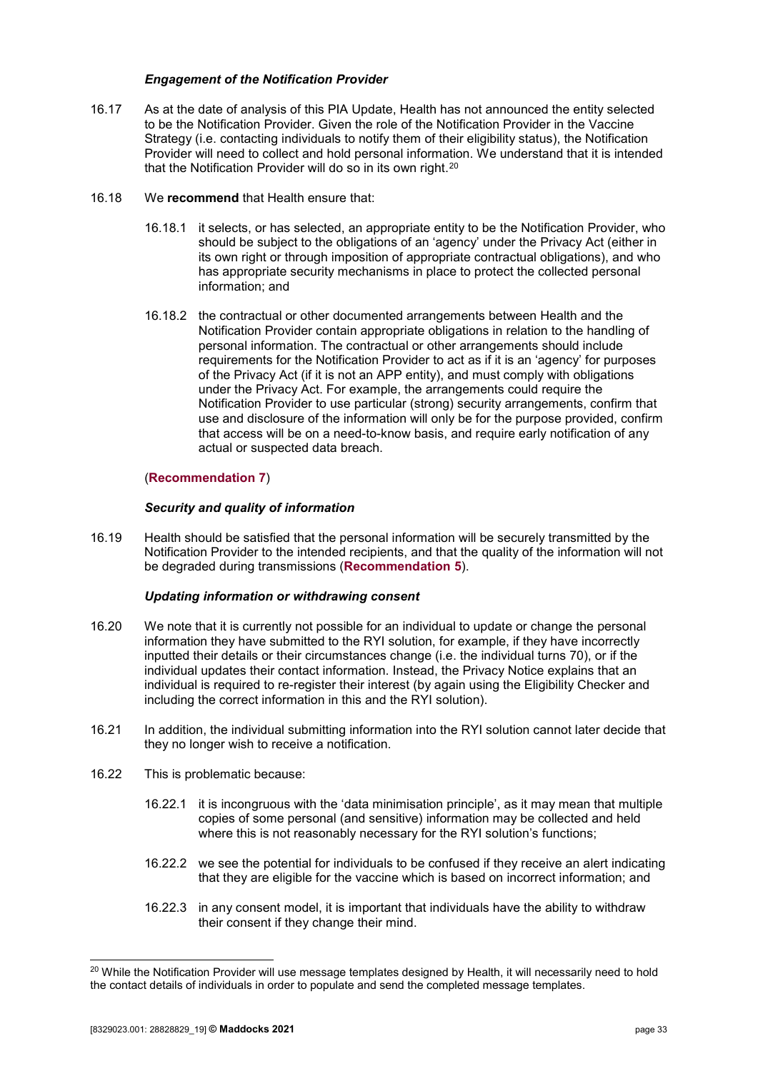### *Engagement of the Notification Provider*

16.17 As at the date of analysis of this PIA Update, Health has not announced the entity selected to be the Notification Provider. Given the role of the Notification Provider in the Vaccine Strategy (i.e. contacting individuals to notify them of their eligibility status), the Notification Provider will need to collect and hold personal information. We understand that it is intended that the Notification Provider will do so in its own right.[20]

16.18 We **recommend** that Health ensure that:

16.18.1 it selects, or has selected, an appropriate entity to be the Notification Provider, who should be subject to the obligations of an 'agency' under the Privacy Act (either in its own right or through imposition of appropriate contractual obligations), and who has appropriate security mechanisms in place to protect the collected personal information; and

16.18.2 the contractual or other documented arrangements between Health and the Notification Provider contain appropriate obligations in relation to the handling of personal information. The contractual or other arrangements should include requirements for the Notification Provider to act as if it is an 'agency' for purposes of the Privacy Act (if it is not an APP entity), and must comply with obligations under the Privacy Act. For example, the arrangements could require the Notification Provider to use particular (strong) security arrangements, confirm that use and disclosure of the information will only be for the purpose provided, confirm that access will be on a need-to-know basis, and require early notification of any actual or suspected data breach.

(**Recommendation 7**)

### *Security and quality of information*

16.19 Health should be satisfied that the personal information will be securely transmitted by the Notification Provider to the intended recipients, and that the quality of the information will not be degraded during transmissions (**Recommendation 5**).

### *Updating information or withdrawing consent*

16.20 We note that it is currently not possible for an individual to update or change the personal information they have submitted to the RYI solution, for example, if they have incorrectly inputted their details or their circumstances change (i.e. the individual turns 70), or if the individual updates their contact information. Instead, the Privacy Notice explains that an individual is required to re-register their interest (by again using the Eligibility Checker and including the correct information in this and the RYI solution).

16.21 In addition, the individual submitting information into the RYI solution cannot later decide that they no longer wish to receive a notification.

16.22 This is problematic because:

16.22.1 it is incongruous with the 'data minimisation principle', as it may mean that multiple copies of some personal (and sensitive) information may be collected and held where this is not reasonably necessary for the RYI solution's functions;

16.22.2 we see the potential for individuals to be confused if they receive an alert indicating that they are eligible for the vaccine which is based on incorrect information; and

16.22.3 in any consent model, it is important that individuals have the ability to withdraw their consent if they change their mind.

---

[20] While the Notification Provider will use message templates designed by Health, it will necessarily need to hold the contact details of individuals in order to populate and send the completed message templates.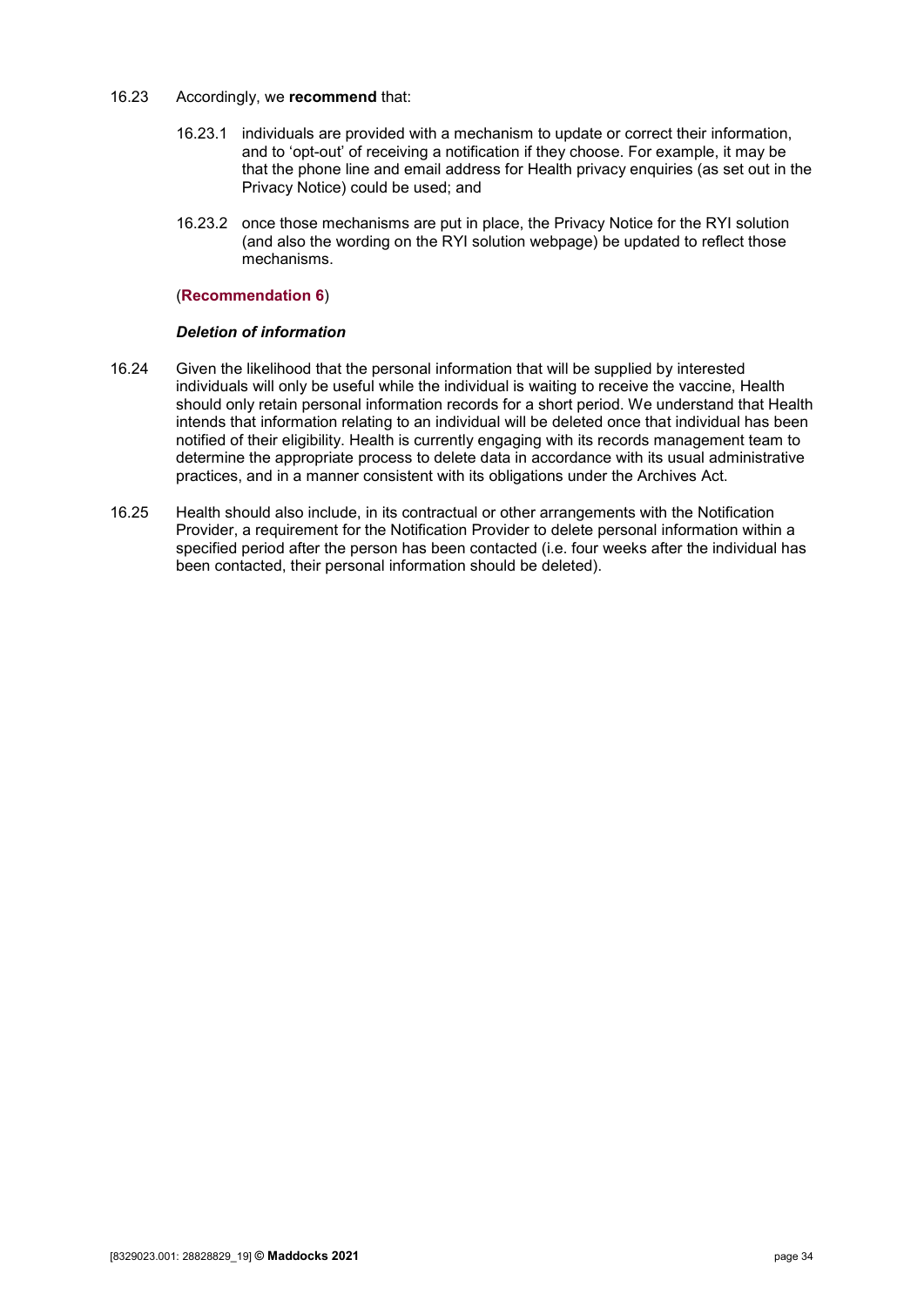16.23 Accordingly, we **recommend** that:

16.23.1 individuals are provided with a mechanism to update or correct their information, and to 'opt-out' of receiving a notification if they choose. For example, it may be that the phone line and email address for Health privacy enquiries (as set out in the Privacy Notice) could be used; and

16.23.2 once those mechanisms are put in place, the Privacy Notice for the RYI solution (and also the wording on the RYI solution webpage) be updated to reflect those mechanisms.

(**Recommendation 6**)

***Deletion of information***

16.24 Given the likelihood that the personal information that will be supplied by interested individuals will only be useful while the individual is waiting to receive the vaccine, Health should only retain personal information records for a short period. We understand that Health intends that information relating to an individual will be deleted once that individual has been notified of their eligibility. Health is currently engaging with its records management team to determine the appropriate process to delete data in accordance with its usual administrative practices, and in a manner consistent with its obligations under the Archives Act.

16.25 Health should also include, in its contractual or other arrangements with the Notification Provider, a requirement for the Notification Provider to delete personal information within a specified period after the person has been contacted (i.e. four weeks after the individual has been contacted, their personal information should be deleted).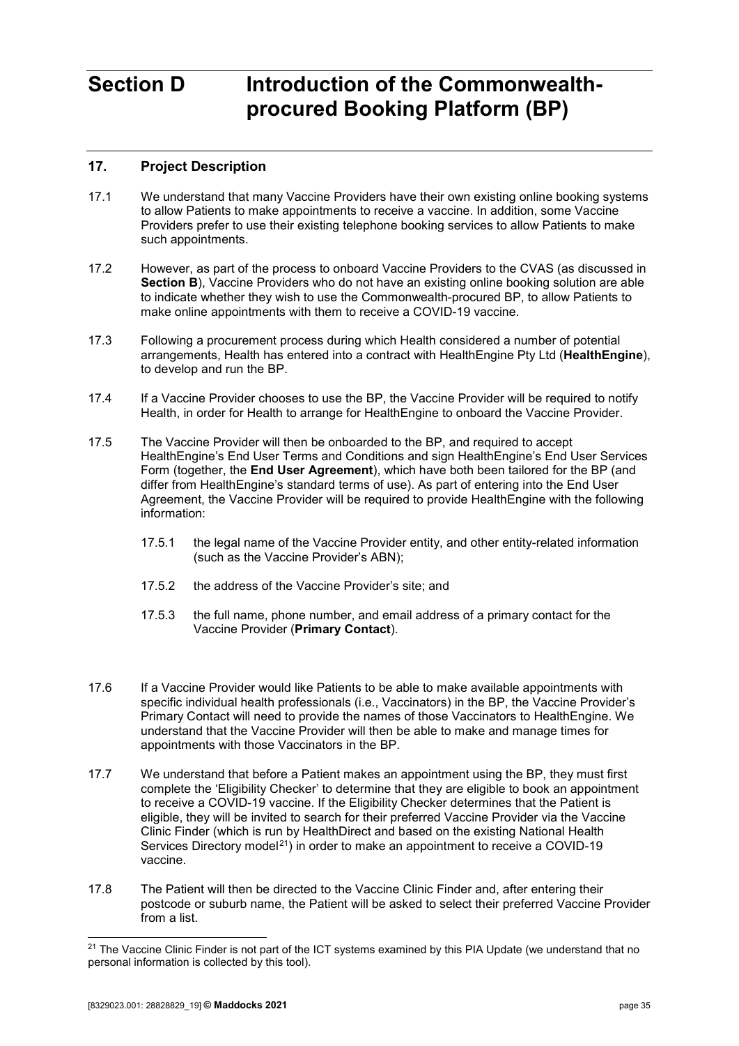# Section D Introduction of the Commonwealth-procured Booking Platform (BP)

## 17. Project Description

17.1 We understand that many Vaccine Providers have their own existing online booking systems to allow Patients to make appointments to receive a vaccine. In addition, some Vaccine Providers prefer to use their existing telephone booking services to allow Patients to make such appointments.

17.2 However, as part of the process to onboard Vaccine Providers to the CVAS (as discussed in **Section B**), Vaccine Providers who do not have an existing online booking solution are able to indicate whether they wish to use the Commonwealth-procured BP, to allow Patients to make online appointments with them to receive a COVID-19 vaccine.

17.3 Following a procurement process during which Health considered a number of potential arrangements, Health has entered into a contract with HealthEngine Pty Ltd (**HealthEngine**), to develop and run the BP.

17.4 If a Vaccine Provider chooses to use the BP, the Vaccine Provider will be required to notify Health, in order for Health to arrange for HealthEngine to onboard the Vaccine Provider.

17.5 The Vaccine Provider will then be onboarded to the BP, and required to accept HealthEngine's End User Terms and Conditions and sign HealthEngine's End User Services Form (together, the **End User Agreement**), which have both been tailored for the BP (and differ from HealthEngine's standard terms of use). As part of entering into the End User Agreement, the Vaccine Provider will be required to provide HealthEngine with the following information:

17.5.1 the legal name of the Vaccine Provider entity, and other entity-related information (such as the Vaccine Provider's ABN);

17.5.2 the address of the Vaccine Provider's site; and

17.5.3 the full name, phone number, and email address of a primary contact for the Vaccine Provider (**Primary Contact**).

17.6 If a Vaccine Provider would like Patients to be able to make available appointments with specific individual health professionals (i.e., Vaccinators) in the BP, the Vaccine Provider's Primary Contact will need to provide the names of those Vaccinators to HealthEngine. We understand that the Vaccine Provider will then be able to make and manage times for appointments with those Vaccinators in the BP.

17.7 We understand that before a Patient makes an appointment using the BP, they must first complete the 'Eligibility Checker' to determine that they are eligible to book an appointment to receive a COVID-19 vaccine. If the Eligibility Checker determines that the Patient is eligible, they will be invited to search for their preferred Vaccine Provider via the Vaccine Clinic Finder (which is run by HealthDirect and based on the existing National Health Services Directory model[21]) in order to make an appointment to receive a COVID-19 vaccine.

17.8 The Patient will then be directed to the Vaccine Clinic Finder and, after entering their postcode or suburb name, the Patient will be asked to select their preferred Vaccine Provider from a list.

[21] The Vaccine Clinic Finder is not part of the ICT systems examined by this PIA Update (we understand that no personal information is collected by this tool).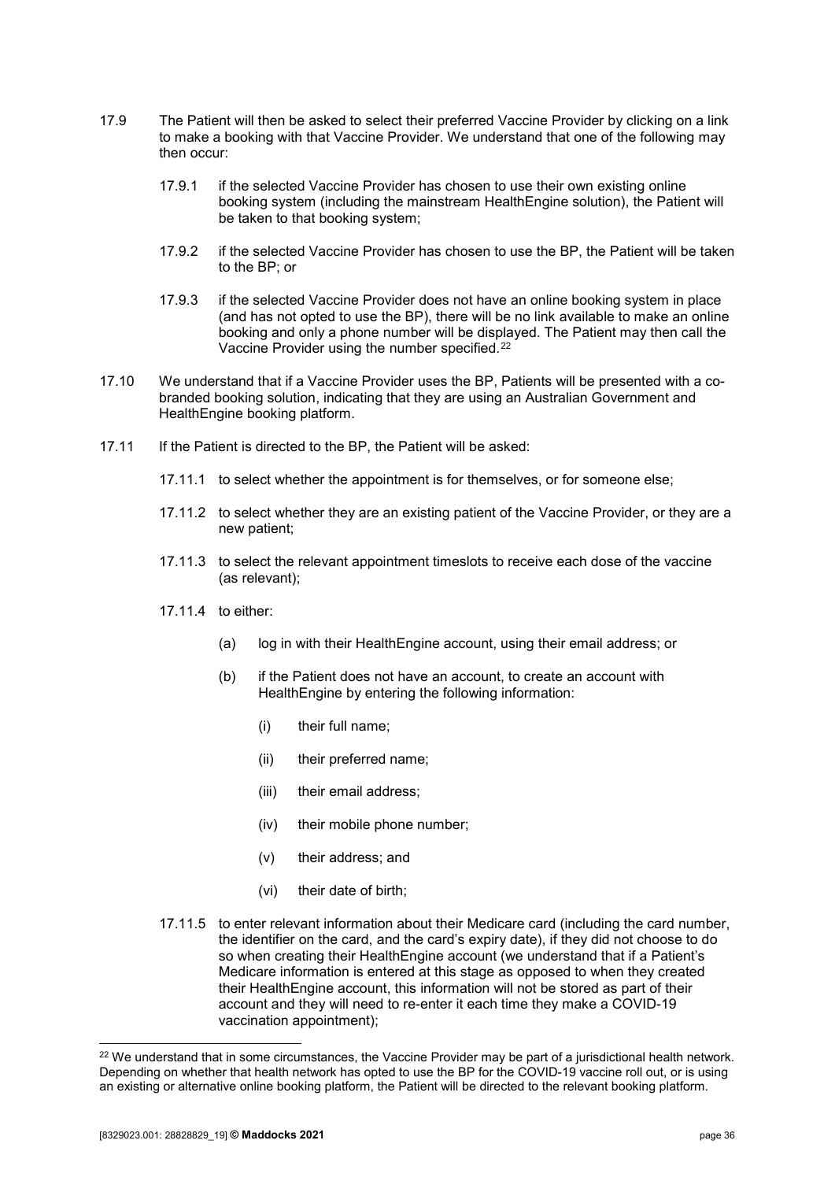17.9 The Patient will then be asked to select their preferred Vaccine Provider by clicking on a link to make a booking with that Vaccine Provider. We understand that one of the following may then occur:

17.9.1 if the selected Vaccine Provider has chosen to use their own existing online booking system (including the mainstream HealthEngine solution), the Patient will be taken to that booking system;

17.9.2 if the selected Vaccine Provider has chosen to use the BP, the Patient will be taken to the BP; or

17.9.3 if the selected Vaccine Provider does not have an online booking system in place (and has not opted to use the BP), there will be no link available to make an online booking and only a phone number will be displayed. The Patient may then call the Vaccine Provider using the number specified.[22]

17.10 We understand that if a Vaccine Provider uses the BP, Patients will be presented with a co-branded booking solution, indicating that they are using an Australian Government and HealthEngine booking platform.

17.11 If the Patient is directed to the BP, the Patient will be asked:

17.11.1 to select whether the appointment is for themselves, or for someone else;

17.11.2 to select whether they are an existing patient of the Vaccine Provider, or they are a new patient;

17.11.3 to select the relevant appointment timeslots to receive each dose of the vaccine (as relevant);

17.11.4 to either:

(a) log in with their HealthEngine account, using their email address; or

(b) if the Patient does not have an account, to create an account with HealthEngine by entering the following information:

(i) their full name;

(ii) their preferred name;

(iii) their email address;

(iv) their mobile phone number;

(v) their address; and

(vi) their date of birth;

17.11.5 to enter relevant information about their Medicare card (including the card number, the identifier on the card, and the card's expiry date), if they did not choose to do so when creating their HealthEngine account (we understand that if a Patient's Medicare information is entered at this stage as opposed to when they created their HealthEngine account, this information will not be stored as part of their account and they will need to re-enter it each time they make a COVID-19 vaccination appointment);

---

[22] We understand that in some circumstances, the Vaccine Provider may be part of a jurisdictional health network. Depending on whether that health network has opted to use the BP for the COVID-19 vaccine roll out, or is using an existing or alternative online booking platform, the Patient will be directed to the relevant booking platform.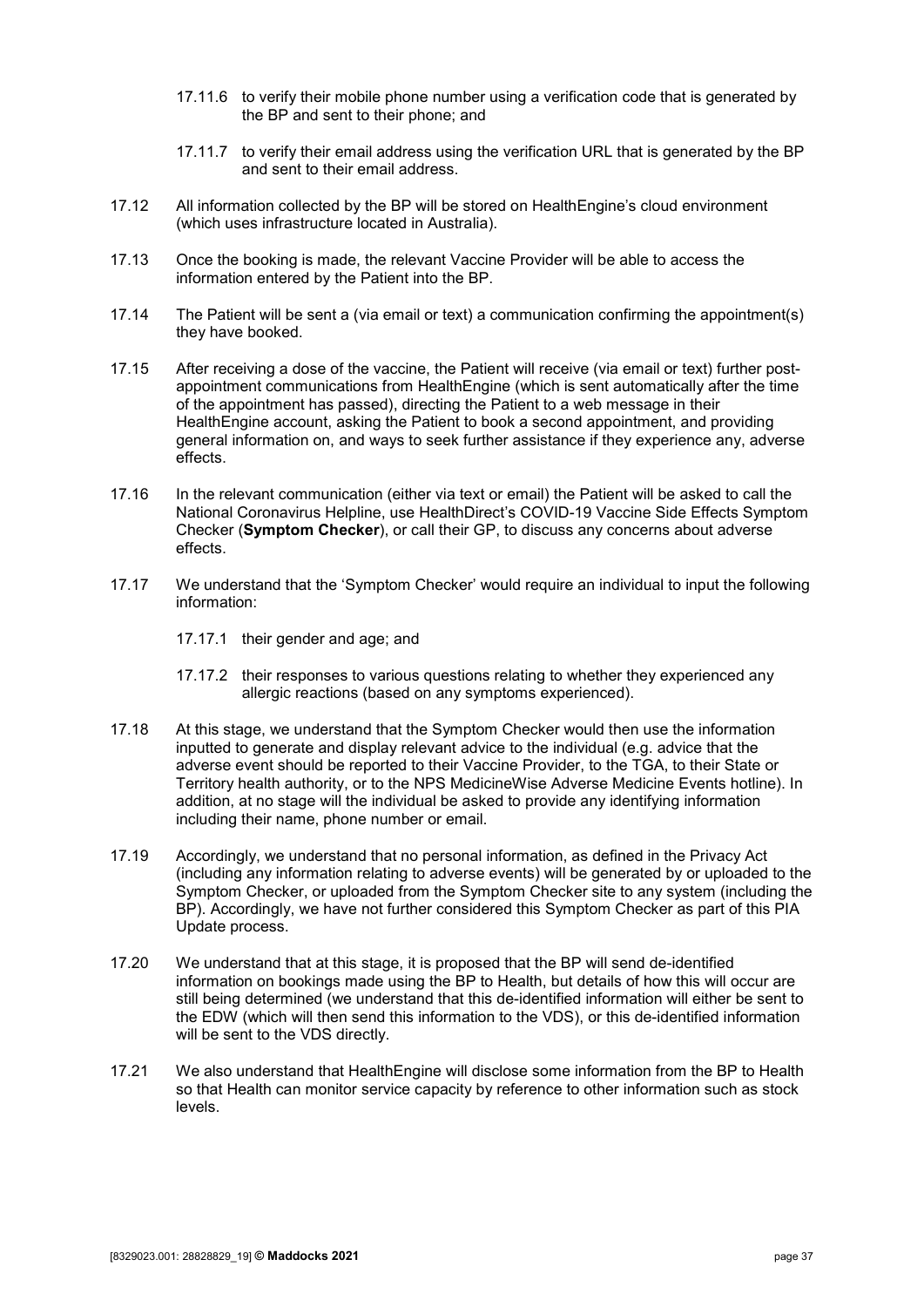17.11.6 to verify their mobile phone number using a verification code that is generated by the BP and sent to their phone; and

17.11.7 to verify their email address using the verification URL that is generated by the BP and sent to their email address.

17.12 All information collected by the BP will be stored on HealthEngine's cloud environment (which uses infrastructure located in Australia).

17.13 Once the booking is made, the relevant Vaccine Provider will be able to access the information entered by the Patient into the BP.

17.14 The Patient will be sent a (via email or text) a communication confirming the appointment(s) they have booked.

17.15 After receiving a dose of the vaccine, the Patient will receive (via email or text) further post-appointment communications from HealthEngine (which is sent automatically after the time of the appointment has passed), directing the Patient to a web message in their HealthEngine account, asking the Patient to book a second appointment, and providing general information on, and ways to seek further assistance if they experience any, adverse effects.

17.16 In the relevant communication (either via text or email) the Patient will be asked to call the National Coronavirus Helpline, use HealthDirect's COVID-19 Vaccine Side Effects Symptom Checker (**Symptom Checker**), or call their GP, to discuss any concerns about adverse effects.

17.17 We understand that the 'Symptom Checker' would require an individual to input the following information:

17.17.1 their gender and age; and

17.17.2 their responses to various questions relating to whether they experienced any allergic reactions (based on any symptoms experienced).

17.18 At this stage, we understand that the Symptom Checker would then use the information inputted to generate and display relevant advice to the individual (e.g. advice that the adverse event should be reported to their Vaccine Provider, to the TGA, to their State or Territory health authority, or to the NPS MedicineWise Adverse Medicine Events hotline). In addition, at no stage will the individual be asked to provide any identifying information including their name, phone number or email.

17.19 Accordingly, we understand that no personal information, as defined in the Privacy Act (including any information relating to adverse events) will be generated by or uploaded to the Symptom Checker, or uploaded from the Symptom Checker site to any system (including the BP). Accordingly, we have not further considered this Symptom Checker as part of this PIA Update process.

17.20 We understand that at this stage, it is proposed that the BP will send de-identified information on bookings made using the BP to Health, but details of how this will occur are still being determined (we understand that this de-identified information will either be sent to the EDW (which will then send this information to the VDS), or this de-identified information will be sent to the VDS directly.

17.21 We also understand that HealthEngine will disclose some information from the BP to Health so that Health can monitor service capacity by reference to other information such as stock levels.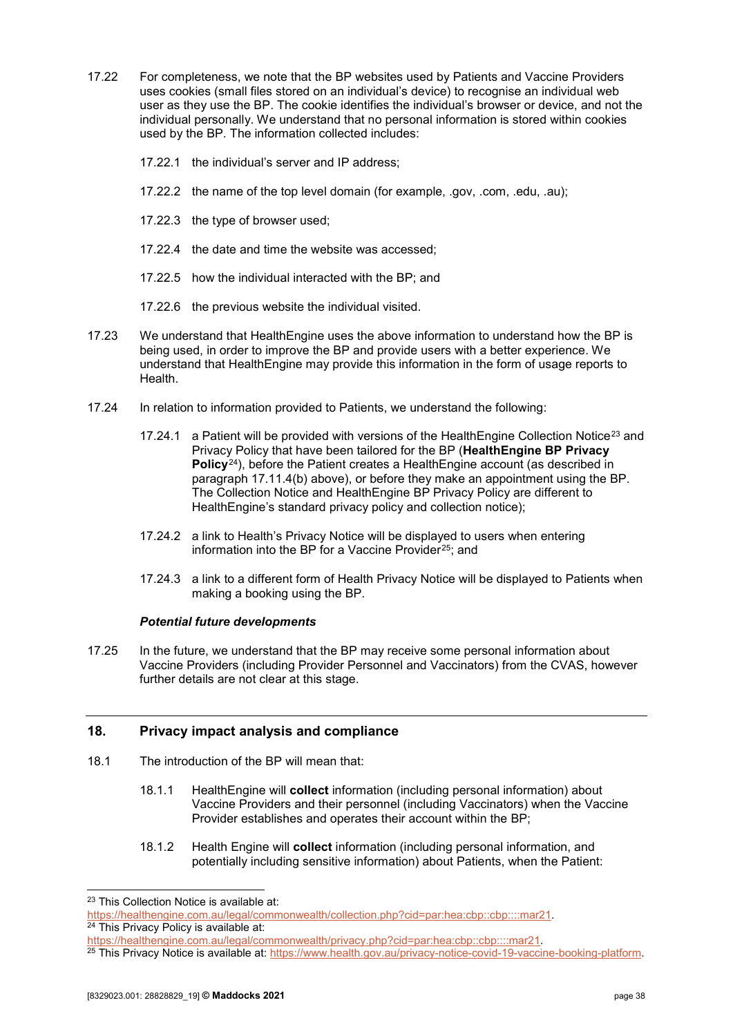17.22 For completeness, we note that the BP websites used by Patients and Vaccine Providers uses cookies (small files stored on an individual's device) to recognise an individual web user as they use the BP. The cookie identifies the individual's browser or device, and not the individual personally. We understand that no personal information is stored within cookies used by the BP. The information collected includes:

17.22.1 the individual's server and IP address;

17.22.2 the name of the top level domain (for example, .gov, .com, .edu, .au);

17.22.3 the type of browser used;

17.22.4 the date and time the website was accessed;

17.22.5 how the individual interacted with the BP; and

17.22.6 the previous website the individual visited.

17.23 We understand that HealthEngine uses the above information to understand how the BP is being used, in order to improve the BP and provide users with a better experience. We understand that HealthEngine may provide this information in the form of usage reports to Health.

17.24 In relation to information provided to Patients, we understand the following:

17.24.1 a Patient will be provided with versions of the HealthEngine Collection Notice[23] and Privacy Policy that have been tailored for the BP (**HealthEngine BP Privacy Policy**[24]), before the Patient creates a HealthEngine account (as described in paragraph 17.11.4(b) above), or before they make an appointment using the BP. The Collection Notice and HealthEngine BP Privacy Policy are different to HealthEngine's standard privacy policy and collection notice);

17.24.2 a link to Health's Privacy Notice will be displayed to users when entering information into the BP for a Vaccine Provider[25]; and

17.24.3 a link to a different form of Health Privacy Notice will be displayed to Patients when making a booking using the BP.

***Potential future developments***

17.25 In the future, we understand that the BP may receive some personal information about Vaccine Providers (including Provider Personnel and Vaccinators) from the CVAS, however further details are not clear at this stage.

## 18. Privacy impact analysis and compliance

18.1 The introduction of the BP will mean that:

18.1.1 HealthEngine will **collect** information (including personal information) about Vaccine Providers and their personnel (including Vaccinators) when the Vaccine Provider establishes and operates their account within the BP;

18.1.2 Health Engine will **collect** information (including personal information, and potentially including sensitive information) about Patients, when the Patient:

---

[23] This Collection Notice is available at: https://healthengine.com.au/legal/commonwealth/collection.php?cid=par:hea:cbp::::mar21.

[24] This Privacy Policy is available at: https://healthengine.com.au/legal/commonwealth/privacy.php?cid=par:hea:cbp::::mar21.

[25] This Privacy Notice is available at: https://www.health.gov.au/privacy-notice-covid-19-vaccine-booking-platform.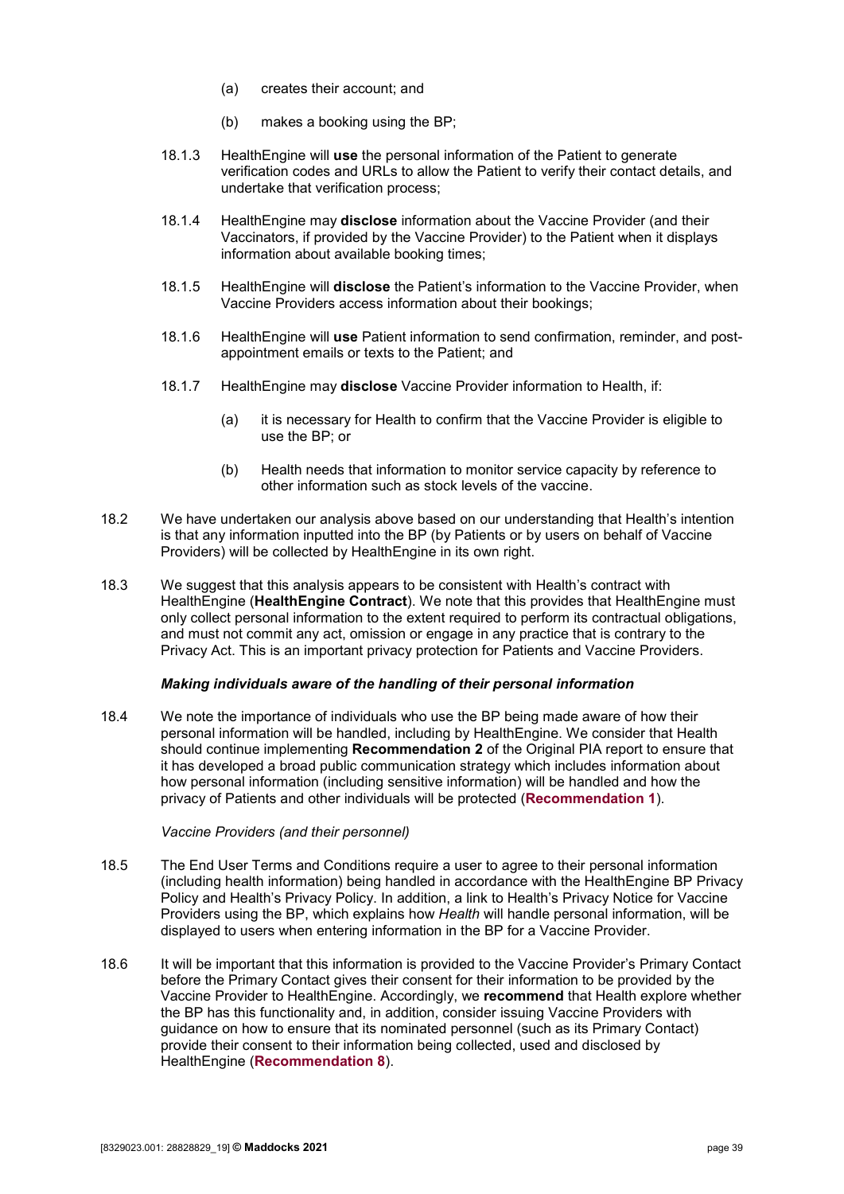(a) creates their account; and

(b) makes a booking using the BP;

18.1.3 HealthEngine will **use** the personal information of the Patient to generate verification codes and URLs to allow the Patient to verify their contact details, and undertake that verification process;

18.1.4 HealthEngine may **disclose** information about the Vaccine Provider (and their Vaccinators, if provided by the Vaccine Provider) to the Patient when it displays information about available booking times;

18.1.5 HealthEngine will **disclose** the Patient's information to the Vaccine Provider, when Vaccine Providers access information about their bookings;

18.1.6 HealthEngine will **use** Patient information to send confirmation, reminder, and post-appointment emails or texts to the Patient; and

18.1.7 HealthEngine may **disclose** Vaccine Provider information to Health, if:

(a) it is necessary for Health to confirm that the Vaccine Provider is eligible to use the BP; or

(b) Health needs that information to monitor service capacity by reference to other information such as stock levels of the vaccine.

18.2 We have undertaken our analysis above based on our understanding that Health's intention is that any information inputted into the BP (by Patients or by users on behalf of Vaccine Providers) will be collected by HealthEngine in its own right.

18.3 We suggest that this analysis appears to be consistent with Health's contract with HealthEngine (**HealthEngine Contract**). We note that this provides that HealthEngine must only collect personal information to the extent required to perform its contractual obligations, and must not commit any act, omission or engage in any practice that is contrary to the Privacy Act. This is an important privacy protection for Patients and Vaccine Providers.

***Making individuals aware of the handling of their personal information***

18.4 We note the importance of individuals who use the BP being made aware of how their personal information will be handled, including by HealthEngine. We consider that Health should continue implementing **Recommendation 2** of the Original PIA report to ensure that it has developed a broad public communication strategy which includes information about how personal information (including sensitive information) will be handled and how the privacy of Patients and other individuals will be protected (**Recommendation 1**).

*Vaccine Providers (and their personnel)*

18.5 The End User Terms and Conditions require a user to agree to their personal information (including health information) being handled in accordance with the HealthEngine BP Privacy Policy and Health's Privacy Policy. In addition, a link to Health's Privacy Notice for Vaccine Providers using the BP, which explains how *Health* will handle personal information, will be displayed to users when entering information in the BP for a Vaccine Provider.

18.6 It will be important that this information is provided to the Vaccine Provider's Primary Contact before the Primary Contact gives their consent for their information to be provided by the Vaccine Provider to HealthEngine. Accordingly, we **recommend** that Health explore whether the BP has this functionality and, in addition, consider issuing Vaccine Providers with guidance on how to ensure that its nominated personnel (such as its Primary Contact) provide their consent to their information being collected, used and disclosed by HealthEngine (**Recommendation 8**).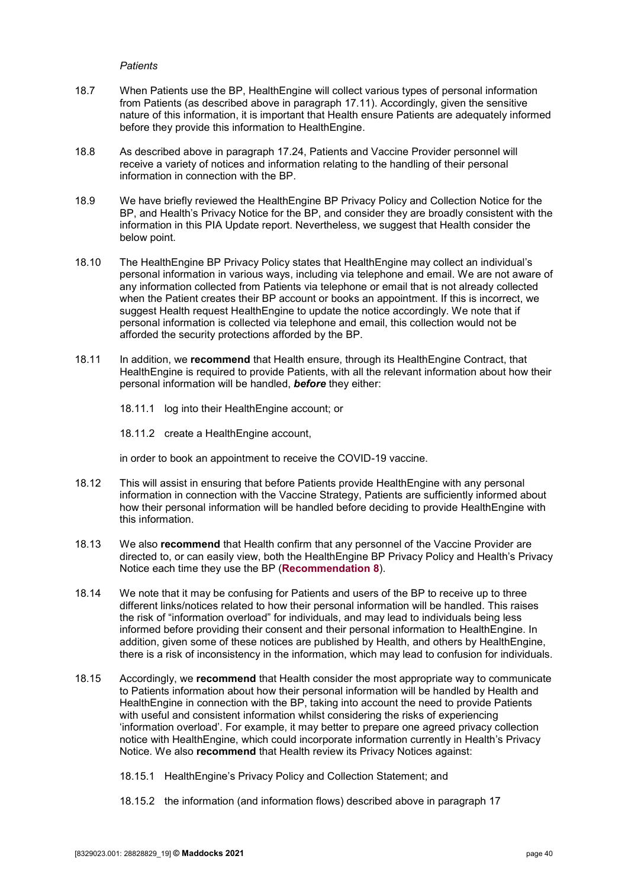*Patients*

18.7 When Patients use the BP, HealthEngine will collect various types of personal information from Patients (as described above in paragraph 17.11). Accordingly, given the sensitive nature of this information, it is important that Health ensure Patients are adequately informed before they provide this information to HealthEngine.

18.8 As described above in paragraph 17.24, Patients and Vaccine Provider personnel will receive a variety of notices and information relating to the handling of their personal information in connection with the BP.

18.9 We have briefly reviewed the HealthEngine BP Privacy Policy and Collection Notice for the BP, and Health's Privacy Notice for the BP, and consider they are broadly consistent with the information in this PIA Update report. Nevertheless, we suggest that Health consider the below point.

18.10 The HealthEngine BP Privacy Policy states that HealthEngine may collect an individual's personal information in various ways, including via telephone and email. We are not aware of any information collected from Patients via telephone or email that is not already collected when the Patient creates their BP account or books an appointment. If this is incorrect, we suggest Health request HealthEngine to update the notice accordingly. We note that if personal information is collected via telephone and email, this collection would not be afforded the security protections afforded by the BP.

18.11 In addition, we **recommend** that Health ensure, through its HealthEngine Contract, that HealthEngine is required to provide Patients, with all the relevant information about how their personal information will be handled, ***before*** they either:

18.11.1 log into their HealthEngine account; or

18.11.2 create a HealthEngine account,

in order to book an appointment to receive the COVID-19 vaccine.

18.12 This will assist in ensuring that before Patients provide HealthEngine with any personal information in connection with the Vaccine Strategy, Patients are sufficiently informed about how their personal information will be handled before deciding to provide HealthEngine with this information.

18.13 We also **recommend** that Health confirm that any personnel of the Vaccine Provider are directed to, or can easily view, both the HealthEngine BP Privacy Policy and Health's Privacy Notice each time they use the BP (**Recommendation 8**).

18.14 We note that it may be confusing for Patients and users of the BP to receive up to three different links/notices related to how their personal information will be handled. This raises the risk of "information overload" for individuals, and may lead to individuals being less informed before providing their consent and their personal information to HealthEngine. In addition, given some of these notices are published by Health, and others by HealthEngine, there is a risk of inconsistency in the information, which may lead to confusion for individuals.

18.15 Accordingly, we **recommend** that Health consider the most appropriate way to communicate to Patients information about how their personal information will be handled by Health and HealthEngine in connection with the BP, taking into account the need to provide Patients with useful and consistent information whilst considering the risks of experiencing 'information overload'. For example, it may better to prepare one agreed privacy collection notice with HealthEngine, which could incorporate information currently in Health's Privacy Notice. We also **recommend** that Health review its Privacy Notices against:

18.15.1 HealthEngine's Privacy Policy and Collection Statement; and

18.15.2 the information (and information flows) described above in paragraph 17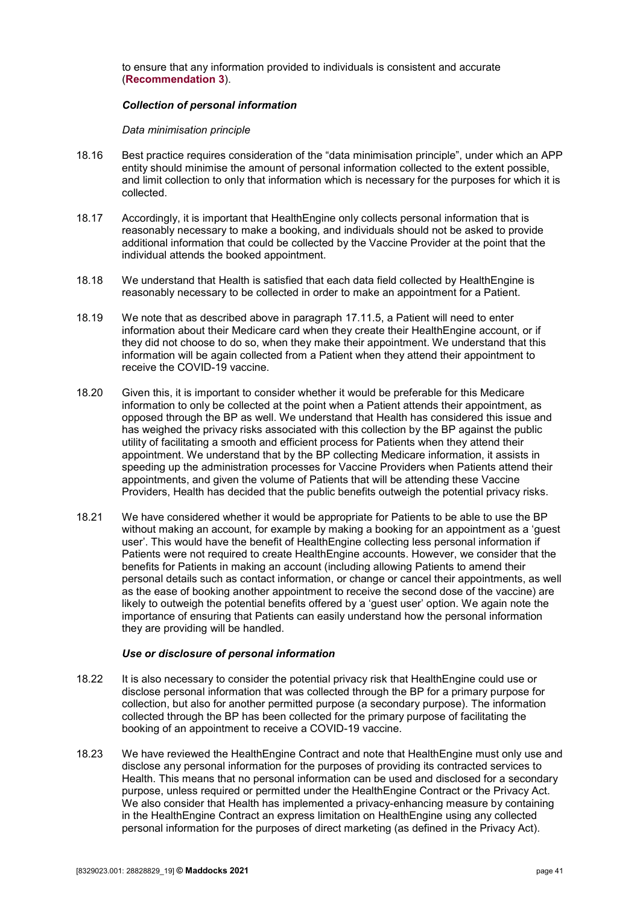to ensure that any information provided to individuals is consistent and accurate (**Recommendation 3**).

***Collection of personal information***

*Data minimisation principle*

18.16 Best practice requires consideration of the "data minimisation principle", under which an APP entity should minimise the amount of personal information collected to the extent possible, and limit collection to only that information which is necessary for the purposes for which it is collected.

18.17 Accordingly, it is important that HealthEngine only collects personal information that is reasonably necessary to make a booking, and individuals should not be asked to provide additional information that could be collected by the Vaccine Provider at the point that the individual attends the booked appointment.

18.18 We understand that Health is satisfied that each data field collected by HealthEngine is reasonably necessary to be collected in order to make an appointment for a Patient.

18.19 We note that as described above in paragraph 17.11.5, a Patient will need to enter information about their Medicare card when they create their HealthEngine account, or if they did not choose to do so, when they make their appointment. We understand that this information will be again collected from a Patient when they attend their appointment to receive the COVID-19 vaccine.

18.20 Given this, it is important to consider whether it would be preferable for this Medicare information to only be collected at the point when a Patient attends their appointment, as opposed through the BP as well. We understand that Health has considered this issue and has weighed the privacy risks associated with this collection by the BP against the public utility of facilitating a smooth and efficient process for Patients when they attend their appointment. We understand that by the BP collecting Medicare information, it assists in speeding up the administration processes for Vaccine Providers when Patients attend their appointments, and given the volume of Patients that will be attending these Vaccine Providers, Health has decided that the public benefits outweigh the potential privacy risks.

18.21 We have considered whether it would be appropriate for Patients to be able to use the BP without making an account, for example by making a booking for an appointment as a 'guest user'. This would have the benefit of HealthEngine collecting less personal information if Patients were not required to create HealthEngine accounts. However, we consider that the benefits for Patients in making an account (including allowing Patients to amend their personal details such as contact information, or change or cancel their appointments, as well as the ease of booking another appointment to receive the second dose of the vaccine) are likely to outweigh the potential benefits offered by a 'guest user' option. We again note the importance of ensuring that Patients can easily understand how the personal information they are providing will be handled.

***Use or disclosure of personal information***

18.22 It is also necessary to consider the potential privacy risk that HealthEngine could use or disclose personal information that was collected through the BP for a primary purpose for collection, but also for another permitted purpose (a secondary purpose). The information collected through the BP has been collected for the primary purpose of facilitating the booking of an appointment to receive a COVID-19 vaccine.

18.23 We have reviewed the HealthEngine Contract and note that HealthEngine must only use and disclose any personal information for the purposes of providing its contracted services to Health. This means that no personal information can be used and disclosed for a secondary purpose, unless required or permitted under the HealthEngine Contract or the Privacy Act. We also consider that Health has implemented a privacy-enhancing measure by containing in the HealthEngine Contract an express limitation on HealthEngine using any collected personal information for the purposes of direct marketing (as defined in the Privacy Act).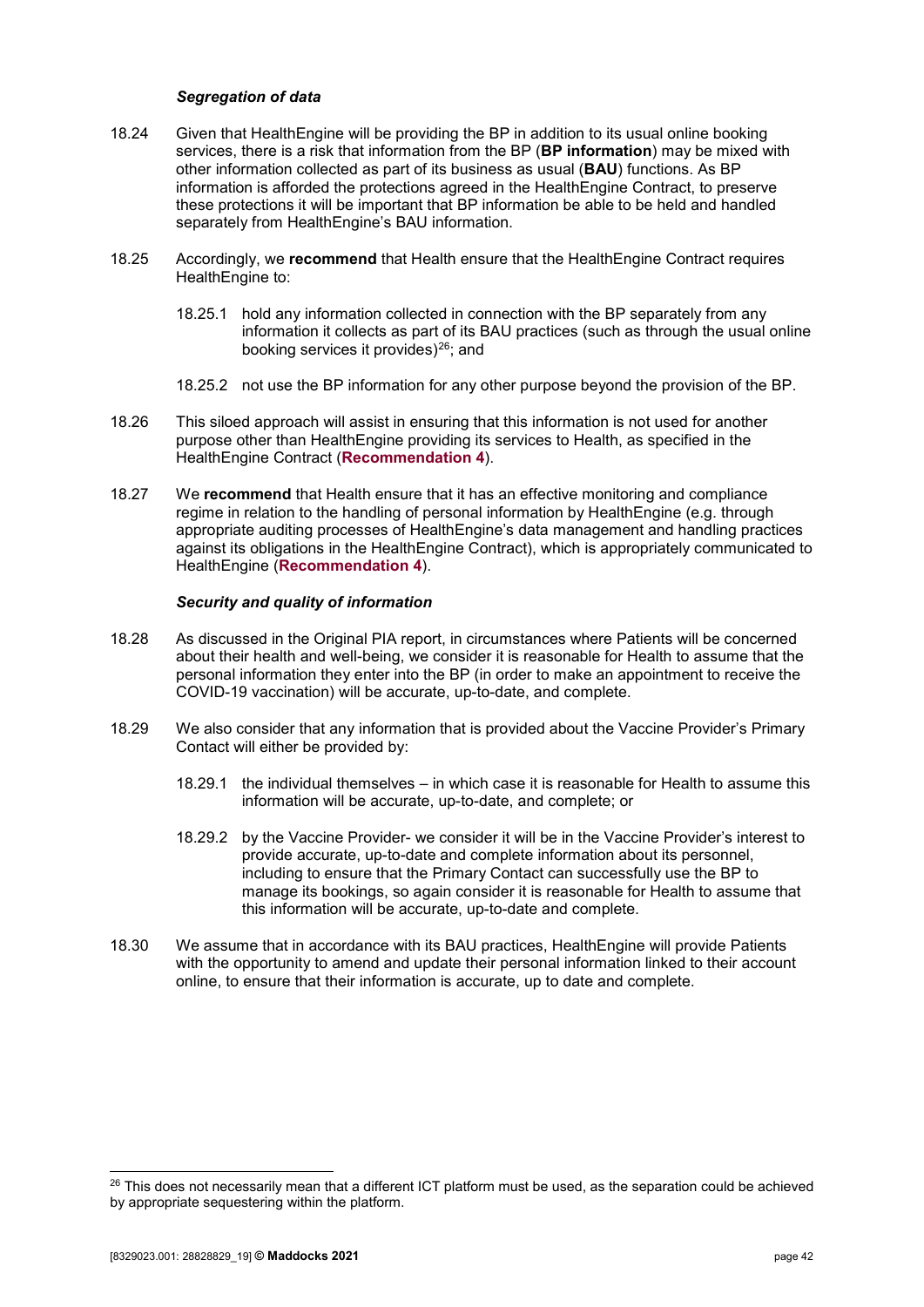***Segregation of data***

18.24 Given that HealthEngine will be providing the BP in addition to its usual online booking services, there is a risk that information from the BP (**BP information**) may be mixed with other information collected as part of its business as usual (**BAU**) functions. As BP information is afforded the protections agreed in the HealthEngine Contract, to preserve these protections it will be important that BP information be able to be held and handled separately from HealthEngine's BAU information.

18.25 Accordingly, we **recommend** that Health ensure that the HealthEngine Contract requires HealthEngine to:

18.25.1 hold any information collected in connection with the BP separately from any information it collects as part of its BAU practices (such as through the usual online booking services it provides)[26]; and

18.25.2 not use the BP information for any other purpose beyond the provision of the BP.

18.26 This siloed approach will assist in ensuring that this information is not used for another purpose other than HealthEngine providing its services to Health, as specified in the HealthEngine Contract (**Recommendation 4**).

18.27 We **recommend** that Health ensure that it has an effective monitoring and compliance regime in relation to the handling of personal information by HealthEngine (e.g. through appropriate auditing processes of HealthEngine's data management and handling practices against its obligations in the HealthEngine Contract), which is appropriately communicated to HealthEngine (**Recommendation 4**).

***Security and quality of information***

18.28 As discussed in the Original PIA report, in circumstances where Patients will be concerned about their health and well-being, we consider it is reasonable for Health to assume that the personal information they enter into the BP (in order to make an appointment to receive the COVID-19 vaccination) will be accurate, up-to-date, and complete.

18.29 We also consider that any information that is provided about the Vaccine Provider's Primary Contact will either be provided by:

18.29.1 the individual themselves – in which case it is reasonable for Health to assume this information will be accurate, up-to-date, and complete; or

18.29.2 by the Vaccine Provider- we consider it will be in the Vaccine Provider's interest to provide accurate, up-to-date and complete information about its personnel, including to ensure that the Primary Contact can successfully use the BP to manage its bookings, so again consider it is reasonable for Health to assume that this information will be accurate, up-to-date and complete.

18.30 We assume that in accordance with its BAU practices, HealthEngine will provide Patients with the opportunity to amend and update their personal information linked to their account online, to ensure that their information is accurate, up to date and complete.

[26] This does not necessarily mean that a different ICT platform must be used, as the separation could be achieved by appropriate sequestering within the platform.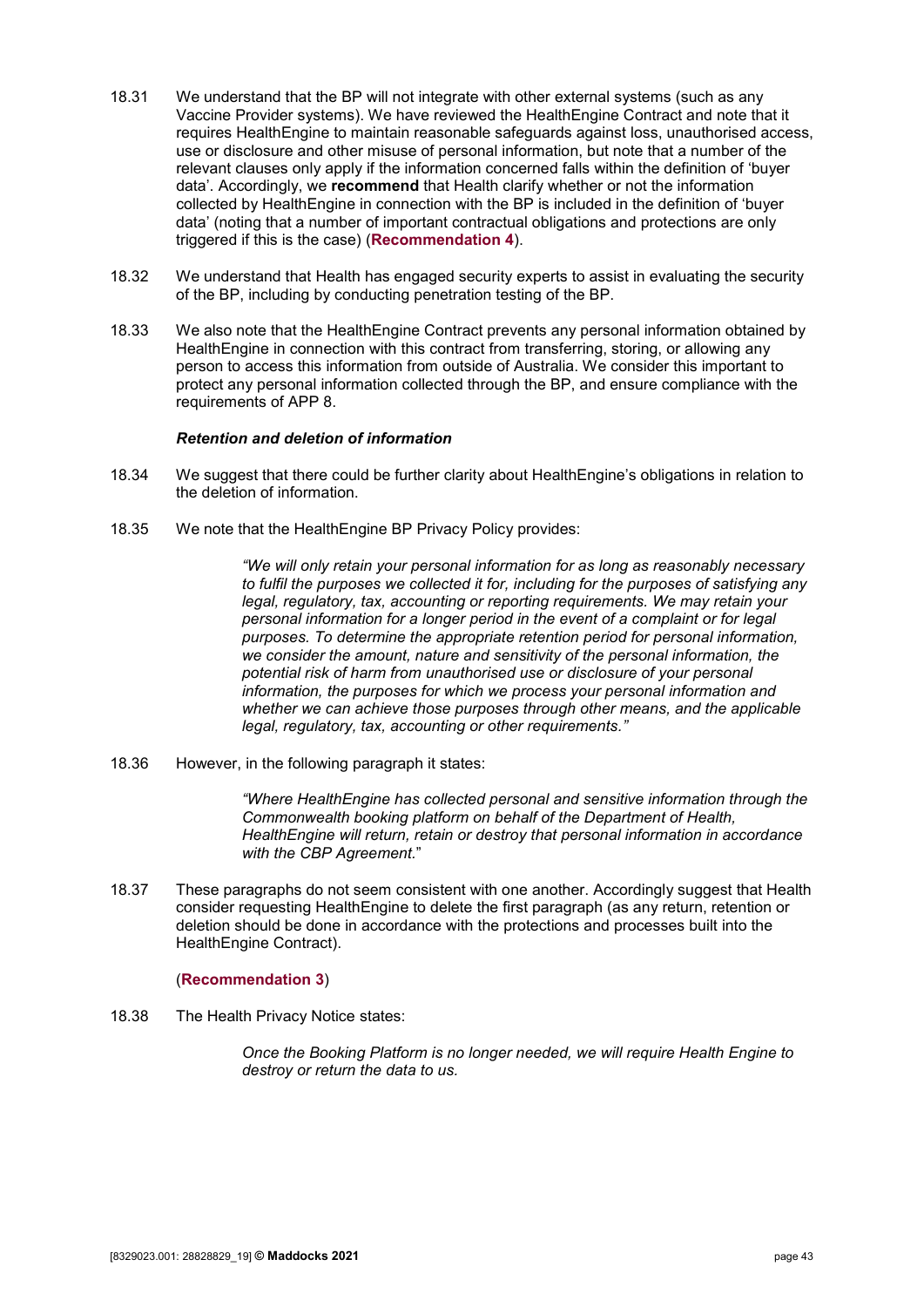18.31 We understand that the BP will not integrate with other external systems (such as any Vaccine Provider systems). We have reviewed the HealthEngine Contract and note that it requires HealthEngine to maintain reasonable safeguards against loss, unauthorised access, use or disclosure and other misuse of personal information, but note that a number of the relevant clauses only apply if the information concerned falls within the definition of 'buyer data'. Accordingly, we **recommend** that Health clarify whether or not the information collected by HealthEngine in connection with the BP is included in the definition of 'buyer data' (noting that a number of important contractual obligations and protections are only triggered if this is the case) (**Recommendation 4**).

18.32 We understand that Health has engaged security experts to assist in evaluating the security of the BP, including by conducting penetration testing of the BP.

18.33 We also note that the HealthEngine Contract prevents any personal information obtained by HealthEngine in connection with this contract from transferring, storing, or allowing any person to access this information from outside of Australia. We consider this important to protect any personal information collected through the BP, and ensure compliance with the requirements of APP 8.

***Retention and deletion of information***

18.34 We suggest that there could be further clarity about HealthEngine's obligations in relation to the deletion of information.

18.35 We note that the HealthEngine BP Privacy Policy provides:

> *"We will only retain your personal information for as long as reasonably necessary to fulfil the purposes we collected it for, including for the purposes of satisfying any legal, regulatory, tax, accounting or reporting requirements. We may retain your personal information for a longer period in the event of a complaint or for legal purposes. To determine the appropriate retention period for personal information, we consider the amount, nature and sensitivity of the personal information, the potential risk of harm from unauthorised use or disclosure of your personal information, the purposes for which we process your personal information and whether we can achieve those purposes through other means, and the applicable legal, regulatory, tax, accounting or other requirements."*

18.36 However, in the following paragraph it states:

> *"Where HealthEngine has collected personal and sensitive information through the Commonwealth booking platform on behalf of the Department of Health, HealthEngine will return, retain or destroy that personal information in accordance with the CBP Agreement.*"

18.37 These paragraphs do not seem consistent with one another. Accordingly suggest that Health consider requesting HealthEngine to delete the first paragraph (as any return, retention or deletion should be done in accordance with the protections and processes built into the HealthEngine Contract).

(**Recommendation 3**)

18.38 The Health Privacy Notice states:

> *Once the Booking Platform is no longer needed, we will require Health Engine to destroy or return the data to us.*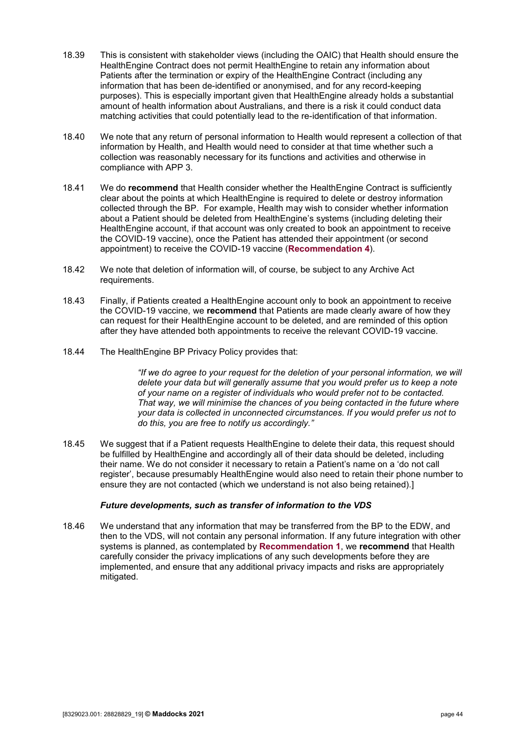18.39 This is consistent with stakeholder views (including the OAIC) that Health should ensure the HealthEngine Contract does not permit HealthEngine to retain any information about Patients after the termination or expiry of the HealthEngine Contract (including any information that has been de-identified or anonymised, and for any record-keeping purposes). This is especially important given that HealthEngine already holds a substantial amount of health information about Australians, and there is a risk it could conduct data matching activities that could potentially lead to the re-identification of that information.

18.40 We note that any return of personal information to Health would represent a collection of that information by Health, and Health would need to consider at that time whether such a collection was reasonably necessary for its functions and activities and otherwise in compliance with APP 3.

18.41 We do **recommend** that Health consider whether the HealthEngine Contract is sufficiently clear about the points at which HealthEngine is required to delete or destroy information collected through the BP. For example, Health may wish to consider whether information about a Patient should be deleted from HealthEngine's systems (including deleting their HealthEngine account, if that account was only created to book an appointment to receive the COVID-19 vaccine), once the Patient has attended their appointment (or second appointment) to receive the COVID-19 vaccine (**Recommendation 4**).

18.42 We note that deletion of information will, of course, be subject to any Archive Act requirements.

18.43 Finally, if Patients created a HealthEngine account only to book an appointment to receive the COVID-19 vaccine, we **recommend** that Patients are made clearly aware of how they can request for their HealthEngine account to be deleted, and are reminded of this option after they have attended both appointments to receive the relevant COVID-19 vaccine.

18.44 The HealthEngine BP Privacy Policy provides that:

> *"If we do agree to your request for the deletion of your personal information, we will delete your data but will generally assume that you would prefer us to keep a note of your name on a register of individuals who would prefer not to be contacted. That way, we will minimise the chances of you being contacted in the future where your data is collected in unconnected circumstances. If you would prefer us not to do this, you are free to notify us accordingly."*

18.45 We suggest that if a Patient requests HealthEngine to delete their data, this request should be fulfilled by HealthEngine and accordingly all of their data should be deleted, including their name. We do not consider it necessary to retain a Patient's name on a 'do not call register', because presumably HealthEngine would also need to retain their phone number to ensure they are not contacted (which we understand is not also being retained).]

### *Future developments, such as transfer of information to the VDS*

18.46 We understand that any information that may be transferred from the BP to the EDW, and then to the VDS, will not contain any personal information. If any future integration with other systems is planned, as contemplated by **Recommendation 1**, we **recommend** that Health carefully consider the privacy implications of any such developments before they are implemented, and ensure that any additional privacy impacts and risks are appropriately mitigated.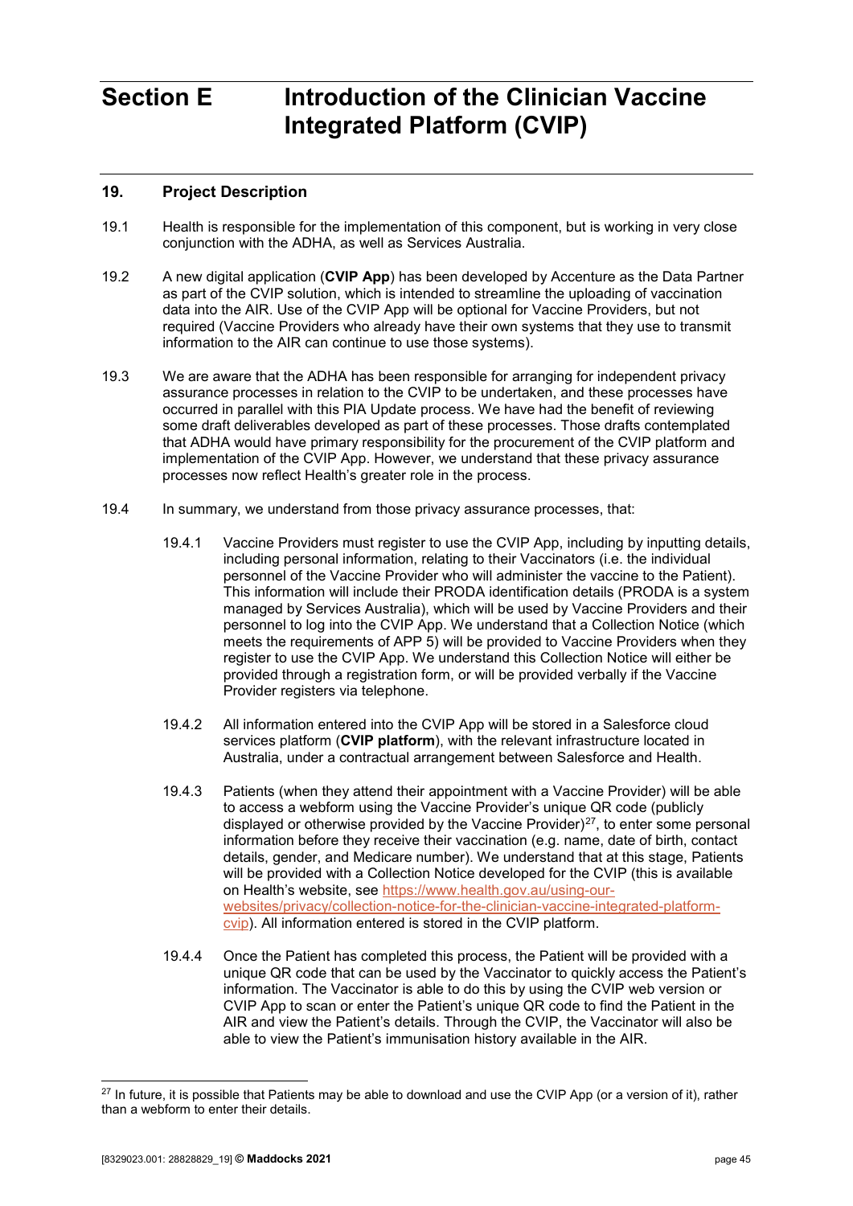# Section E Introduction of the Clinician Vaccine Integrated Platform (CVIP)

## 19. Project Description

19.1 Health is responsible for the implementation of this component, but is working in very close conjunction with the ADHA, as well as Services Australia.

19.2 A new digital application (**CVIP App**) has been developed by Accenture as the Data Partner as part of the CVIP solution, which is intended to streamline the uploading of vaccination data into the AIR. Use of the CVIP App will be optional for Vaccine Providers, but not required (Vaccine Providers who already have their own systems that they use to transmit information to the AIR can continue to use those systems).

19.3 We are aware that the ADHA has been responsible for arranging for independent privacy assurance processes in relation to the CVIP to be undertaken, and these processes have occurred in parallel with this PIA Update process. We have had the benefit of reviewing some draft deliverables developed as part of these processes. Those drafts contemplated that ADHA would have primary responsibility for the procurement of the CVIP platform and implementation of the CVIP App. However, we understand that these privacy assurance processes now reflect Health's greater role in the process.

19.4 In summary, we understand from those privacy assurance processes, that:

19.4.1 Vaccine Providers must register to use the CVIP App, including by inputting details, including personal information, relating to their Vaccinators (i.e. the individual personnel of the Vaccine Provider who will administer the vaccine to the Patient). This information will include their PRODA identification details (PRODA is a system managed by Services Australia), which will be used by Vaccine Providers and their personnel to log into the CVIP App. We understand that a Collection Notice (which meets the requirements of APP 5) will be provided to Vaccine Providers when they register to use the CVIP App. We understand this Collection Notice will either be provided through a registration form, or will be provided verbally if the Vaccine Provider registers via telephone.

19.4.2 All information entered into the CVIP App will be stored in a Salesforce cloud services platform (**CVIP platform**), with the relevant infrastructure located in Australia, under a contractual arrangement between Salesforce and Health.

19.4.3 Patients (when they attend their appointment with a Vaccine Provider) will be able to access a webform using the Vaccine Provider's unique QR code (publicly displayed or otherwise provided by the Vaccine Provider)[27], to enter some personal information before they receive their vaccination (e.g. name, date of birth, contact details, gender, and Medicare number). We understand that at this stage, Patients will be provided with a Collection Notice developed for the CVIP (this is available on Health's website, see https://www.health.gov.au/using-our-websites/privacy/collection-notice-for-the-clinician-vaccine-integrated-platform-cvip). All information entered is stored in the CVIP platform.

19.4.4 Once the Patient has completed this process, the Patient will be provided with a unique QR code that can be used by the Vaccinator to quickly access the Patient's information. The Vaccinator is able to do this by using the CVIP web version or CVIP App to scan or enter the Patient's unique QR code to find the Patient in the AIR and view the Patient's details. Through the CVIP, the Vaccinator will also be able to view the Patient's immunisation history available in the AIR.

---

[27] In future, it is possible that Patients may be able to download and use the CVIP App (or a version of it), rather than a webform to enter their details.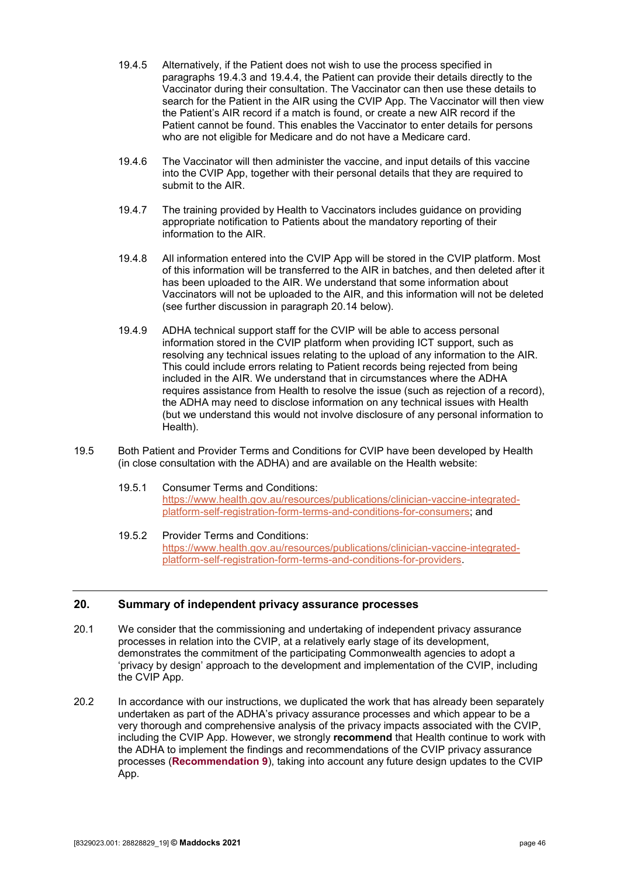19.4.5 Alternatively, if the Patient does not wish to use the process specified in paragraphs 19.4.3 and 19.4.4, the Patient can provide their details directly to the Vaccinator during their consultation. The Vaccinator can then use these details to search for the Patient in the AIR using the CVIP App. The Vaccinator will then view the Patient's AIR record if a match is found, or create a new AIR record if the Patient cannot be found. This enables the Vaccinator to enter details for persons who are not eligible for Medicare and do not have a Medicare card.

19.4.6 The Vaccinator will then administer the vaccine, and input details of this vaccine into the CVIP App, together with their personal details that they are required to submit to the AIR.

19.4.7 The training provided by Health to Vaccinators includes guidance on providing appropriate notification to Patients about the mandatory reporting of their information to the AIR.

19.4.8 All information entered into the CVIP App will be stored in the CVIP platform. Most of this information will be transferred to the AIR in batches, and then deleted after it has been uploaded to the AIR. We understand that some information about Vaccinators will not be uploaded to the AIR, and this information will not be deleted (see further discussion in paragraph 20.14 below).

19.4.9 ADHA technical support staff for the CVIP will be able to access personal information stored in the CVIP platform when providing ICT support, such as resolving any technical issues relating to the upload of any information to the AIR. This could include errors relating to Patient records being rejected from being included in the AIR. We understand that in circumstances where the ADHA requires assistance from Health to resolve the issue (such as rejection of a record), the ADHA may need to disclose information on any technical issues with Health (but we understand this would not involve disclosure of any personal information to Health).

19.5 Both Patient and Provider Terms and Conditions for CVIP have been developed by Health (in close consultation with the ADHA) and are available on the Health website:

19.5.1 Consumer Terms and Conditions: https://www.health.gov.au/resources/publications/clinician-vaccine-integrated-platform-self-registration-form-terms-and-conditions-for-consumers; and

19.5.2 Provider Terms and Conditions: https://www.health.gov.au/resources/publications/clinician-vaccine-integrated-platform-self-registration-form-terms-and-conditions-for-providers.

## 20. Summary of independent privacy assurance processes

20.1 We consider that the commissioning and undertaking of independent privacy assurance processes in relation into the CVIP, at a relatively early stage of its development, demonstrates the commitment of the participating Commonwealth agencies to adopt a 'privacy by design' approach to the development and implementation of the CVIP, including the CVIP App.

20.2 In accordance with our instructions, we duplicated the work that has already been separately undertaken as part of the ADHA's privacy assurance processes and which appear to be a very thorough and comprehensive analysis of the privacy impacts associated with the CVIP, including the CVIP App. However, we strongly **recommend** that Health continue to work with the ADHA to implement the findings and recommendations of the CVIP privacy assurance processes (**Recommendation 9**), taking into account any future design updates to the CVIP App.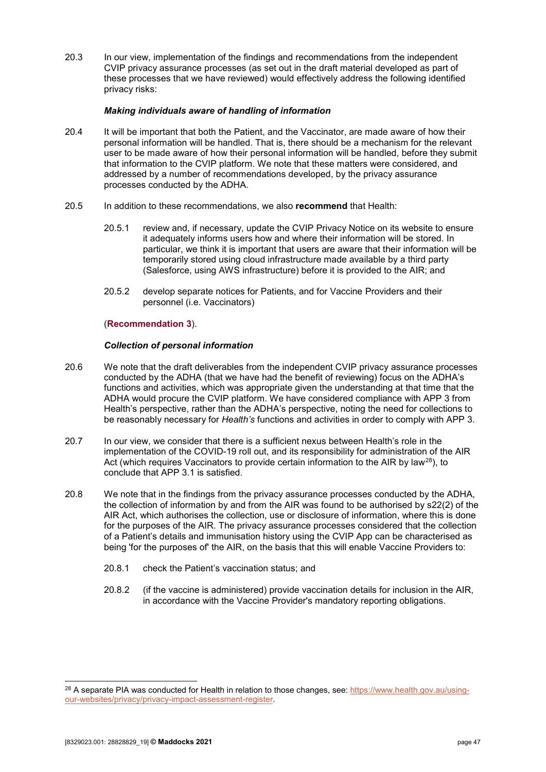20.3 In our view, implementation of the findings and recommendations from the independent CVIP privacy assurance processes (as set out in the draft material developed as part of these processes that we have reviewed) would effectively address the following identified privacy risks:

***Making individuals aware of handling of information***

20.4 It will be important that both the Patient, and the Vaccinator, are made aware of how their personal information will be handled. That is, there should be a mechanism for the relevant user to be made aware of how their personal information will be handled, before they submit that information to the CVIP platform. We note that these matters were considered, and addressed by a number of recommendations developed, by the privacy assurance processes conducted by the ADHA.

20.5 In addition to these recommendations, we also **recommend** that Health:

20.5.1 review and, if necessary, update the CVIP Privacy Notice on its website to ensure it adequately informs users how and where their information will be stored. In particular, we think it is important that users are aware that their information will be temporarily stored using cloud infrastructure made available by a third party (Salesforce, using AWS infrastructure) before it is provided to the AIR; and

20.5.2 develop separate notices for Patients, and for Vaccine Providers and their personnel (i.e. Vaccinators)

(**Recommendation 3**).

***Collection of personal information***

20.6 We note that the draft deliverables from the independent CVIP privacy assurance processes conducted by the ADHA (that we have had the benefit of reviewing) focus on the ADHA's functions and activities, which was appropriate given the understanding at that time that the ADHA would procure the CVIP platform. We have considered compliance with APP 3 from Health's perspective, rather than the ADHA's perspective, noting the need for collections to be reasonably necessary for *Health's* functions and activities in order to comply with APP 3.

20.7 In our view, we consider that there is a sufficient nexus between Health's role in the implementation of the COVID-19 roll out, and its responsibility for administration of the AIR Act (which requires Vaccinators to provide certain information to the AIR by law[28]), to conclude that APP 3.1 is satisfied.

20.8 We note that in the findings from the privacy assurance processes conducted by the ADHA, the collection of information by and from the AIR was found to be authorised by s22(2) of the AIR Act, which authorises the collection, use or disclosure of information, where this is done for the purposes of the AIR. The privacy assurance processes considered that the collection of a Patient's details and immunisation history using the CVIP App can be characterised as being 'for the purposes of' the AIR, on the basis that this will enable Vaccine Providers to:

20.8.1 check the Patient's vaccination status; and

20.8.2 (if the vaccine is administered) provide vaccination details for inclusion in the AIR, in accordance with the Vaccine Provider's mandatory reporting obligations.

[28] A separate PIA was conducted for Health in relation to those changes, see: https://www.health.gov.au/using-our-websites/privacy/privacy-impact-assessment-register.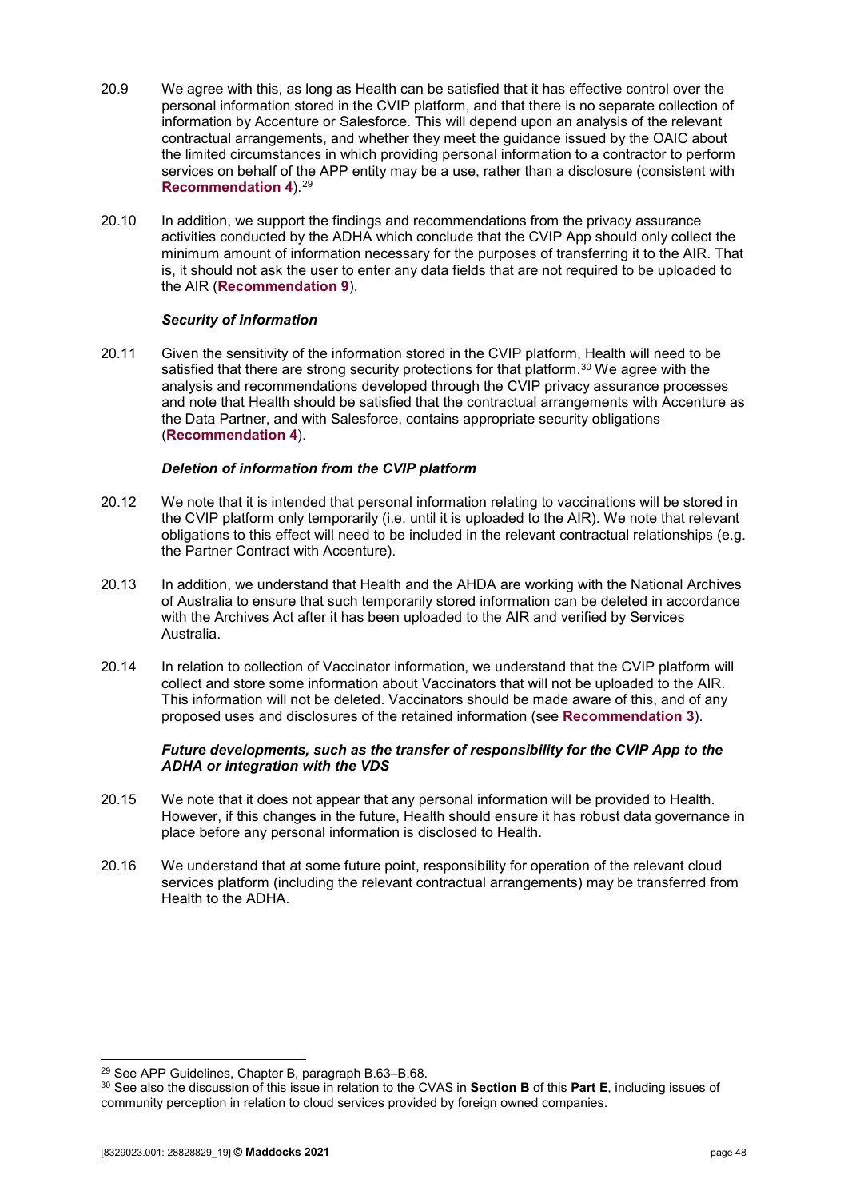20.9 We agree with this, as long as Health can be satisfied that it has effective control over the personal information stored in the CVIP platform, and that there is no separate collection of information by Accenture or Salesforce. This will depend upon an analysis of the relevant contractual arrangements, and whether they meet the guidance issued by the OAIC about the limited circumstances in which providing personal information to a contractor to perform services on behalf of the APP entity may be a use, rather than a disclosure (consistent with **Recommendation 4**).[29]

20.10 In addition, we support the findings and recommendations from the privacy assurance activities conducted by the ADHA which conclude that the CVIP App should only collect the minimum amount of information necessary for the purposes of transferring it to the AIR. That is, it should not ask the user to enter any data fields that are not required to be uploaded to the AIR (**Recommendation 9**).

***Security of information***

20.11 Given the sensitivity of the information stored in the CVIP platform, Health will need to be satisfied that there are strong security protections for that platform.[30] We agree with the analysis and recommendations developed through the CVIP privacy assurance processes and note that Health should be satisfied that the contractual arrangements with Accenture as the Data Partner, and with Salesforce, contains appropriate security obligations (**Recommendation 4**).

***Deletion of information from the CVIP platform***

20.12 We note that it is intended that personal information relating to vaccinations will be stored in the CVIP platform only temporarily (i.e. until it is uploaded to the AIR). We note that relevant obligations to this effect will need to be included in the relevant contractual relationships (e.g. the Partner Contract with Accenture).

20.13 In addition, we understand that Health and the AHDA are working with the National Archives of Australia to ensure that such temporarily stored information can be deleted in accordance with the Archives Act after it has been uploaded to the AIR and verified by Services Australia.

20.14 In relation to collection of Vaccinator information, we understand that the CVIP platform will collect and store some information about Vaccinators that will not be uploaded to the AIR. This information will not be deleted. Vaccinators should be made aware of this, and of any proposed uses and disclosures of the retained information (see **Recommendation 3**).

***Future developments, such as the transfer of responsibility for the CVIP App to the ADHA or integration with the VDS***

20.15 We note that it does not appear that any personal information will be provided to Health. However, if this changes in the future, Health should ensure it has robust data governance in place before any personal information is disclosed to Health.

20.16 We understand that at some future point, responsibility for operation of the relevant cloud services platform (including the relevant contractual arrangements) may be transferred from Health to the ADHA.

---

[29] See APP Guidelines, Chapter B, paragraph B.63–B.68.

[30] See also the discussion of this issue in relation to the CVAS in **Section B** of this **Part E**, including issues of community perception in relation to cloud services provided by foreign owned companies.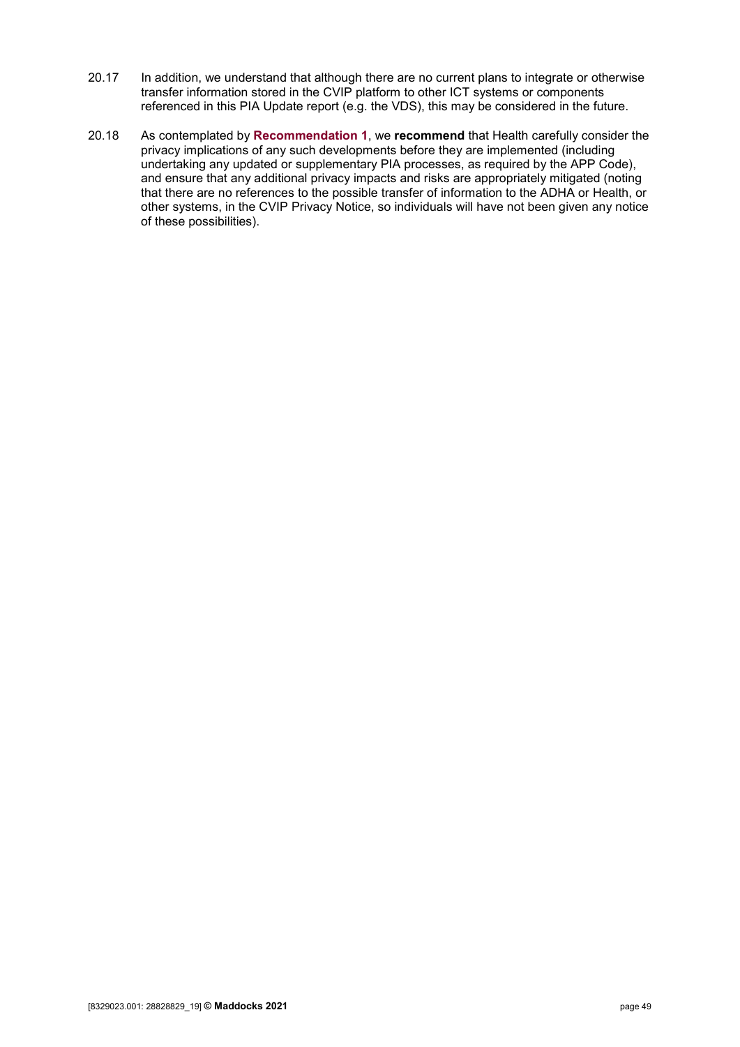20.17 In addition, we understand that although there are no current plans to integrate or otherwise transfer information stored in the CVIP platform to other ICT systems or components referenced in this PIA Update report (e.g. the VDS), this may be considered in the future.

20.18 As contemplated by **Recommendation 1**, we **recommend** that Health carefully consider the privacy implications of any such developments before they are implemented (including undertaking any updated or supplementary PIA processes, as required by the APP Code), and ensure that any additional privacy impacts and risks are appropriately mitigated (noting that there are no references to the possible transfer of information to the ADHA or Health, or other systems, in the CVIP Privacy Notice, so individuals will have not been given any notice of these possibilities).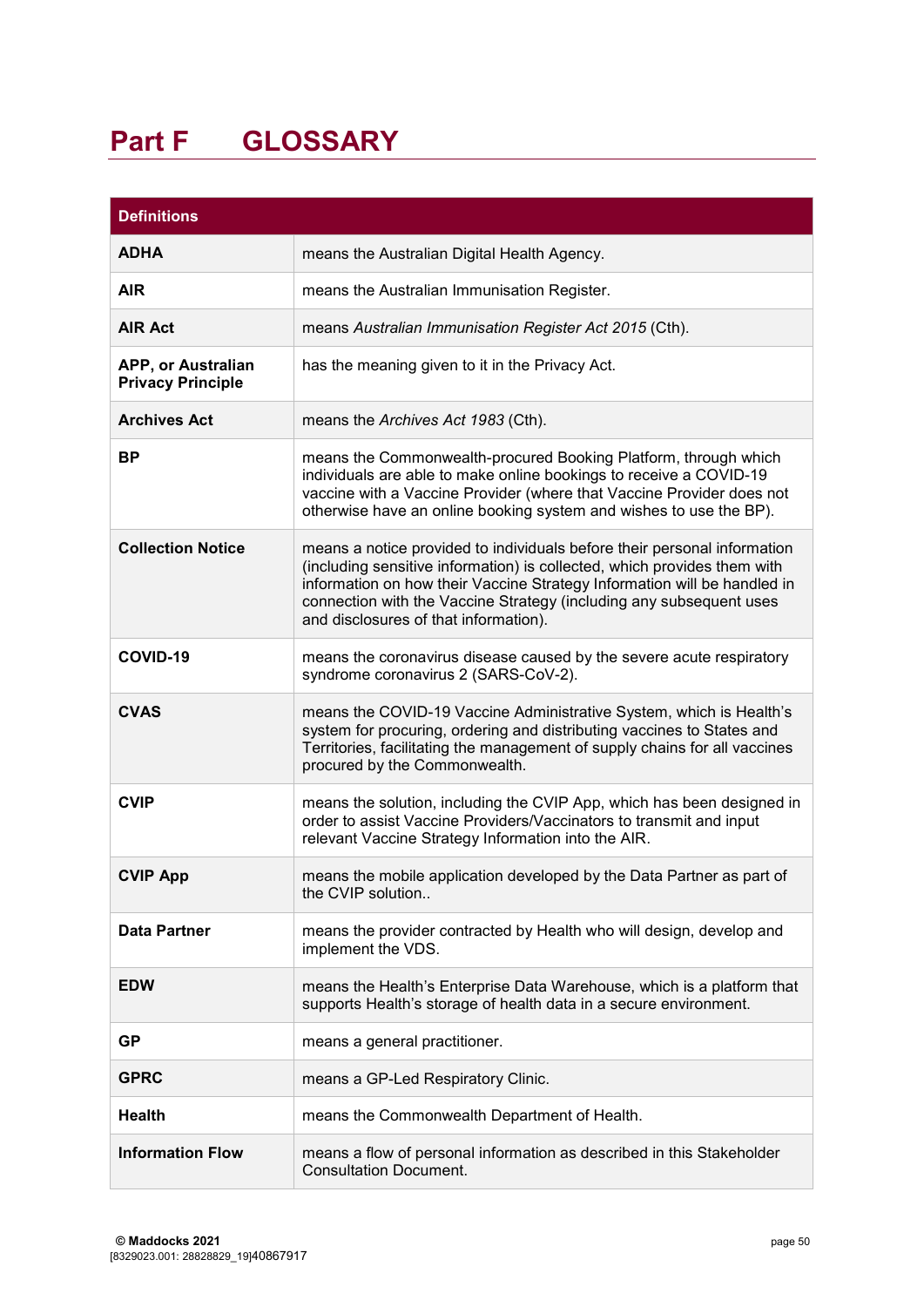# Part F GLOSSARY

| Definitions | |
|---|---|
| **ADHA** | means the Australian Digital Health Agency. |
| **AIR** | means the Australian Immunisation Register. |
| **AIR Act** | means *Australian Immunisation Register Act 2015* (Cth). |
| **APP, or Australian Privacy Principle** | has the meaning given to it in the Privacy Act. |
| **Archives Act** | means the *Archives Act 1983* (Cth). |
| **BP** | means the Commonwealth-procured Booking Platform, through which individuals are able to make online bookings to receive a COVID-19 vaccine with a Vaccine Provider (where that Vaccine Provider does not otherwise have an online booking system and wishes to use the BP). |
| **Collection Notice** | means a notice provided to individuals before their personal information (including sensitive information) is collected, which provides them with information on how their Vaccine Strategy Information will be handled in connection with the Vaccine Strategy (including any subsequent uses and disclosures of that information). |
| **COVID-19** | means the coronavirus disease caused by the severe acute respiratory syndrome coronavirus 2 (SARS-CoV-2). |
| **CVAS** | means the COVID-19 Vaccine Administrative System, which is Health's system for procuring, ordering and distributing vaccines to States and Territories, facilitating the management of supply chains for all vaccines procured by the Commonwealth. |
| **CVIP** | means the solution, including the CVIP App, which has been designed in order to assist Vaccine Providers/Vaccinators to transmit and input relevant Vaccine Strategy Information into the AIR. |
| **CVIP App** | means the mobile application developed by the Data Partner as part of the CVIP solution.. |
| **Data Partner** | means the provider contracted by Health who will design, develop and implement the VDS. |
| **EDW** | means the Health's Enterprise Data Warehouse, which is a platform that supports Health's storage of health data in a secure environment. |
| **GP** | means a general practitioner. |
| **GPRC** | means a GP-Led Respiratory Clinic. |
| **Health** | means the Commonwealth Department of Health. |
| **Information Flow** | means a flow of personal information as described in this Stakeholder Consultation Document. |

**© Maddocks 2021**
[8329023.001: 28828829_19]40867917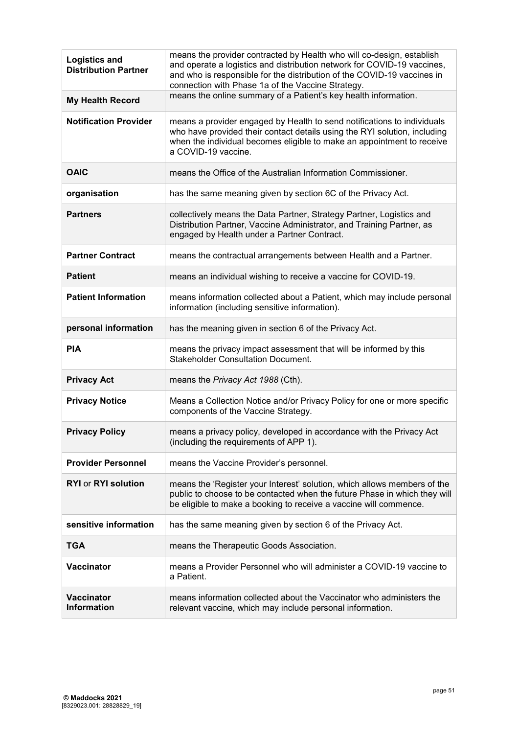| | |
|---|---|
| **Logistics and Distribution Partner** | means the provider contracted by Health who will co-design, establish and operate a logistics and distribution network for COVID-19 vaccines, and who is responsible for the distribution of the COVID-19 vaccines in connection with Phase 1a of the Vaccine Strategy. |
| **My Health Record** | means the online summary of a Patient's key health information. |
| **Notification Provider** | means a provider engaged by Health to send notifications to individuals who have provided their contact details using the RYI solution, including when the individual becomes eligible to make an appointment to receive a COVID-19 vaccine. |
| **OAIC** | means the Office of the Australian Information Commissioner. |
| **organisation** | has the same meaning given by section 6C of the Privacy Act. |
| **Partners** | collectively means the Data Partner, Strategy Partner, Logistics and Distribution Partner, Vaccine Administrator, and Training Partner, as engaged by Health under a Partner Contract. |
| **Partner Contract** | means the contractual arrangements between Health and a Partner. |
| **Patient** | means an individual wishing to receive a vaccine for COVID-19. |
| **Patient Information** | means information collected about a Patient, which may include personal information (including sensitive information). |
| **personal information** | has the meaning given in section 6 of the Privacy Act. |
| **PIA** | means the privacy impact assessment that will be informed by this Stakeholder Consultation Document. |
| **Privacy Act** | means the *Privacy Act 1988* (Cth). |
| **Privacy Notice** | Means a Collection Notice and/or Privacy Policy for one or more specific components of the Vaccine Strategy. |
| **Privacy Policy** | means a privacy policy, developed in accordance with the Privacy Act (including the requirements of APP 1). |
| **Provider Personnel** | means the Vaccine Provider's personnel. |
| **RYI** or **RYI solution** | means the 'Register your Interest' solution, which allows members of the public to choose to be contacted when the future Phase in which they will be eligible to make a booking to receive a vaccine will commence. |
| **sensitive information** | has the same meaning given by section 6 of the Privacy Act. |
| **TGA** | means the Therapeutic Goods Association. |
| **Vaccinator** | means a Provider Personnel who will administer a COVID-19 vaccine to a Patient. |
| **Vaccinator Information** | means information collected about the Vaccinator who administers the relevant vaccine, which may include personal information. |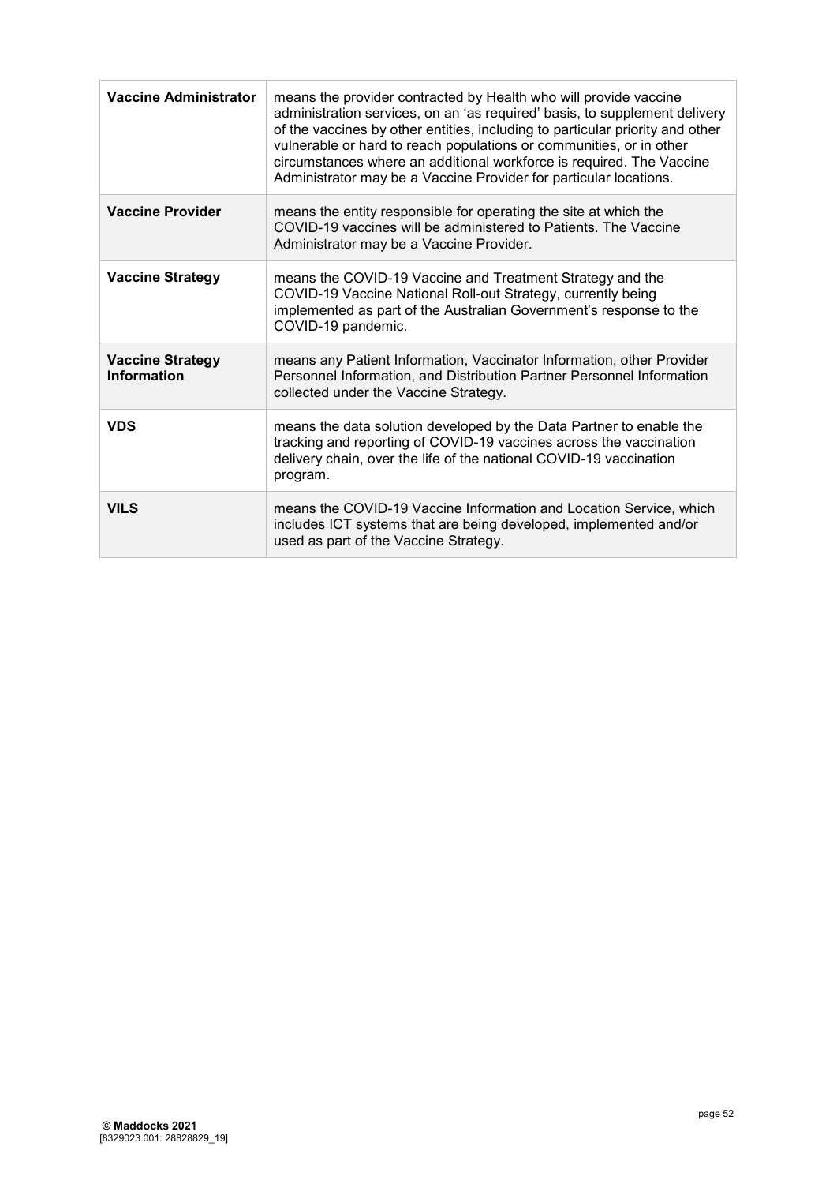| | |
|---|---|
| **Vaccine Administrator** | means the provider contracted by Health who will provide vaccine administration services, on an 'as required' basis, to supplement delivery of the vaccines by other entities, including to particular priority and other vulnerable or hard to reach populations or communities, or in other circumstances where an additional workforce is required. The Vaccine Administrator may be a Vaccine Provider for particular locations. |
| **Vaccine Provider** | means the entity responsible for operating the site at which the COVID-19 vaccines will be administered to Patients. The Vaccine Administrator may be a Vaccine Provider. |
| **Vaccine Strategy** | means the COVID-19 Vaccine and Treatment Strategy and the COVID-19 Vaccine National Roll-out Strategy, currently being implemented as part of the Australian Government's response to the COVID-19 pandemic. |
| **Vaccine Strategy Information** | means any Patient Information, Vaccinator Information, other Provider Personnel Information, and Distribution Partner Personnel Information collected under the Vaccine Strategy. |
| **VDS** | means the data solution developed by the Data Partner to enable the tracking and reporting of COVID-19 vaccines across the vaccination delivery chain, over the life of the national COVID-19 vaccination program. |
| **VILS** | means the COVID-19 Vaccine Information and Location Service, which includes ICT systems that are being developed, implemented and/or used as part of the Vaccine Strategy. |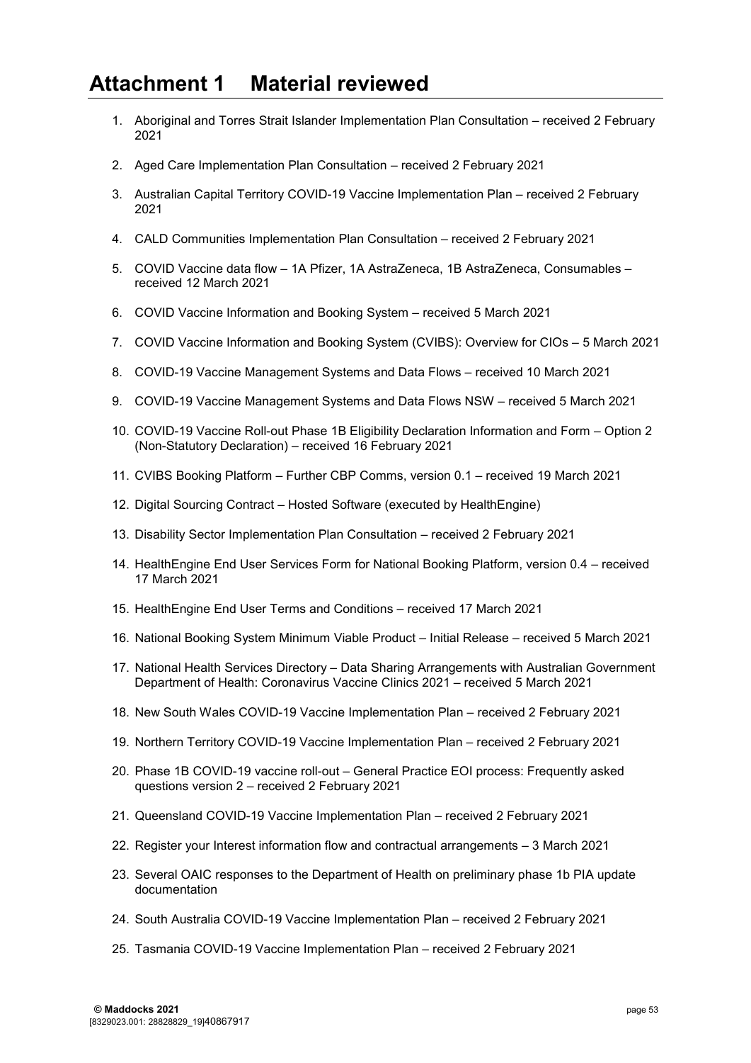# Attachment 1 Material reviewed

1. Aboriginal and Torres Strait Islander Implementation Plan Consultation – received 2 February 2021
2. Aged Care Implementation Plan Consultation – received 2 February 2021
3. Australian Capital Territory COVID-19 Vaccine Implementation Plan – received 2 February 2021
4. CALD Communities Implementation Plan Consultation – received 2 February 2021
5. COVID Vaccine data flow – 1A Pfizer, 1A AstraZeneca, 1B AstraZeneca, Consumables – received 12 March 2021
6. COVID Vaccine Information and Booking System – received 5 March 2021
7. COVID Vaccine Information and Booking System (CVIBS): Overview for CIOs – 5 March 2021
8. COVID-19 Vaccine Management Systems and Data Flows – received 10 March 2021
9. COVID-19 Vaccine Management Systems and Data Flows NSW – received 5 March 2021
10. COVID-19 Vaccine Roll-out Phase 1B Eligibility Declaration Information and Form – Option 2 (Non-Statutory Declaration) – received 16 February 2021
11. CVIBS Booking Platform – Further CBP Comms, version 0.1 – received 19 March 2021
12. Digital Sourcing Contract – Hosted Software (executed by HealthEngine)
13. Disability Sector Implementation Plan Consultation – received 2 February 2021
14. HealthEngine End User Services Form for National Booking Platform, version 0.4 – received 17 March 2021
15. HealthEngine End User Terms and Conditions – received 17 March 2021
16. National Booking System Minimum Viable Product – Initial Release – received 5 March 2021
17. National Health Services Directory – Data Sharing Arrangements with Australian Government Department of Health: Coronavirus Vaccine Clinics 2021 – received 5 March 2021
18. New South Wales COVID-19 Vaccine Implementation Plan – received 2 February 2021
19. Northern Territory COVID-19 Vaccine Implementation Plan – received 2 February 2021
20. Phase 1B COVID-19 vaccine roll-out – General Practice EOI process: Frequently asked questions version 2 – received 2 February 2021
21. Queensland COVID-19 Vaccine Implementation Plan – received 2 February 2021
22. Register your Interest information flow and contractual arrangements – 3 March 2021
23. Several OAIC responses to the Department of Health on preliminary phase 1b PIA update documentation
24. South Australia COVID-19 Vaccine Implementation Plan – received 2 February 2021
25. Tasmania COVID-19 Vaccine Implementation Plan – received 2 February 2021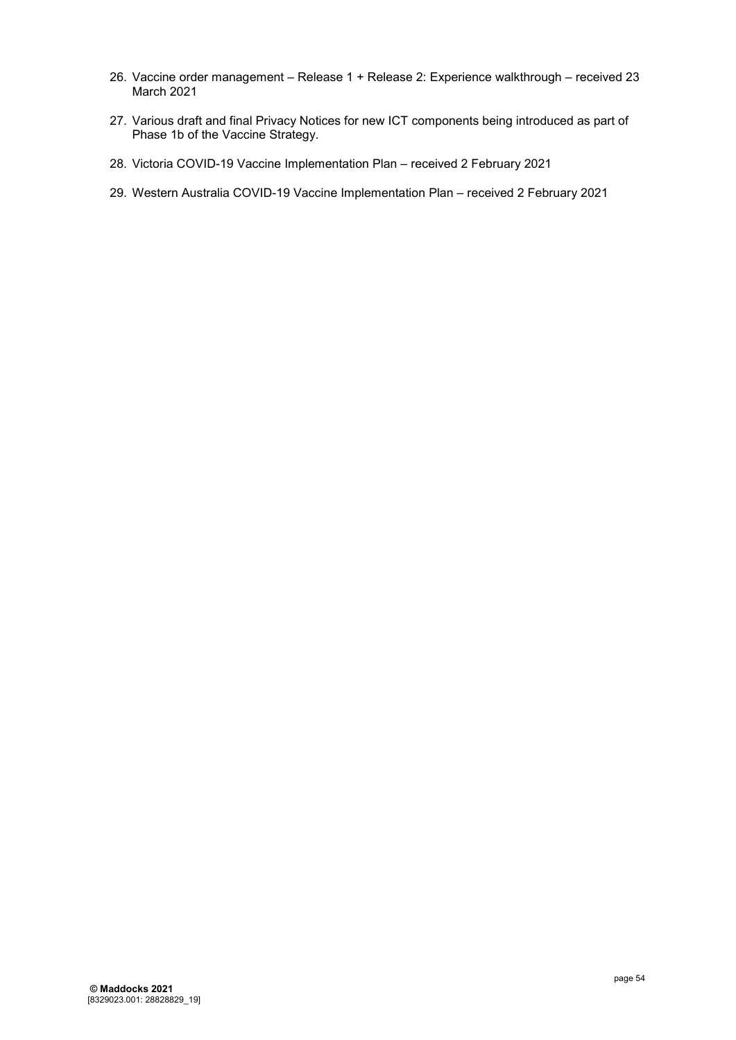26. Vaccine order management – Release 1 + Release 2: Experience walkthrough – received 23 March 2021

27. Various draft and final Privacy Notices for new ICT components being introduced as part of Phase 1b of the Vaccine Strategy.

28. Victoria COVID-19 Vaccine Implementation Plan – received 2 February 2021

29. Western Australia COVID-19 Vaccine Implementation Plan – received 2 February 2021